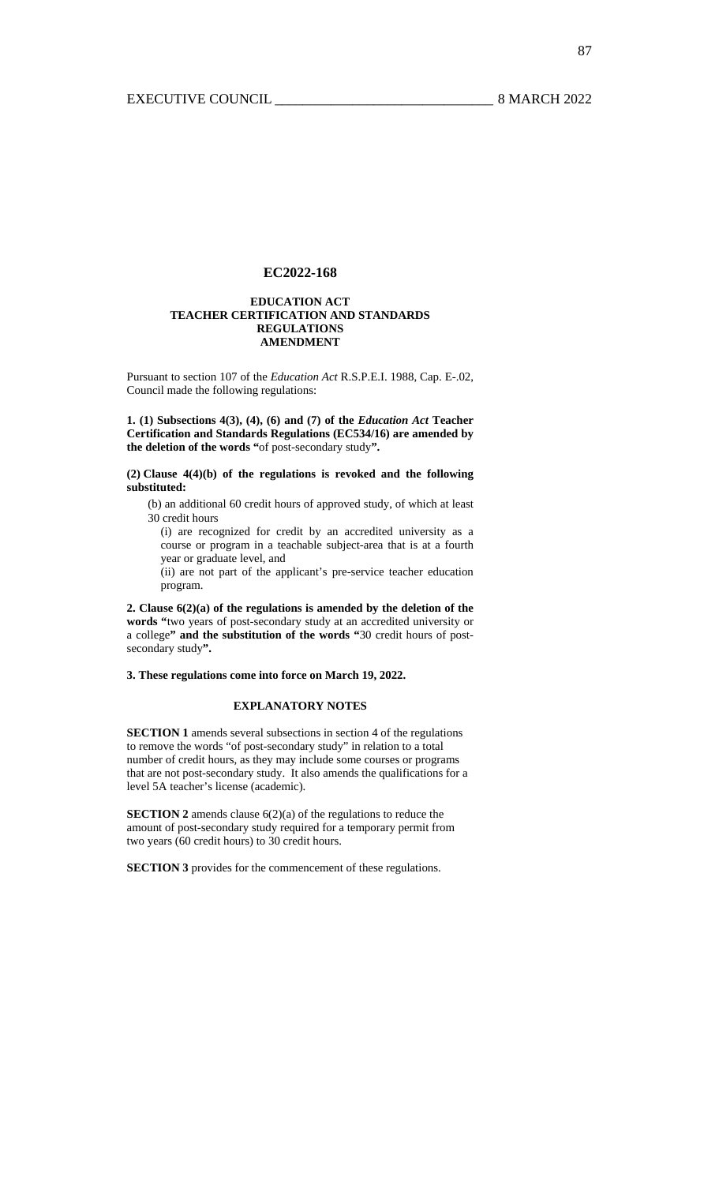## EC2022-168

### EDUCATION ACT
### TEACHER CERTIFICATION AND STANDARDS REGULATIONS
### AMENDMENT

Pursuant to section 107 of the *Education Act* R.S.P.E.I. 1988, Cap. E-.02, Council made the following regulations:

**1. (1) Subsections 4(3), (4), (6) and (7) of the *Education Act* Teacher Certification and Standards Regulations (EC534/16) are amended by the deletion of the words "**of post-secondary study**".**

**(2) Clause 4(4)(b) of the regulations is revoked and the following substituted:**

(b) an additional 60 credit hours of approved study, of which at least 30 credit hours

(i) are recognized for credit by an accredited university as a course or program in a teachable subject-area that is at a fourth year or graduate level, and

(ii) are not part of the applicant's pre-service teacher education program.

**2. Clause 6(2)(a) of the regulations is amended by the deletion of the words "**two years of post-secondary study at an accredited university or a college**" and the substitution of the words "**30 credit hours of post-secondary study**".**

**3. These regulations come into force on March 19, 2022.**

#### EXPLANATORY NOTES

**SECTION 1** amends several subsections in section 4 of the regulations to remove the words "of post-secondary study" in relation to a total number of credit hours, as they may include some courses or programs that are not post-secondary study. It also amends the qualifications for a level 5A teacher's license (academic).

**SECTION 2** amends clause 6(2)(a) of the regulations to reduce the amount of post-secondary study required for a temporary permit from two years (60 credit hours) to 30 credit hours.

**SECTION 3** provides for the commencement of these regulations.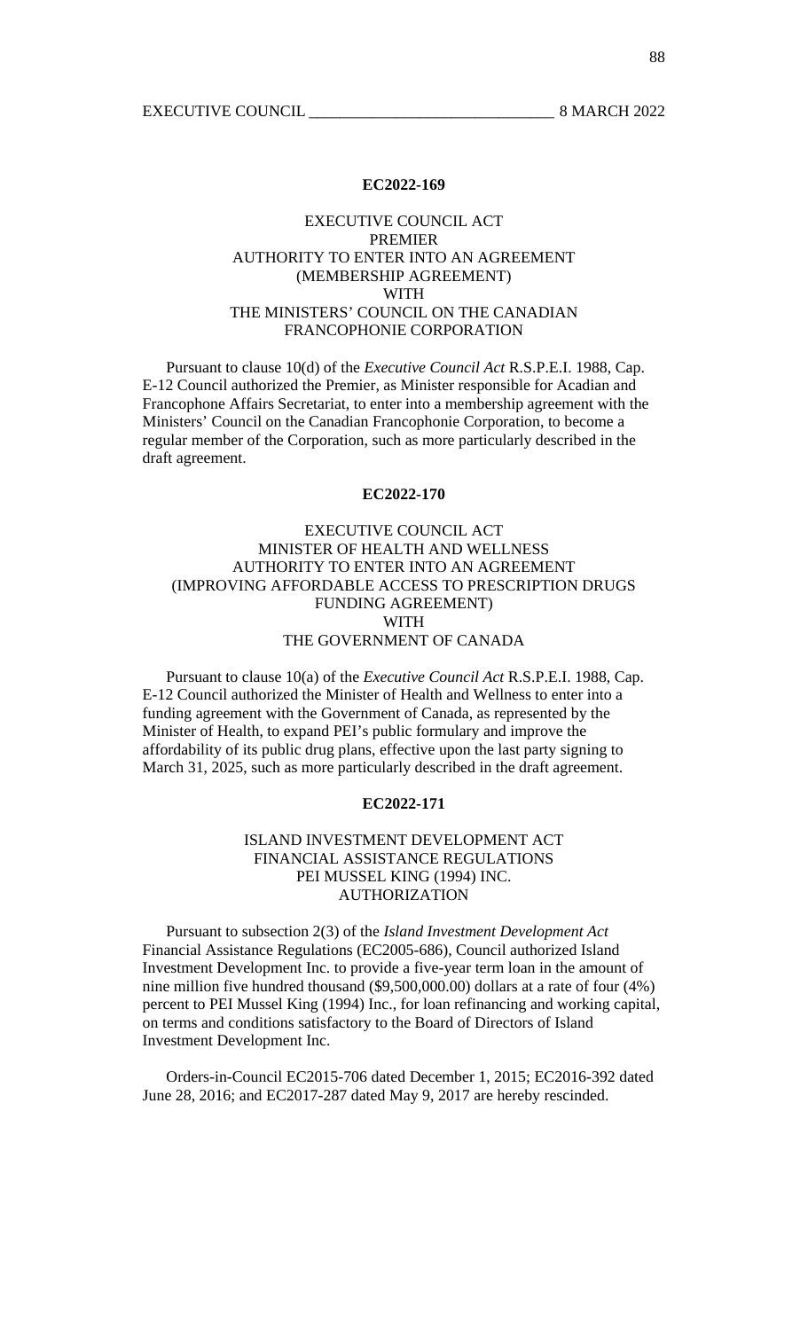**EC2022-169**

EXECUTIVE COUNCIL ACT
PREMIER
AUTHORITY TO ENTER INTO AN AGREEMENT
(MEMBERSHIP AGREEMENT)
WITH
THE MINISTERS' COUNCIL ON THE CANADIAN FRANCOPHONIE CORPORATION

Pursuant to clause 10(d) of the *Executive Council Act* R.S.P.E.I. 1988, Cap. E-12 Council authorized the Premier, as Minister responsible for Acadian and Francophone Affairs Secretariat, to enter into a membership agreement with the Ministers' Council on the Canadian Francophonie Corporation, to become a regular member of the Corporation, such as more particularly described in the draft agreement.

**EC2022-170**

EXECUTIVE COUNCIL ACT
MINISTER OF HEALTH AND WELLNESS
AUTHORITY TO ENTER INTO AN AGREEMENT
(IMPROVING AFFORDABLE ACCESS TO PRESCRIPTION DRUGS FUNDING AGREEMENT)
WITH
THE GOVERNMENT OF CANADA

Pursuant to clause 10(a) of the *Executive Council Act* R.S.P.E.I. 1988, Cap. E-12 Council authorized the Minister of Health and Wellness to enter into a funding agreement with the Government of Canada, as represented by the Minister of Health, to expand PEI's public formulary and improve the affordability of its public drug plans, effective upon the last party signing to March 31, 2025, such as more particularly described in the draft agreement.

**EC2022-171**

ISLAND INVESTMENT DEVELOPMENT ACT
FINANCIAL ASSISTANCE REGULATIONS
PEI MUSSEL KING (1994) INC.
AUTHORIZATION

Pursuant to subsection 2(3) of the *Island Investment Development Act* Financial Assistance Regulations (EC2005-686), Council authorized Island Investment Development Inc. to provide a five-year term loan in the amount of nine million five hundred thousand ($9,500,000.00) dollars at a rate of four (4%) percent to PEI Mussel King (1994) Inc., for loan refinancing and working capital, on terms and conditions satisfactory to the Board of Directors of Island Investment Development Inc.

Orders-in-Council EC2015-706 dated December 1, 2015; EC2016-392 dated June 28, 2016; and EC2017-287 dated May 9, 2017 are hereby rescinded.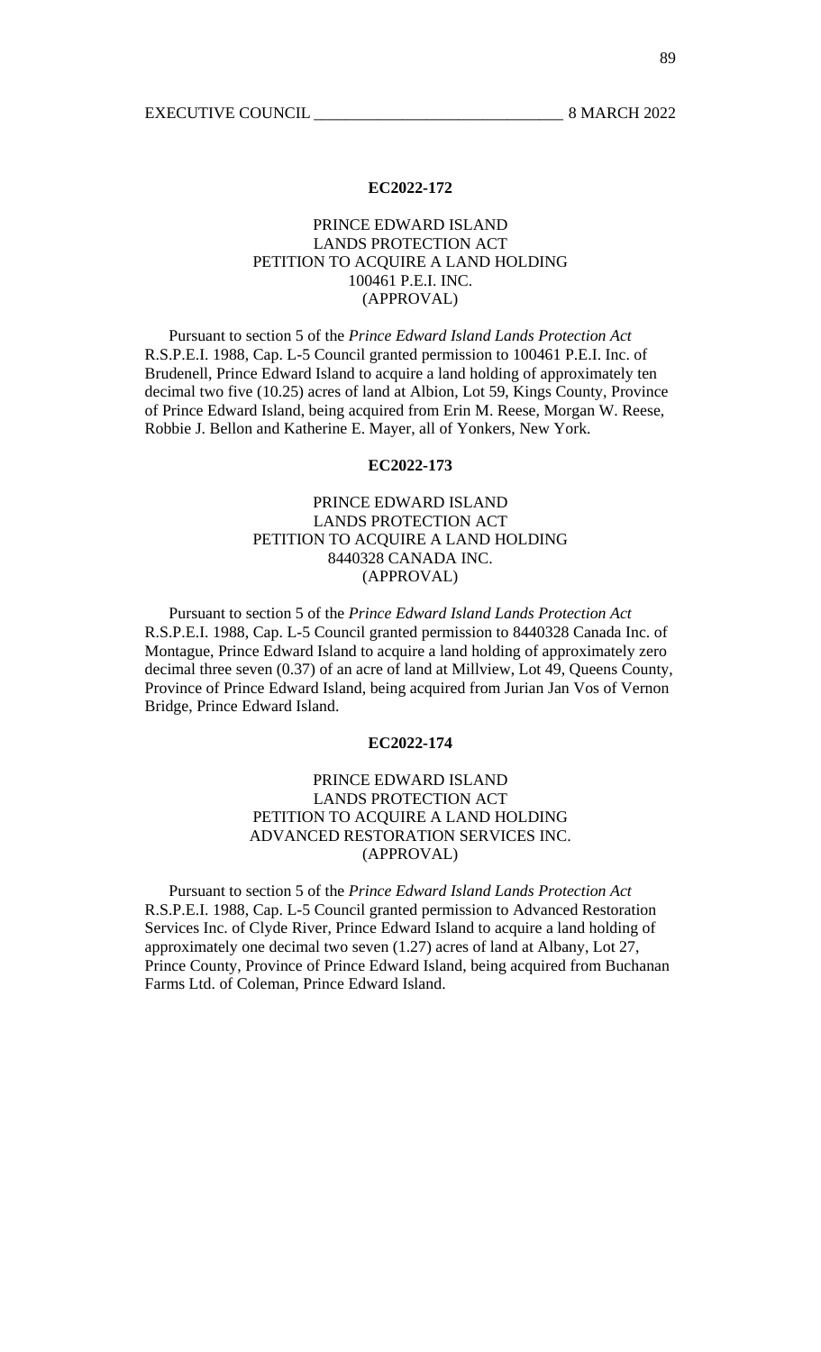## EC2022-172

**PRINCE EDWARD ISLAND
LANDS PROTECTION ACT
PETITION TO ACQUIRE A LAND HOLDING
100461 P.E.I. INC.
(APPROVAL)**

Pursuant to section 5 of the *Prince Edward Island Lands Protection Act* R.S.P.E.I. 1988, Cap. L-5 Council granted permission to 100461 P.E.I. Inc. of Brudenell, Prince Edward Island to acquire a land holding of approximately ten decimal two five (10.25) acres of land at Albion, Lot 59, Kings County, Province of Prince Edward Island, being acquired from Erin M. Reese, Morgan W. Reese, Robbie J. Bellon and Katherine E. Mayer, all of Yonkers, New York.

## EC2022-173

**PRINCE EDWARD ISLAND
LANDS PROTECTION ACT
PETITION TO ACQUIRE A LAND HOLDING
8440328 CANADA INC.
(APPROVAL)**

Pursuant to section 5 of the *Prince Edward Island Lands Protection Act* R.S.P.E.I. 1988, Cap. L-5 Council granted permission to 8440328 Canada Inc. of Montague, Prince Edward Island to acquire a land holding of approximately zero decimal three seven (0.37) of an acre of land at Millview, Lot 49, Queens County, Province of Prince Edward Island, being acquired from Jurian Jan Vos of Vernon Bridge, Prince Edward Island.

## EC2022-174

**PRINCE EDWARD ISLAND
LANDS PROTECTION ACT
PETITION TO ACQUIRE A LAND HOLDING
ADVANCED RESTORATION SERVICES INC.
(APPROVAL)**

Pursuant to section 5 of the *Prince Edward Island Lands Protection Act* R.S.P.E.I. 1988, Cap. L-5 Council granted permission to Advanced Restoration Services Inc. of Clyde River, Prince Edward Island to acquire a land holding of approximately one decimal two seven (1.27) acres of land at Albany, Lot 27, Prince County, Province of Prince Edward Island, being acquired from Buchanan Farms Ltd. of Coleman, Prince Edward Island.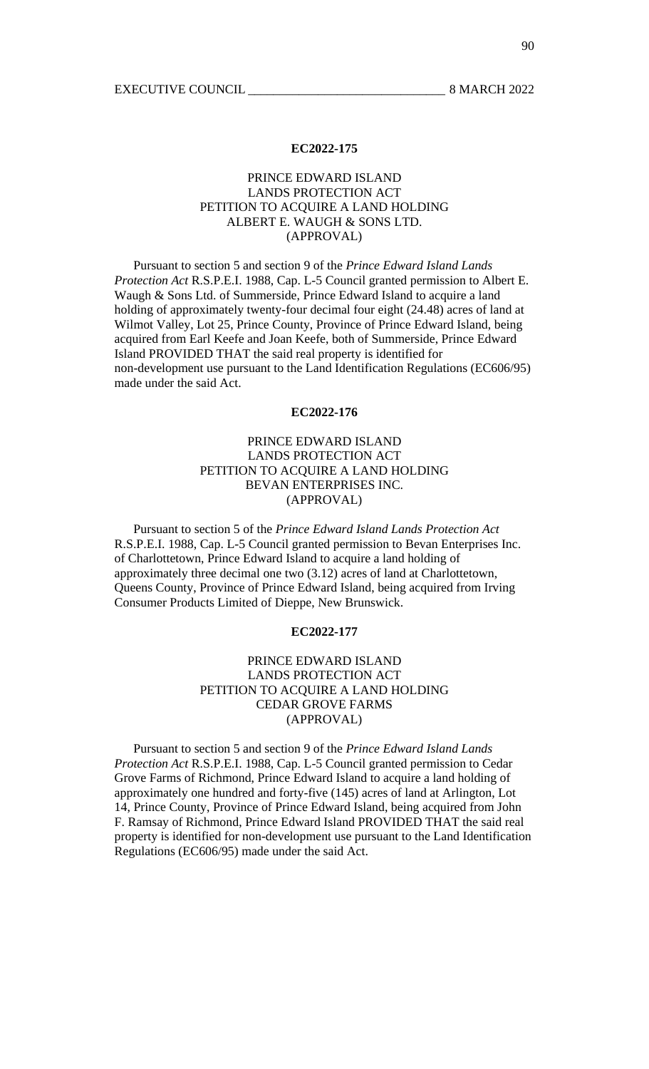## EC2022-175

PRINCE EDWARD ISLAND
LANDS PROTECTION ACT
PETITION TO ACQUIRE A LAND HOLDING
ALBERT E. WAUGH & SONS LTD.
(APPROVAL)

Pursuant to section 5 and section 9 of the *Prince Edward Island Lands Protection Act* R.S.P.E.I. 1988, Cap. L-5 Council granted permission to Albert E. Waugh & Sons Ltd. of Summerside, Prince Edward Island to acquire a land holding of approximately twenty-four decimal four eight (24.48) acres of land at Wilmot Valley, Lot 25, Prince County, Province of Prince Edward Island, being acquired from Earl Keefe and Joan Keefe, both of Summerside, Prince Edward Island PROVIDED THAT the said real property is identified for non-development use pursuant to the Land Identification Regulations (EC606/95) made under the said Act.

## EC2022-176

PRINCE EDWARD ISLAND
LANDS PROTECTION ACT
PETITION TO ACQUIRE A LAND HOLDING
BEVAN ENTERPRISES INC.
(APPROVAL)

Pursuant to section 5 of the *Prince Edward Island Lands Protection Act* R.S.P.E.I. 1988, Cap. L-5 Council granted permission to Bevan Enterprises Inc. of Charlottetown, Prince Edward Island to acquire a land holding of approximately three decimal one two (3.12) acres of land at Charlottetown, Queens County, Province of Prince Edward Island, being acquired from Irving Consumer Products Limited of Dieppe, New Brunswick.

## EC2022-177

PRINCE EDWARD ISLAND
LANDS PROTECTION ACT
PETITION TO ACQUIRE A LAND HOLDING
CEDAR GROVE FARMS
(APPROVAL)

Pursuant to section 5 and section 9 of the *Prince Edward Island Lands Protection Act* R.S.P.E.I. 1988, Cap. L-5 Council granted permission to Cedar Grove Farms of Richmond, Prince Edward Island to acquire a land holding of approximately one hundred and forty-five (145) acres of land at Arlington, Lot 14, Prince County, Province of Prince Edward Island, being acquired from John F. Ramsay of Richmond, Prince Edward Island PROVIDED THAT the said real property is identified for non-development use pursuant to the Land Identification Regulations (EC606/95) made under the said Act.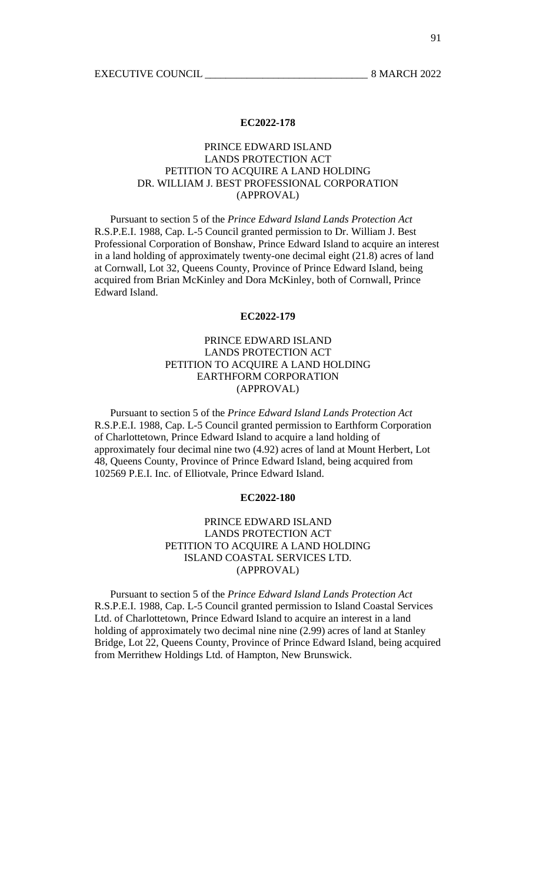**EC2022-178**

PRINCE EDWARD ISLAND
LANDS PROTECTION ACT
PETITION TO ACQUIRE A LAND HOLDING
DR. WILLIAM J. BEST PROFESSIONAL CORPORATION
(APPROVAL)

Pursuant to section 5 of the *Prince Edward Island Lands Protection Act* R.S.P.E.I. 1988, Cap. L-5 Council granted permission to Dr. William J. Best Professional Corporation of Bonshaw, Prince Edward Island to acquire an interest in a land holding of approximately twenty-one decimal eight (21.8) acres of land at Cornwall, Lot 32, Queens County, Province of Prince Edward Island, being acquired from Brian McKinley and Dora McKinley, both of Cornwall, Prince Edward Island.

**EC2022-179**

PRINCE EDWARD ISLAND
LANDS PROTECTION ACT
PETITION TO ACQUIRE A LAND HOLDING
EARTHFORM CORPORATION
(APPROVAL)

Pursuant to section 5 of the *Prince Edward Island Lands Protection Act* R.S.P.E.I. 1988, Cap. L-5 Council granted permission to Earthform Corporation of Charlottetown, Prince Edward Island to acquire a land holding of approximately four decimal nine two (4.92) acres of land at Mount Herbert, Lot 48, Queens County, Province of Prince Edward Island, being acquired from 102569 P.E.I. Inc. of Elliotvale, Prince Edward Island.

**EC2022-180**

PRINCE EDWARD ISLAND
LANDS PROTECTION ACT
PETITION TO ACQUIRE A LAND HOLDING
ISLAND COASTAL SERVICES LTD.
(APPROVAL)

Pursuant to section 5 of the *Prince Edward Island Lands Protection Act* R.S.P.E.I. 1988, Cap. L-5 Council granted permission to Island Coastal Services Ltd. of Charlottetown, Prince Edward Island to acquire an interest in a land holding of approximately two decimal nine nine (2.99) acres of land at Stanley Bridge, Lot 22, Queens County, Province of Prince Edward Island, being acquired from Merrithew Holdings Ltd. of Hampton, New Brunswick.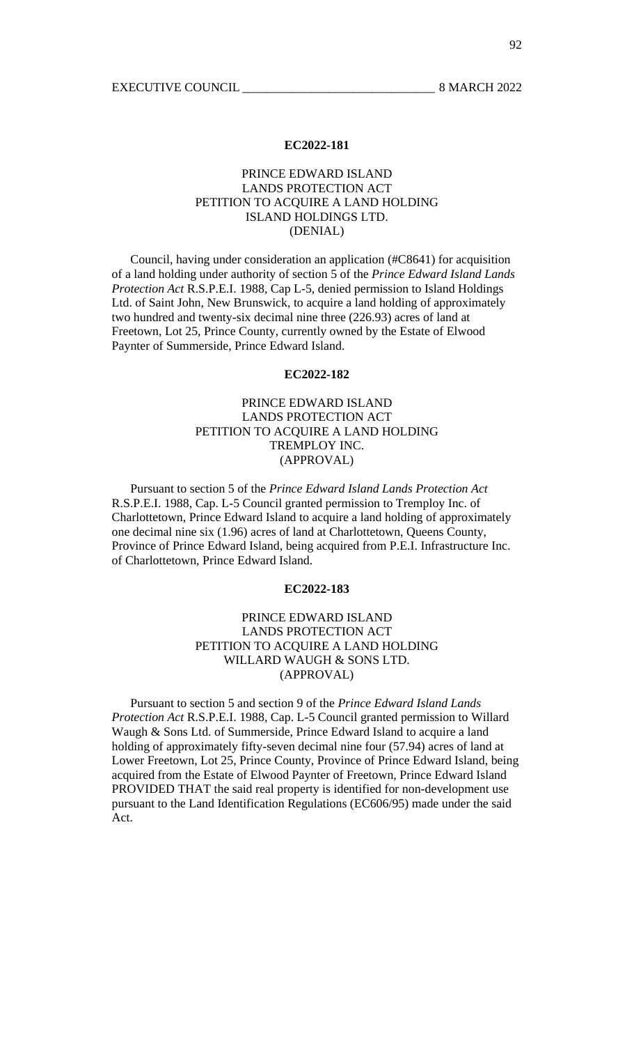### EC2022-181

PRINCE EDWARD ISLAND
LANDS PROTECTION ACT
PETITION TO ACQUIRE A LAND HOLDING
ISLAND HOLDINGS LTD.
(DENIAL)

Council, having under consideration an application (#C8641) for acquisition of a land holding under authority of section 5 of the *Prince Edward Island Lands Protection Act* R.S.P.E.I. 1988, Cap L-5, denied permission to Island Holdings Ltd. of Saint John, New Brunswick, to acquire a land holding of approximately two hundred and twenty-six decimal nine three (226.93) acres of land at Freetown, Lot 25, Prince County, currently owned by the Estate of Elwood Paynter of Summerside, Prince Edward Island.

### EC2022-182

PRINCE EDWARD ISLAND
LANDS PROTECTION ACT
PETITION TO ACQUIRE A LAND HOLDING
TREMPLOY INC.
(APPROVAL)

Pursuant to section 5 of the *Prince Edward Island Lands Protection Act* R.S.P.E.I. 1988, Cap. L-5 Council granted permission to Tremploy Inc. of Charlottetown, Prince Edward Island to acquire a land holding of approximately one decimal nine six (1.96) acres of land at Charlottetown, Queens County, Province of Prince Edward Island, being acquired from P.E.I. Infrastructure Inc. of Charlottetown, Prince Edward Island.

### EC2022-183

PRINCE EDWARD ISLAND
LANDS PROTECTION ACT
PETITION TO ACQUIRE A LAND HOLDING
WILLARD WAUGH & SONS LTD.
(APPROVAL)

Pursuant to section 5 and section 9 of the *Prince Edward Island Lands Protection Act* R.S.P.E.I. 1988, Cap. L-5 Council granted permission to Willard Waugh & Sons Ltd. of Summerside, Prince Edward Island to acquire a land holding of approximately fifty-seven decimal nine four (57.94) acres of land at Lower Freetown, Lot 25, Prince County, Province of Prince Edward Island, being acquired from the Estate of Elwood Paynter of Freetown, Prince Edward Island PROVIDED THAT the said real property is identified for non-development use pursuant to the Land Identification Regulations (EC606/95) made under the said Act.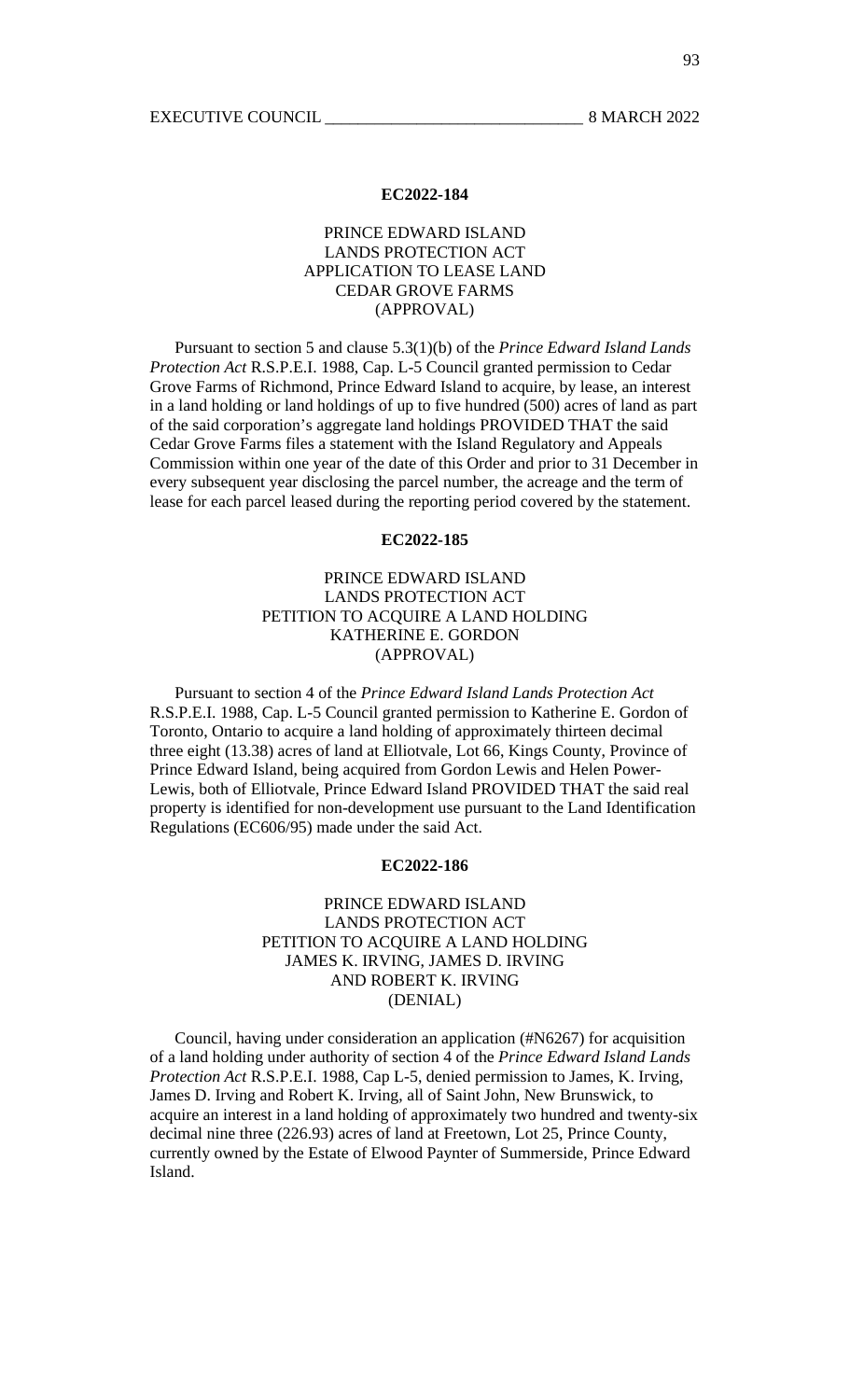**EC2022-184**

PRINCE EDWARD ISLAND
LANDS PROTECTION ACT
APPLICATION TO LEASE LAND
CEDAR GROVE FARMS
(APPROVAL)

Pursuant to section 5 and clause 5.3(1)(b) of the *Prince Edward Island Lands Protection Act* R.S.P.E.I. 1988, Cap. L-5 Council granted permission to Cedar Grove Farms of Richmond, Prince Edward Island to acquire, by lease, an interest in a land holding or land holdings of up to five hundred (500) acres of land as part of the said corporation's aggregate land holdings PROVIDED THAT the said Cedar Grove Farms files a statement with the Island Regulatory and Appeals Commission within one year of the date of this Order and prior to 31 December in every subsequent year disclosing the parcel number, the acreage and the term of lease for each parcel leased during the reporting period covered by the statement.

**EC2022-185**

PRINCE EDWARD ISLAND
LANDS PROTECTION ACT
PETITION TO ACQUIRE A LAND HOLDING
KATHERINE E. GORDON
(APPROVAL)

Pursuant to section 4 of the *Prince Edward Island Lands Protection Act* R.S.P.E.I. 1988, Cap. L-5 Council granted permission to Katherine E. Gordon of Toronto, Ontario to acquire a land holding of approximately thirteen decimal three eight (13.38) acres of land at Elliotvale, Lot 66, Kings County, Province of Prince Edward Island, being acquired from Gordon Lewis and Helen Power-Lewis, both of Elliotvale, Prince Edward Island PROVIDED THAT the said real property is identified for non-development use pursuant to the Land Identification Regulations (EC606/95) made under the said Act.

**EC2022-186**

PRINCE EDWARD ISLAND
LANDS PROTECTION ACT
PETITION TO ACQUIRE A LAND HOLDING
JAMES K. IRVING, JAMES D. IRVING
AND ROBERT K. IRVING
(DENIAL)

Council, having under consideration an application (#N6267) for acquisition of a land holding under authority of section 4 of the *Prince Edward Island Lands Protection Act* R.S.P.E.I. 1988, Cap L-5, denied permission to James, K. Irving, James D. Irving and Robert K. Irving, all of Saint John, New Brunswick, to acquire an interest in a land holding of approximately two hundred and twenty-six decimal nine three (226.93) acres of land at Freetown, Lot 25, Prince County, currently owned by the Estate of Elwood Paynter of Summerside, Prince Edward Island.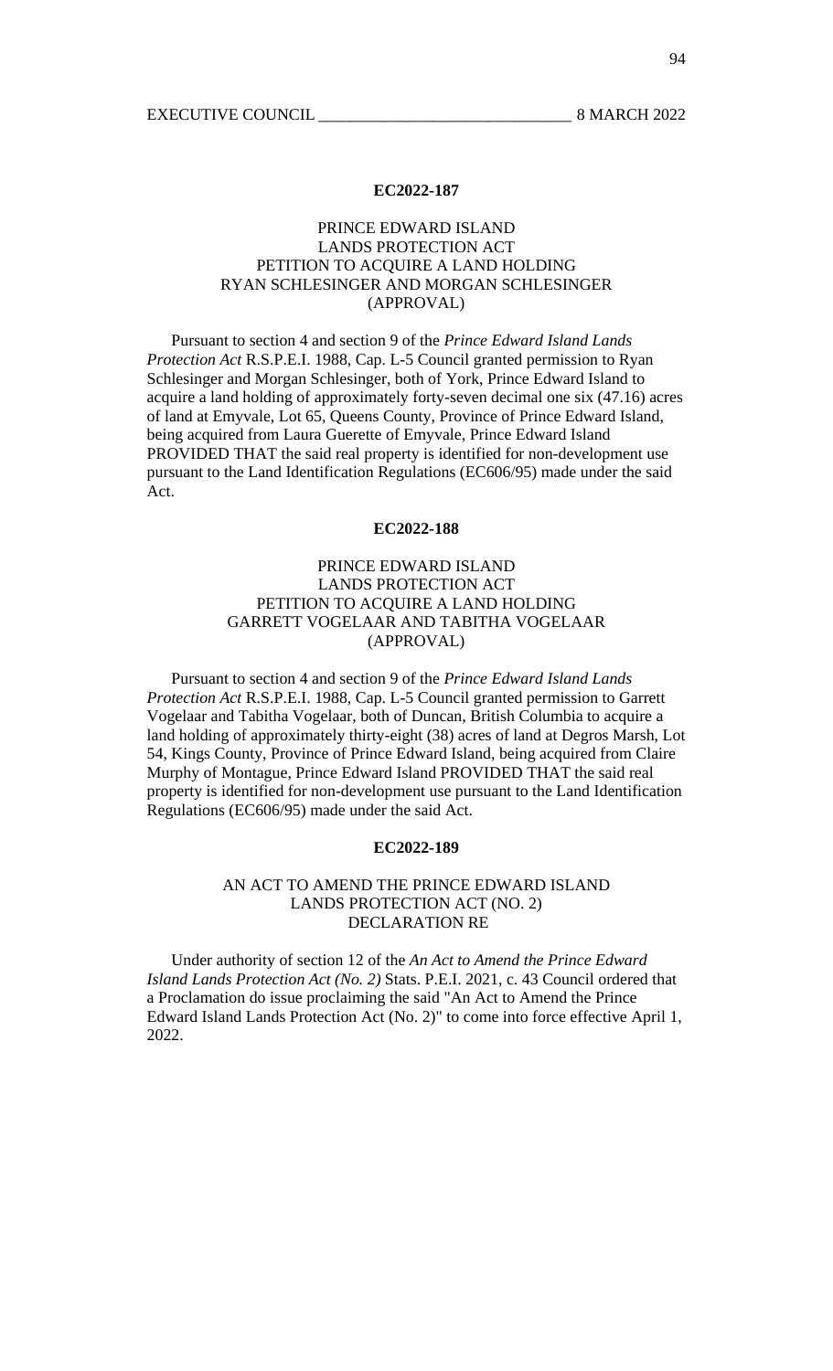**EC2022-187**

PRINCE EDWARD ISLAND
LANDS PROTECTION ACT
PETITION TO ACQUIRE A LAND HOLDING
RYAN SCHLESINGER AND MORGAN SCHLESINGER
(APPROVAL)

Pursuant to section 4 and section 9 of the *Prince Edward Island Lands Protection Act* R.S.P.E.I. 1988, Cap. L-5 Council granted permission to Ryan Schlesinger and Morgan Schlesinger, both of York, Prince Edward Island to acquire a land holding of approximately forty-seven decimal one six (47.16) acres of land at Emyvale, Lot 65, Queens County, Province of Prince Edward Island, being acquired from Laura Guerette of Emyvale, Prince Edward Island PROVIDED THAT the said real property is identified for non-development use pursuant to the Land Identification Regulations (EC606/95) made under the said Act.

**EC2022-188**

PRINCE EDWARD ISLAND
LANDS PROTECTION ACT
PETITION TO ACQUIRE A LAND HOLDING
GARRETT VOGELAAR AND TABITHA VOGELAAR
(APPROVAL)

Pursuant to section 4 and section 9 of the *Prince Edward Island Lands Protection Act* R.S.P.E.I. 1988, Cap. L-5 Council granted permission to Garrett Vogelaar and Tabitha Vogelaar, both of Duncan, British Columbia to acquire a land holding of approximately thirty-eight (38) acres of land at Degros Marsh, Lot 54, Kings County, Province of Prince Edward Island, being acquired from Claire Murphy of Montague, Prince Edward Island PROVIDED THAT the said real property is identified for non-development use pursuant to the Land Identification Regulations (EC606/95) made under the said Act.

**EC2022-189**

AN ACT TO AMEND THE PRINCE EDWARD ISLAND
LANDS PROTECTION ACT (NO. 2)
DECLARATION RE

Under authority of section 12 of the *An Act to Amend the Prince Edward Island Lands Protection Act (No. 2)* Stats. P.E.I. 2021, c. 43 Council ordered that a Proclamation do issue proclaiming the said "An Act to Amend the Prince Edward Island Lands Protection Act (No. 2)" to come into force effective April 1, 2022.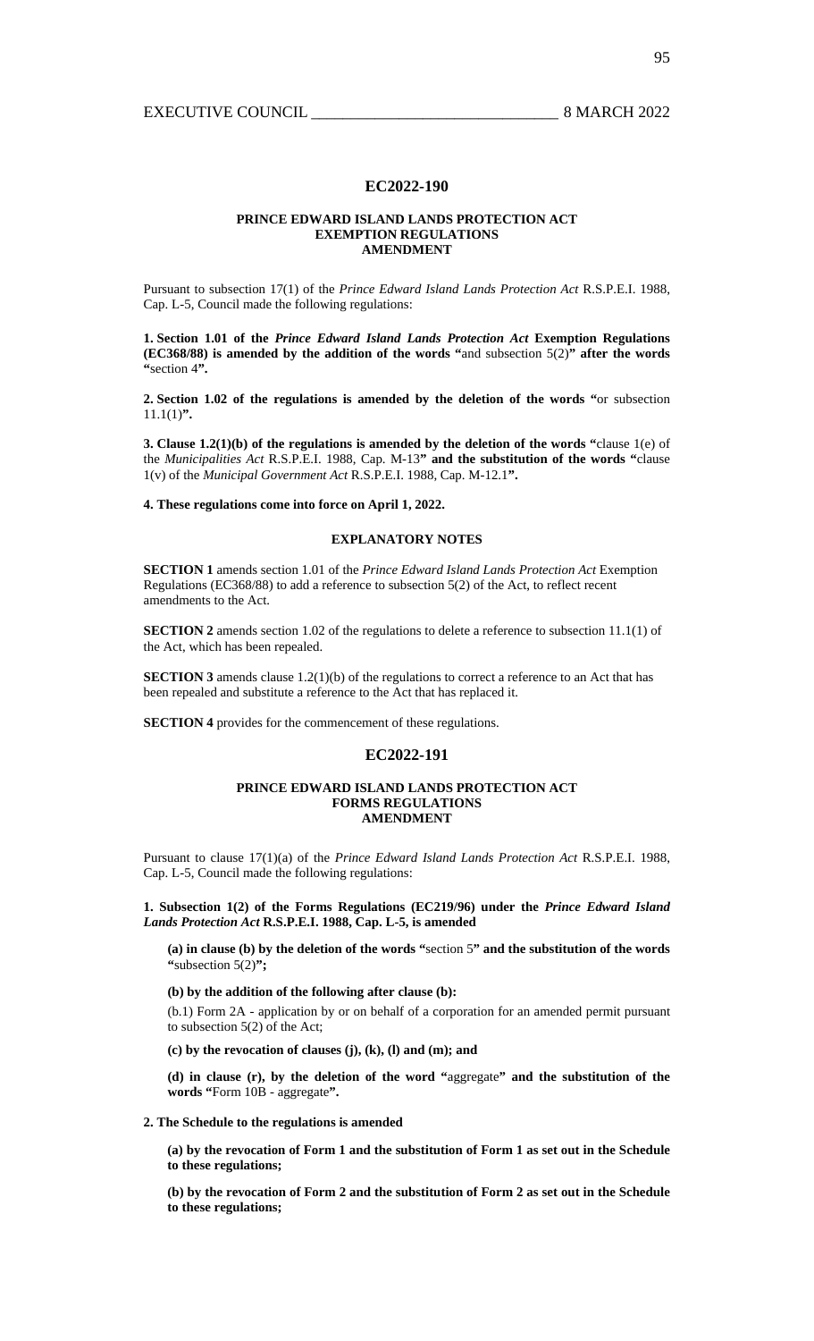## EC2022-190

### PRINCE EDWARD ISLAND LANDS PROTECTION ACT EXEMPTION REGULATIONS AMENDMENT

Pursuant to subsection 17(1) of the *Prince Edward Island Lands Protection Act* R.S.P.E.I. 1988, Cap. L-5, Council made the following regulations:

**1. Section 1.01 of the *Prince Edward Island Lands Protection Act* Exemption Regulations (EC368/88) is amended by the addition of the words "**and subsection 5(2)**" after the words "**section 4**".**

**2. Section 1.02 of the regulations is amended by the deletion of the words "**or subsection 11.1(1)**".**

**3. Clause 1.2(1)(b) of the regulations is amended by the deletion of the words "**clause 1(e) of the *Municipalities Act* R.S.P.E.I. 1988, Cap. M-13**" and the substitution of the words "**clause 1(v) of the *Municipal Government Act* R.S.P.E.I. 1988, Cap. M-12.1**".**

**4. These regulations come into force on April 1, 2022.**

#### EXPLANATORY NOTES

**SECTION 1** amends section 1.01 of the *Prince Edward Island Lands Protection Act* Exemption Regulations (EC368/88) to add a reference to subsection 5(2) of the Act, to reflect recent amendments to the Act.

**SECTION 2** amends section 1.02 of the regulations to delete a reference to subsection 11.1(1) of the Act, which has been repealed.

**SECTION 3** amends clause 1.2(1)(b) of the regulations to correct a reference to an Act that has been repealed and substitute a reference to the Act that has replaced it.

**SECTION 4** provides for the commencement of these regulations.

## EC2022-191

### PRINCE EDWARD ISLAND LANDS PROTECTION ACT FORMS REGULATIONS AMENDMENT

Pursuant to clause 17(1)(a) of the *Prince Edward Island Lands Protection Act* R.S.P.E.I. 1988, Cap. L-5, Council made the following regulations:

**1. Subsection 1(2) of the Forms Regulations (EC219/96) under the *Prince Edward Island Lands Protection Act* R.S.P.E.I. 1988, Cap. L-5, is amended**

**(a) in clause (b) by the deletion of the words "**section 5**" and the substitution of the words "**subsection 5(2)**";**

**(b) by the addition of the following after clause (b):**

(b.1) Form 2A - application by or on behalf of a corporation for an amended permit pursuant to subsection 5(2) of the Act;

**(c) by the revocation of clauses (j), (k), (l) and (m); and**

**(d) in clause (r), by the deletion of the word "**aggregate**" and the substitution of the words "**Form 10B - aggregate**".**

**2. The Schedule to the regulations is amended**

**(a) by the revocation of Form 1 and the substitution of Form 1 as set out in the Schedule to these regulations;**

**(b) by the revocation of Form 2 and the substitution of Form 2 as set out in the Schedule to these regulations;**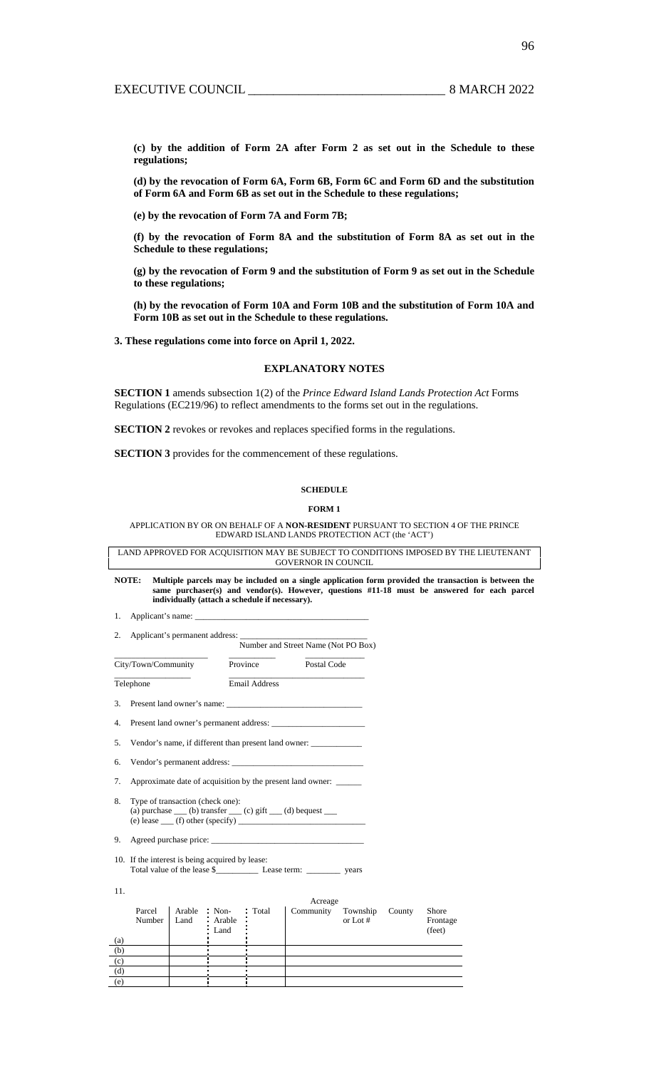**(c) by the addition of Form 2A after Form 2 as set out in the Schedule to these regulations;**

**(d) by the revocation of Form 6A, Form 6B, Form 6C and Form 6D and the substitution of Form 6A and Form 6B as set out in the Schedule to these regulations;**

**(e) by the revocation of Form 7A and Form 7B;**

**(f) by the revocation of Form 8A and the substitution of Form 8A as set out in the Schedule to these regulations;**

**(g) by the revocation of Form 9 and the substitution of Form 9 as set out in the Schedule to these regulations;**

**(h) by the revocation of Form 10A and Form 10B and the substitution of Form 10A and Form 10B as set out in the Schedule to these regulations.**

**3. These regulations come into force on April 1, 2022.**

## EXPLANATORY NOTES

**SECTION 1** amends subsection 1(2) of the *Prince Edward Island Lands Protection Act* Forms Regulations (EC219/96) to reflect amendments to the forms set out in the regulations.

**SECTION 2** revokes or revokes and replaces specified forms in the regulations.

**SECTION 3** provides for the commencement of these regulations.

## SCHEDULE

### FORM 1

APPLICATION BY OR ON BEHALF OF A **NON-RESIDENT** PURSUANT TO SECTION 4 OF THE PRINCE EDWARD ISLAND LANDS PROTECTION ACT (the 'ACT')

LAND APPROVED FOR ACQUISITION MAY BE SUBJECT TO CONDITIONS IMPOSED BY THE LIEUTENANT GOVERNOR IN COUNCIL

**NOTE: Multiple parcels may be included on a single application form provided the transaction is between the same purchaser(s) and vendor(s). However, questions #11-18 must be answered for each parcel individually (attach a schedule if necessary).**

1. Applicant's name: ________________________________________

2. Applicant's permanent address: ______________________________
   Number and Street Name (Not PO Box)

   ______________________ ___________ ______________
   City/Town/Community Province Postal Code

   _________________ ________________________________
   Telephone Email Address

3. Present land owner's name: ______________________________

4. Present land owner's permanent address: _____________________

5. Vendor's name, if different than present land owner: ___________

6. Vendor's permanent address: ______________________________

7. Approximate date of acquisition by the present land owner: ______

8. Type of transaction (check one):
   (a) purchase ___ (b) transfer ___ (c) gift ___ (d) bequest ___
   (e) lease ___ (f) other (specify) ____________________________

9. Agreed purchase price: __________________________________

10. If the interest is being acquired by lease:
    Total value of the lease $__________ Lease term: ________ years

11.

| | Parcel Number | Acreage | | | Community | Township or Lot # | County | Shore Frontage (feet) |
|---|---|---|---|---|---|---|---|---|
| | | Arable Land | Non-Arable Land | Total | | | | |
| (a) | | | | | | | | |
| (b) | | | | | | | | |
| (c) | | | | | | | | |
| (d) | | | | | | | | |
| (e) | | | | | | | | |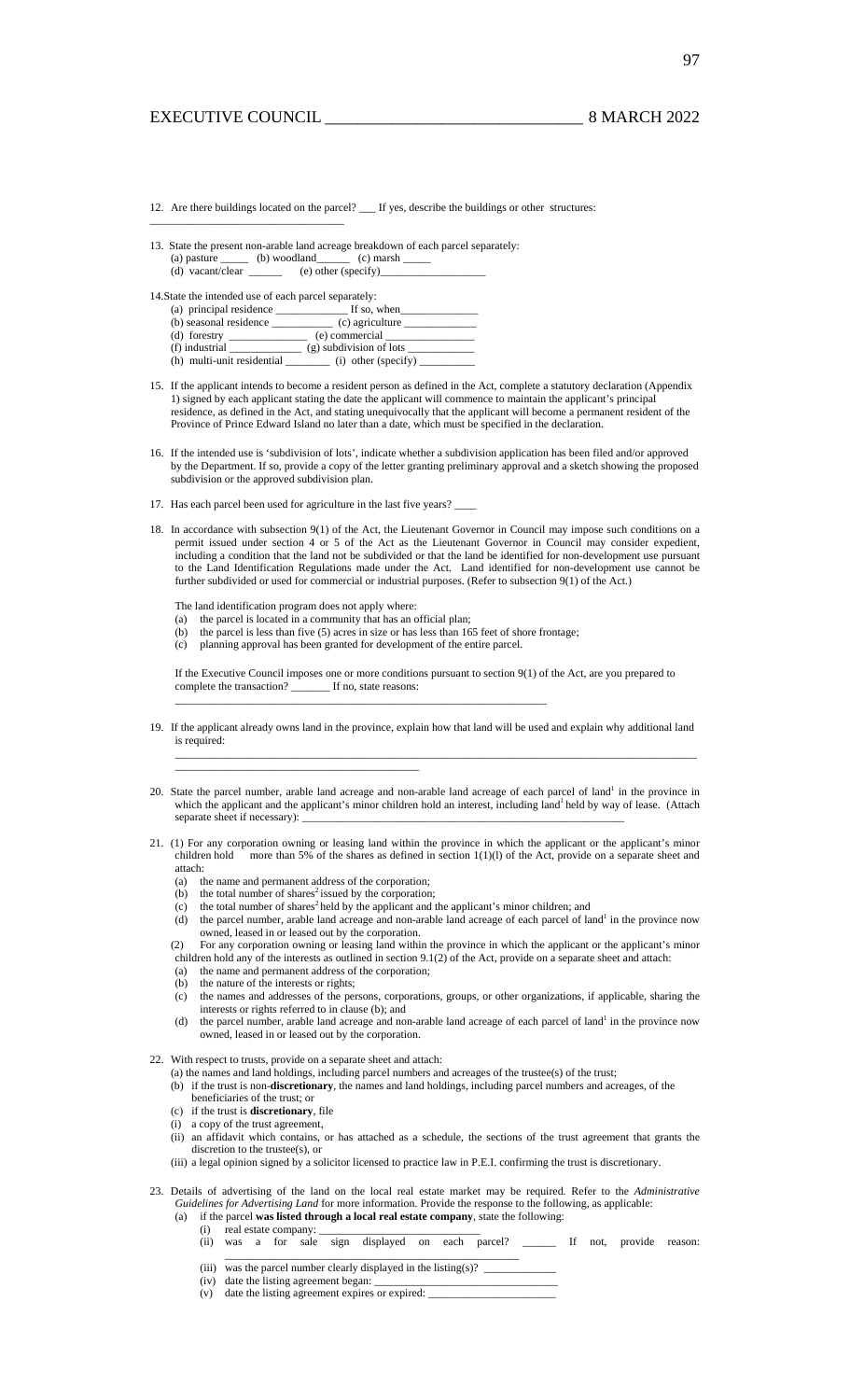12. Are there buildings located on the parcel? ___ If yes, describe the buildings or other structures: ________________________________

13. State the present non-arable land acreage breakdown of each parcel separately:
    (a) pasture _____ (b) woodland______ (c) marsh _____
    (d) vacant/clear ______ (e) other (specify)__________________

14. State the intended use of each parcel separately:
    (a) principal residence ____________ If so, when______________
    (b) seasonal residence ___________ (c) agriculture ____________
    (d) forestry ______________ (e) commercial ______________
    (f) industrial _____________ (g) subdivision of lots ___________
    (h) multi-unit residential ________ (i) other (specify) _________

15. If the applicant intends to become a resident person as defined in the Act, complete a statutory declaration (Appendix 1) signed by each applicant stating the date the applicant will commence to maintain the applicant's principal residence, as defined in the Act, and stating unequivocally that the applicant will become a permanent resident of the Province of Prince Edward Island no later than a date, which must be specified in the declaration.

16. If the intended use is 'subdivision of lots', indicate whether a subdivision application has been filed and/or approved by the Department. If so, provide a copy of the letter granting preliminary approval and a sketch showing the proposed subdivision or the approved subdivision plan.

17. Has each parcel been used for agriculture in the last five years? ____

18. In accordance with subsection 9(1) of the Act, the Lieutenant Governor in Council may impose such conditions on a permit issued under section 4 or 5 of the Act as the Lieutenant Governor in Council may consider expedient, including a condition that the land not be subdivided or that the land be identified for non-development use pursuant to the Land Identification Regulations made under the Act. Land identified for non-development use cannot be further subdivided or used for commercial or industrial purposes. (Refer to subsection 9(1) of the Act.)

    The land identification program does not apply where:
    (a) the parcel is located in a community that has an official plan;
    (b) the parcel is less than five (5) acres in size or has less than 165 feet of shore frontage;
    (c) planning approval has been granted for development of the entire parcel.

    If the Executive Council imposes one or more conditions pursuant to section 9(1) of the Act, are you prepared to complete the transaction? _______ If no, state reasons:
    ______________________________________________________________

19. If the applicant already owns land in the province, explain how that land will be used and explain why additional land is required:
    ______________________________________________________________
    ________________________________________

20. State the parcel number, arable land acreage and non-arable land acreage of each parcel of land[1] in the province in which the applicant and the applicant's minor children hold an interest, including land[1] held by way of lease. (Attach separate sheet if necessary): ______________________________________________

21. (1) For any corporation owning or leasing land within the province in which the applicant or the applicant's minor children hold more than 5% of the shares as defined in section 1(1)(l) of the Act, provide on a separate sheet and attach:
    (a) the name and permanent address of the corporation;
    (b) the total number of shares[2] issued by the corporation;
    (c) the total number of shares[2] held by the applicant and the applicant's minor children; and
    (d) the parcel number, arable land acreage and non-arable land acreage of each parcel of land[1] in the province now owned, leased in or leased out by the corporation.

    (2) For any corporation owning or leasing land within the province in which the applicant or the applicant's minor children hold any of the interests as outlined in section 9.1(2) of the Act, provide on a separate sheet and attach:
    (a) the name and permanent address of the corporation;
    (b) the nature of the interests or rights;
    (c) the names and addresses of the persons, corporations, groups, or other organizations, if applicable, sharing the interests or rights referred to in clause (b); and
    (d) the parcel number, arable land acreage and non-arable land acreage of each parcel of land[1] in the province now owned, leased in or leased out by the corporation.

22. With respect to trusts, provide on a separate sheet and attach:
    (a) the names and land holdings, including parcel numbers and acreages of the trustee(s) of the trust;
    (b) if the trust is non-**discretionary**, the names and land holdings, including parcel numbers and acreages, of the beneficiaries of the trust; or
    (c) if the trust is **discretionary**, file
    (i) a copy of the trust agreement,
    (ii) an affidavit which contains, or has attached as a schedule, the sections of the trust agreement that grants the discretion to the trustee(s), or
    (iii) a legal opinion signed by a solicitor licensed to practice law in P.E.I. confirming the trust is discretionary.

23. Details of advertising of the land on the local real estate market may be required. Refer to the *Administrative Guidelines for Advertising Land* for more information. Provide the response to the following, as applicable:
    (a) if the parcel **was listed through a local real estate company**, state the following:
        (i) real estate company: ______________________________
        (ii) was a for sale sign displayed on each parcel? ______ If not, provide reason: ________________________________
        (iii) was the parcel number clearly displayed in the listing(s)? ____________
        (iv) date the listing agreement began: ______________________________
        (v) date the listing agreement expires or expired: ______________________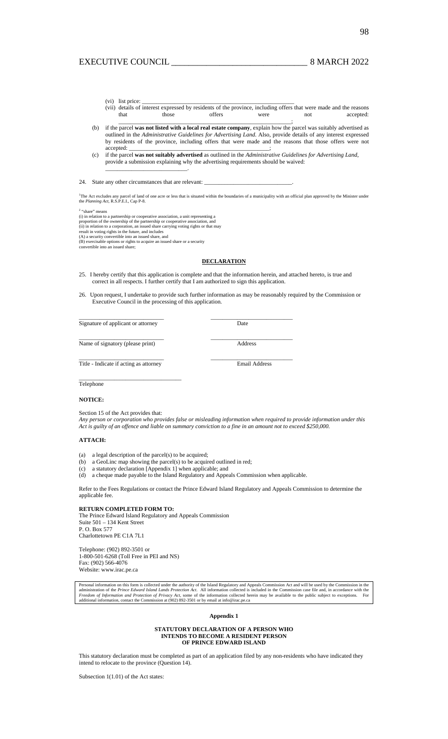(vi) list price: ____________________________________________________

(vii) details of interest expressed by residents of the province, including offers that were made and the reasons that those offers were not accepted: ____________________________________________________;

(b) if the parcel **was not listed with a local real estate company**, explain how the parcel was suitably advertised as outlined in the *Administrative Guidelines for Advertising Land.* Also, provide details of any interest expressed by residents of the province, including offers that were made and the reasons that those offers were not accepted: ______________________________________________;

(c) if the parcel **was not suitably advertised** as outlined in the *Administrative Guidelines for Advertising Land*, provide a submission explaining why the advertising requirements should be waived: ___________________________.

24. State any other circumstances that are relevant: _____________________________.

[1]The Act excludes any parcel of land of one acre or less that is situated within the boundaries of a municipality with an official plan approved by the Minister under the *Planning Act*, R.S.P.E.I., Cap P-8.

[2] "share" means
(i) in relation to a partnership or cooperative association, a unit representing a proportion of the ownership of the partnership or cooperative association, and
(ii) in relation to a corporation, an issued share carrying voting rights or that may result in voting rights in the future, and includes
(A) a security convertible into an issued share, and
(B) exercisable options or rights to acquire an issued share or a security convertible into an issued share;

## DECLARATION

25. I hereby certify that this application is complete and that the information herein, and attached hereto, is true and correct in all respects. I further certify that I am authorized to sign this application.

26. Upon request, I undertake to provide such further information as may be reasonably required by the Commission or Executive Council in the processing of this application.

____________________________ ____________________________
Signature of applicant or attorney Date

____________________________ ____________________________
Name of signatory (please print) Address

____________________________ ____________________________
Title - Indicate if acting as attorney Email Address

____________________________
Telephone

**NOTICE:**

Section 15 of the Act provides that:
*Any person or corporation who provides false or misleading information when required to provide information under this Act is guilty of an offence and liable on summary conviction to a fine in an amount not to exceed $250,000.*

**ATTACH:**

(a) a legal description of the parcel(s) to be acquired;
(b) a GeoLinc map showing the parcel(s) to be acquired outlined in red;
(c) a statutory declaration [Appendix 1] when applicable; and
(d) a cheque made payable to the Island Regulatory and Appeals Commission when applicable.

Refer to the Fees Regulations or contact the Prince Edward Island Regulatory and Appeals Commission to determine the applicable fee.

**RETURN COMPLETED FORM TO:**
The Prince Edward Island Regulatory and Appeals Commission
Suite 501 – 134 Kent Street
P. O. Box 577
Charlottetown PE C1A 7L1

Telephone: (902) 892-3501 or
1-800-501-6268 (Toll Free in PEI and NS)
Fax: (902) 566-4076
Website: www.irac.pe.ca

Personal information on this form is collected under the authority of the Island Regulatory and Appeals Commission Act and will be used by the Commission in the administration of the *Prince Edward Island Lands Protection Act*. All information collected is included in the Commission case file and, in accordance with the *Freedom of Information and Protection of Privacy Act*, some of the information collected herein may be available to the public subject to exceptions. For additional information, contact the Commission at (902) 892-3501 or by email at info@irac.pe.ca

**Appendix 1**

**STATUTORY DECLARATION OF A PERSON WHO INTENDS TO BECOME A RESIDENT PERSON OF PRINCE EDWARD ISLAND**

This statutory declaration must be completed as part of an application filed by any non-residents who have indicated they intend to relocate to the province (Question 14).

Subsection 1(1.01) of the Act states: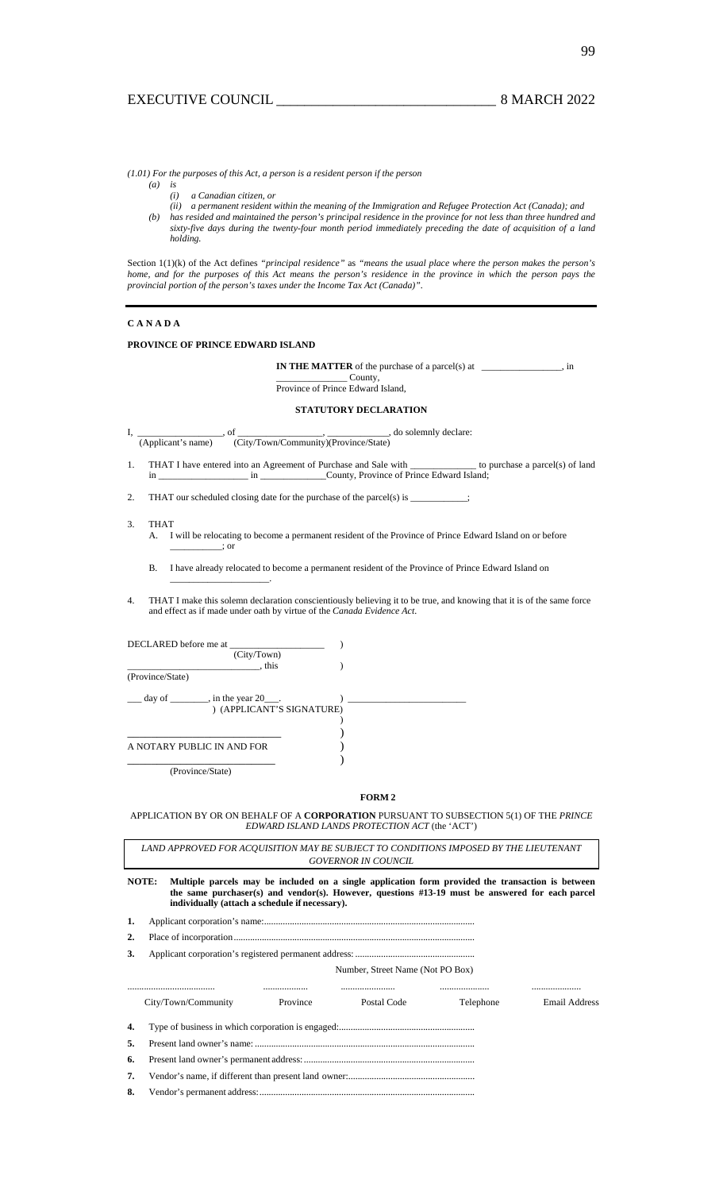*(1.01) For the purposes of this Act, a person is a resident person if the person*

*(a) is*

*(i) a Canadian citizen, or*

*(ii) a permanent resident within the meaning of the Immigration and Refugee Protection Act (Canada); and*

*(b) has resided and maintained the person's principal residence in the province for not less than three hundred and sixty-five days during the twenty-four month period immediately preceding the date of acquisition of a land holding.*

Section 1(1)(k) of the Act defines *"principal residence"* as *"means the usual place where the person makes the person's home, and for the purposes of this Act means the person's residence in the province in which the person pays the provincial portion of the person's taxes under the Income Tax Act (Canada)".*

---

**C A N A D A**

**PROVINCE OF PRINCE EDWARD ISLAND**

**IN THE MATTER** of the purchase of a parcel(s) at ________________, in ________________ County, Province of Prince Edward Island,

**STATUTORY DECLARATION**

I, ________________, of ________________, ____________, do solemnly declare:
(Applicant's name) (City/Town/Community)(Province/State)

1. THAT I have entered into an Agreement of Purchase and Sale with ____________ to purchase a parcel(s) of land in __________________ in _____________County, Province of Prince Edward Island;

2. THAT our scheduled closing date for the purchase of the parcel(s) is ___________;

3. THAT
   A. I will be relocating to become a permanent resident of the Province of Prince Edward Island on or before __________; or

   B. I have already relocated to become a permanent resident of the Province of Prince Edward Island on ____________________.

4. THAT I make this solemn declaration conscientiously believing it to be true, and knowing that it is of the same force and effect as if made under oath by virtue of the *Canada Evidence Act.*

DECLARED before me at ___________________ )
(City/Town)
___________________________, this )
(Province/State)

___ day of _______, in the year 20___. ) _______________________
) (APPLICANT'S SIGNATURE)
)
_____________________________ )
A NOTARY PUBLIC IN AND FOR )
_____________________________ )
(Province/State)

**FORM 2**

APPLICATION BY OR ON BEHALF OF A **CORPORATION** PURSUANT TO SUBSECTION 5(1) OF THE *PRINCE EDWARD ISLAND LANDS PROTECTION ACT* (the 'ACT')

*LAND APPROVED FOR ACQUISITION MAY BE SUBJECT TO CONDITIONS IMPOSED BY THE LIEUTENANT GOVERNOR IN COUNCIL*

**NOTE: Multiple parcels may be included on a single application form provided the transaction is between the same purchaser(s) and vendor(s). However, questions #13-19 must be answered for each parcel individually (attach a schedule if necessary).**

**1.** Applicant corporation's name:..........................................................................................

**2.** Place of incorporation..........................................................................................................

**3.** Applicant corporation's registered permanent address: ...................................................

Number, Street Name (Not PO Box)

| ..................................... | ................... | ....................... | ..................... | ..................... |
|---|---|---|---|---|
| City/Town/Community | Province | Postal Code | Telephone | Email Address |

**4.** Type of business in which corporation is engaged:..........................................................

**5.** Present land owner's name: ..............................................................................................

**6.** Present land owner's permanent address:.........................................................................

**7.** Vendor's name, if different than present land owner:.......................................................

**8.** Vendor's permanent address:............................................................................................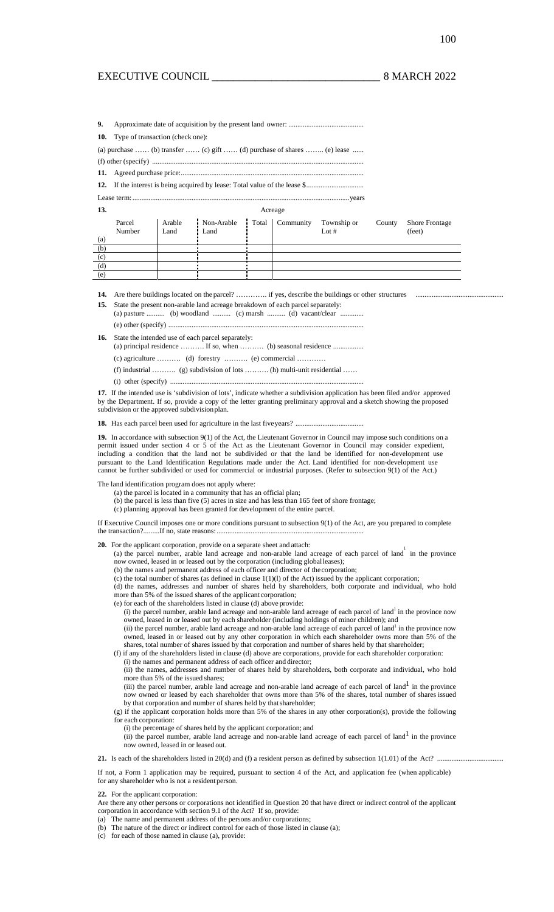**9.** Approximate date of acquisition by the present land owner: ..........................................

**10.** Type of transaction (check one):

(a) purchase …… (b) transfer …… (c) gift …… (d) purchase of shares …….. (e) lease ......

(f) other (specify) .....................................................................................................................

**11.** Agreed purchase price:.......................................................................................................

**12.** If the interest is being acquired by lease: Total value of the lease $................................

Lease term: ............................................................................................................................years

**13.** Acreage

| | Parcel Number | Arable Land | Non-Arable Land | Total | Community | Township or Lot # | County | Shore Frontage (feet) |
|---|---|---|---|---|---|---|---|---|
| (a) | | | | | | | | |
| (b) | | | | | | | | |
| (c) | | | | | | | | |
| (d) | | | | | | | | |
| (e) | | | | | | | | |

**14.** Are there buildings located on the parcel? …………. if yes, describe the buildings or other structures .................................................

**15.** State the present non-arable land acreage breakdown of each parcel separately:
(a) pasture .......... (b) woodland .......... (c) marsh .......... (d) vacant/clear .............
(e) other (specify) .............................................................................................................

**16.** State the intended use of each parcel separately:
(a) principal residence ………. If so, when ………. (b) seasonal residence .................
(c) agriculture ………. (d) forestry ………. (e) commercial …………
(f) industrial ………. (g) subdivision of lots ………. (h) multi-unit residential ……
(i) other (specify) .............................................................................................................

**17.** If the intended use is 'subdivision of lots', indicate whether a subdivision application has been filed and/or approved by the Department. If so, provide a copy of the letter granting preliminary approval and a sketch showing the proposed subdivision or the approved subdivision plan.

**18.** Has each parcel been used for agriculture in the last five years? ......................................

**19.** In accordance with subsection 9(1) of the Act, the Lieutenant Governor in Council may impose such conditions on a permit issued under section 4 or 5 of the Act as the Lieutenant Governor in Council may consider expedient, including a condition that the land not be subdivided or that the land be identified for non-development use pursuant to the Land Identification Regulations made under the Act. Land identified for non-development use cannot be further subdivided or used for commercial or industrial purposes. (Refer to subsection 9(1) of the Act.)

The land identification program does not apply where:
(a) the parcel is located in a community that has an official plan;
(b) the parcel is less than five (5) acres in size and has less than 165 feet of shore frontage;
(c) planning approval has been granted for development of the entire parcel.

If Executive Council imposes one or more conditions pursuant to subsection 9(1) of the Act, are you prepared to complete the transaction?.........If no, state reasons:..................................................................................

**20.** For the applicant corporation, provide on a separate sheet and attach:
(a) the parcel number, arable land acreage and non-arable land acreage of each parcel of land[1] in the province now owned, leased in or leased out by the corporation (including global leases);
(b) the names and permanent address of each officer and director of the corporation;
(c) the total number of shares (as defined in clause 1(1)(l) of the Act) issued by the applicant corporation;
(d) the names, addresses and number of shares held by shareholders, both corporate and individual, who hold more than 5% of the issued shares of the applicant corporation;
(e) for each of the shareholders listed in clause (d) above provide:
(i) the parcel number, arable land acreage and non-arable land acreage of each parcel of land[1] in the province now owned, leased in or leased out by each shareholder (including holdings of minor children); and
(ii) the parcel number, arable land acreage and non-arable land acreage of each parcel of land[1] in the province now owned, leased in or leased out by any other corporation in which each shareholder owns more than 5% of the shares, total number of shares issued by that corporation and number of shares held by that shareholder;
(f) if any of the shareholders listed in clause (d) above are corporations, provide for each shareholder corporation:
(i) the names and permanent address of each officer and director;
(ii) the names, addresses and number of shares held by shareholders, both corporate and individual, who hold more than 5% of the issued shares;
(iii) the parcel number, arable land acreage and non-arable land acreage of each parcel of land[1] in the province now owned or leased by each shareholder that owns more than 5% of the shares, total number of shares issued by that corporation and number of shares held by that shareholder;
(g) if the applicant corporation holds more than 5% of the shares in any other corporation(s), provide the following for each corporation:
(i) the percentage of shares held by the applicant corporation; and
(ii) the parcel number, arable land acreage and non-arable land acreage of each parcel of land[1] in the province now owned, leased in or leased out.

**21.** Is each of the shareholders listed in 20(d) and (f) a resident person as defined by subsection 1(1.01) of the Act? .....................................

If not, a Form 1 application may be required, pursuant to section 4 of the Act, and application fee (when applicable) for any shareholder who is not a resident person.

**22.** For the applicant corporation:
Are there any other persons or corporations not identified in Question 20 that have direct or indirect control of the applicant corporation in accordance with section 9.1 of the Act? If so, provide:
(a) The name and permanent address of the persons and/or corporations;
(b) The nature of the direct or indirect control for each of those listed in clause (a);
(c) for each of those named in clause (a), provide: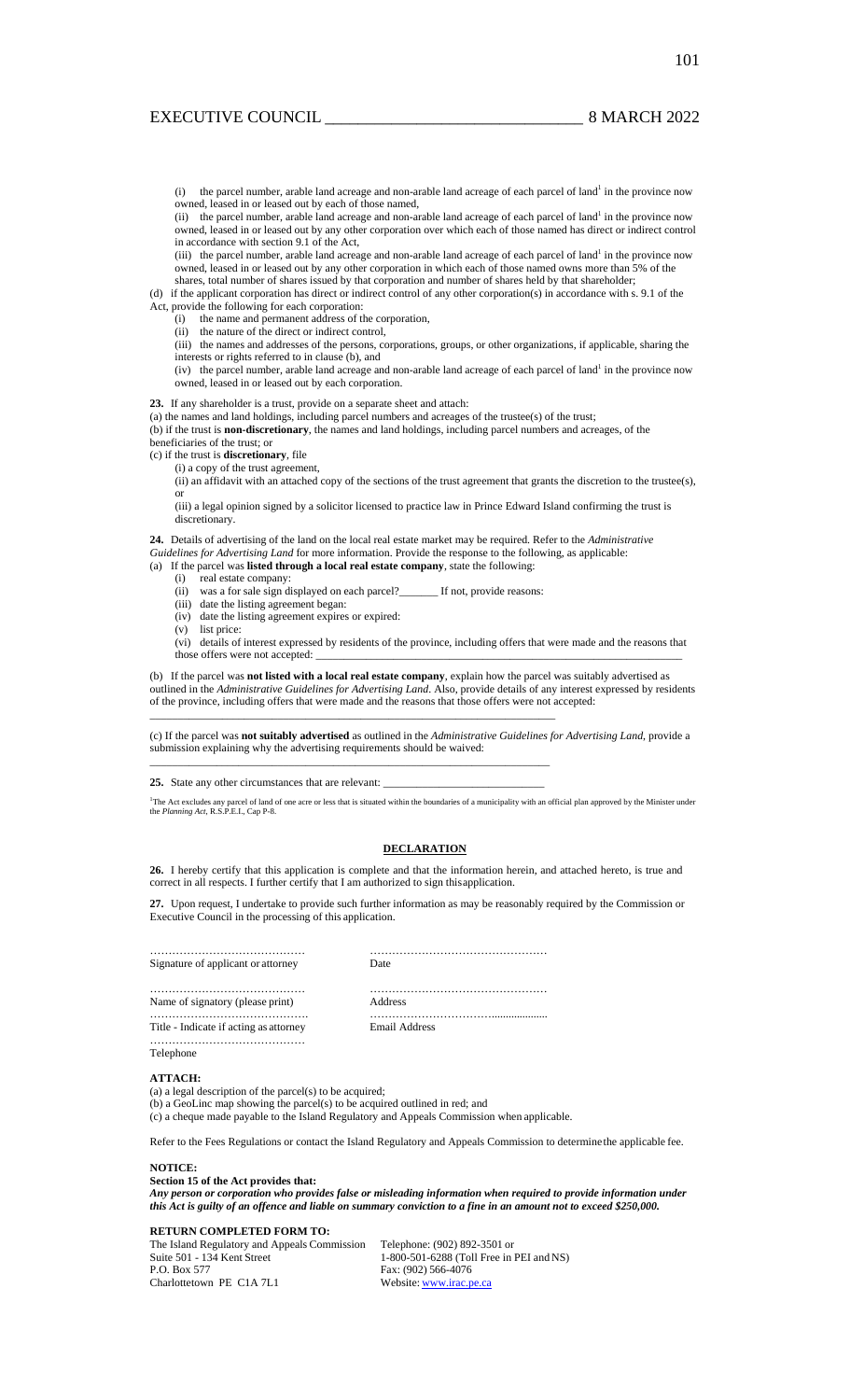(i) the parcel number, arable land acreage and non-arable land acreage of each parcel of land[1] in the province now owned, leased in or leased out by each of those named,

(ii) the parcel number, arable land acreage and non-arable land acreage of each parcel of land[1] in the province now owned, leased in or leased out by any other corporation over which each of those named has direct or indirect control in accordance with section 9.1 of the Act,

(iii) the parcel number, arable land acreage and non-arable land acreage of each parcel of land[1] in the province now owned, leased in or leased out by any other corporation in which each of those named owns more than 5% of the shares, total number of shares issued by that corporation and number of shares held by that shareholder;

(d) if the applicant corporation has direct or indirect control of any other corporation(s) in accordance with s. 9.1 of the Act, provide the following for each corporation:

(i) the name and permanent address of the corporation,

(ii) the nature of the direct or indirect control,

(iii) the names and addresses of the persons, corporations, groups, or other organizations, if applicable, sharing the interests or rights referred to in clause (b), and

(iv) the parcel number, arable land acreage and non-arable land acreage of each parcel of land[1] in the province now owned, leased in or leased out by each corporation.

**23.** If any shareholder is a trust, provide on a separate sheet and attach:

(a) the names and land holdings, including parcel numbers and acreages of the trustee(s) of the trust;

(b) if the trust is **non-discretionary**, the names and land holdings, including parcel numbers and acreages, of the beneficiaries of the trust; or

(c) if the trust is **discretionary**, file

(i) a copy of the trust agreement,

(ii) an affidavit with an attached copy of the sections of the trust agreement that grants the discretion to the trustee(s), or

(iii) a legal opinion signed by a solicitor licensed to practice law in Prince Edward Island confirming the trust is discretionary.

**24.** Details of advertising of the land on the local real estate market may be required. Refer to the *Administrative Guidelines for Advertising Land* for more information. Provide the response to the following, as applicable:

(a) If the parcel was **listed through a local real estate company**, state the following:

(i) real estate company:

(ii) was a for sale sign displayed on each parcel?_______ If not, provide reasons:

(iii) date the listing agreement began:

(iv) date the listing agreement expires or expired:

(v) list price:

(vi) details of interest expressed by residents of the province, including offers that were made and the reasons that those offers were not accepted: ____________________________________________

(b) If the parcel was **not listed with a local real estate company**, explain how the parcel was suitably advertised as outlined in the *Administrative Guidelines for Advertising Land*. Also, provide details of any interest expressed by residents of the province, including offers that were made and the reasons that those offers were not accepted:

____________________________________________

(c) If the parcel was **not suitably advertised** as outlined in the *Administrative Guidelines for Advertising Land*, provide a submission explaining why the advertising requirements should be waived:

____________________________________________

**25.** State any other circumstances that are relevant: ____________________________

[1]The Act excludes any parcel of land of one acre or less that is situated within the boundaries of a municipality with an official plan approved by the Minister under the *Planning Act*, R.S.P.E.I., Cap P-8.

## DECLARATION

**26.** I hereby certify that this application is complete and that the information herein, and attached hereto, is true and correct in all respects. I further certify that I am authorized to sign this application.

**27.** Upon request, I undertake to provide such further information as may be reasonably required by the Commission or Executive Council in the processing of this application.

| | |
|---|---|
| ……………………………… | ……………………………… |
| Signature of applicant or attorney | Date |
| ……………………………… | ……………………………… |
| Name of signatory (please print) | Address |
| ……………………………… | ……………………………… |
| Title - Indicate if acting as attorney | Email Address |
| ……………………………… | |
| Telephone | |

**ATTACH:**

(a) a legal description of the parcel(s) to be acquired;

(b) a GeoLinc map showing the parcel(s) to be acquired outlined in red; and

(c) a cheque made payable to the Island Regulatory and Appeals Commission when applicable.

Refer to the Fees Regulations or contact the Island Regulatory and Appeals Commission to determine the applicable fee.

**NOTICE:**

**Section 15 of the Act provides that:**

***Any person or corporation who provides false or misleading information when required to provide information under this Act is guilty of an offence and liable on summary conviction to a fine in an amount not to exceed $250,000.***

**RETURN COMPLETED FORM TO:**

The Island Regulatory and Appeals Commission
Suite 501 - 134 Kent Street
P.O. Box 577
Charlottetown PE C1A 7L1

Telephone: (902) 892-3501 or
1-800-501-6288 (Toll Free in PEI and NS)
Fax: (902) 566-4076
Website: www.irac.pe.ca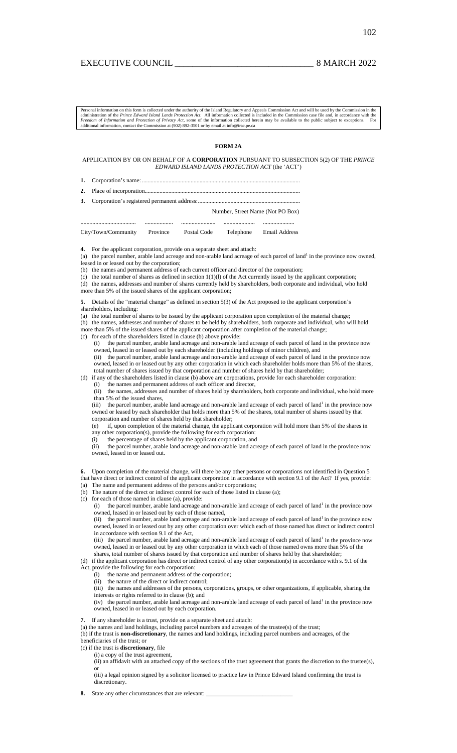Personal information on this form is collected under the authority of the Island Regulatory and Appeals Commission Act and will be used by the Commission in the administration of the *Prince Edward Island Lands Protection Act*. All information collected is included in the Commission case file and, in accordance with the *Freedom of Information and Protection of Privacy Act*, some of the information collected herein may be available to the public subject to exceptions. For additional information, contact the Commission at (902) 892-3501 or by email at info@irac.pe.ca

**FORM 2A**

APPLICATION BY OR ON BEHALF OF A **CORPORATION** PURSUANT TO SUBSECTION 5(2) OF THE *PRINCE EDWARD ISLAND LANDS PROTECTION ACT* (the 'ACT')

**1.** Corporation's name:..........................................................................................................

**2.** Place of incorporation..........................................................................................................

**3.** Corporation's registered permanent address:......................................................................

Number, Street Name (Not PO Box)

| ..................................... | ................... | ....................... | ..................... | ..................... |
|---|---|---|---|---|
| City/Town/Community | Province | Postal Code | Telephone | Email Address |

**4.** For the applicant corporation, provide on a separate sheet and attach:

(a) the parcel number, arable land acreage and non-arable land acreage of each parcel of land[1] in the province now owned, leased in or leased out by the corporation;

(b) the names and permanent address of each current officer and director of the corporation;

(c) the total number of shares as defined in section 1(1)(l) of the Act currently issued by the applicant corporation;

(d) the names, addresses and number of shares currently held by shareholders, both corporate and individual, who hold more than 5% of the issued shares of the applicant corporation;

**5.** Details of the "material change" as defined in section 5(3) of the Act proposed to the applicant corporation's shareholders, including:

(a) the total number of shares to be issued by the applicant corporation upon completion of the material change;

(b) the names, addresses and number of shares to be held by shareholders, both corporate and individual, who will hold more than 5% of the issued shares of the applicant corporation after completion of the material change;

(c) for each of the shareholders listed in clause (b) above provide:

(i) the parcel number, arable land acreage and non-arable land acreage of each parcel of land in the province now owned, leased in or leased out by each shareholder (including holdings of minor children), and

(ii) the parcel number, arable land acreage and non-arable land acreage of each parcel of land in the province now owned, leased in or leased out by any other corporation in which each shareholder holds more than 5% of the shares, total number of shares issued by that corporation and number of shares held by that shareholder;

(d) if any of the shareholders listed in clause (b) above are corporations, provide for each shareholder corporation:

(i) the names and permanent address of each officer and director,

(ii) the names, addresses and number of shares held by shareholders, both corporate and individual, who hold more than 5% of the issued shares,

(iii) the parcel number, arable land acreage and non-arable land acreage of each parcel of land[1] in the province now owned or leased by each shareholder that holds more than 5% of the shares, total number of shares issued by that corporation and number of shares held by that shareholder;

(e) if, upon completion of the material change, the applicant corporation will hold more than 5% of the shares in any other corporation(s), provide the following for each corporation:

(i) the percentage of shares held by the applicant corporation, and

(ii) the parcel number, arable land acreage and non-arable land acreage of each parcel of land in the province now owned, leased in or leased out.

**6.** Upon completion of the material change, will there be any other persons or corporations not identified in Question 5 that have direct or indirect control of the applicant corporation in accordance with section 9.1 of the Act? If yes, provide:

(a) The name and permanent address of the persons and/or corporations;

(b) The nature of the direct or indirect control for each of those listed in clause (a);

(c) for each of those named in clause (a), provide:

(i) the parcel number, arable land acreage and non-arable land acreage of each parcel of land[1] in the province now owned, leased in or leased out by each of those named,

(ii) the parcel number, arable land acreage and non-arable land acreage of each parcel of land[1] in the province now owned, leased in or leased out by any other corporation over which each of those named has direct or indirect control in accordance with section 9.1 of the Act,

(iii) the parcel number, arable land acreage and non-arable land acreage of each parcel of land[1] in the province now owned, leased in or leased out by any other corporation in which each of those named owns more than 5% of the shares, total number of shares issued by that corporation and number of shares held by that shareholder;

(d) if the applicant corporation has direct or indirect control of any other corporation(s) in accordance with s. 9.1 of the Act, provide the following for each corporation:

(i) the name and permanent address of the corporation;

(ii) the nature of the direct or indirect control;

(iii) the names and addresses of the persons, corporations, groups, or other organizations, if applicable, sharing the interests or rights referred to in clause (b); and

(iv) the parcel number, arable land acreage and non-arable land acreage of each parcel of land[1] in the province now owned, leased in or leased out by each corporation.

**7.** If any shareholder is a trust, provide on a separate sheet and attach:

(a) the names and land holdings, including parcel numbers and acreages of the trustee(s) of the trust;

(b) if the trust is **non-discretionary**, the names and land holdings, including parcel numbers and acreages, of the beneficiaries of the trust; or

(c) if the trust is **discretionary**, file

(i) a copy of the trust agreement,

(ii) an affidavit with an attached copy of the sections of the trust agreement that grants the discretion to the trustee(s), or

(iii) a legal opinion signed by a solicitor licensed to practice law in Prince Edward Island confirming the trust is discretionary.

**8.** State any other circumstances that are relevant: ______________________________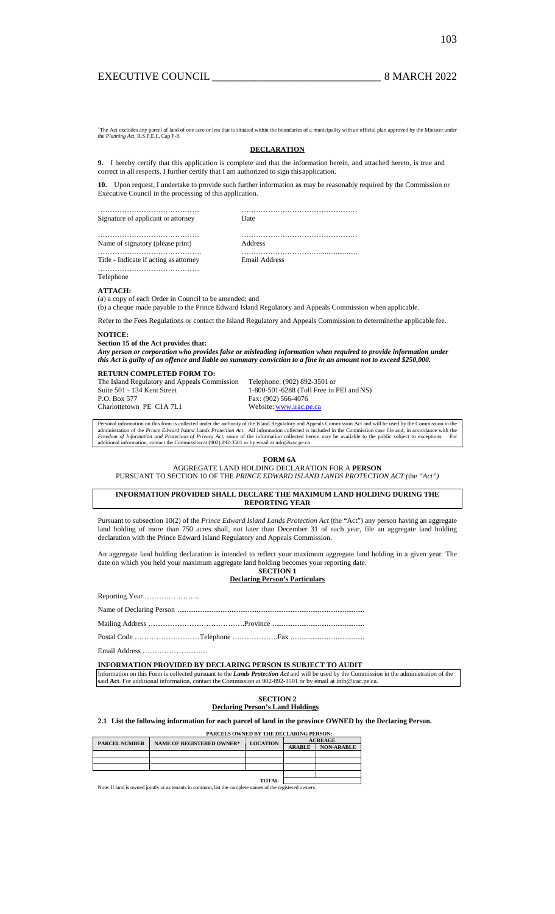[1]The Act excludes any parcel of land of one acre or less that is situated within the boundaries of a municipality with an official plan approved by the Minister under the *Planning Act*, R.S.P.E.I., Cap P-8.

**DECLARATION**

**9.** I hereby certify that this application is complete and that the information herein, and attached hereto, is true and correct in all respects. I further certify that I am authorized to sign this application.

**10.** Upon request, I undertake to provide such further information as may be reasonably required by the Commission or Executive Council in the processing of this application.

| | |
|---|---|
| …………………………………… | ………………………………………… |
| Signature of applicant or attorney | Date |
| …………………………………… | ………………………………………… |
| Name of signatory (please print) | Address |
| ……………………………………. | ………………………….................. |
| Title - Indicate if acting as attorney | Email Address |
| …………………………………… | |
| Telephone | |

**ATTACH:**

(a) a copy of each Order in Council to be amended; and

(b) a cheque made payable to the Prince Edward Island Regulatory and Appeals Commission when applicable.

Refer to the Fees Regulations or contact the Island Regulatory and Appeals Commission to determine the applicable fee.

**NOTICE:**

**Section 15 of the Act provides that:**

***Any person or corporation who provides false or misleading information when required to provide information under this Act is guilty of an offence and liable on summary conviction to a fine in an amount not to exceed $250,000.***

**RETURN COMPLETED FORM TO:**

| | |
|---|---|
| The Island Regulatory and Appeals Commission | Telephone: (902) 892-3501 or |
| Suite 501 - 134 Kent Street | 1-800-501-6288 (Toll Free in PEI and NS) |
| P.O. Box 577 | Fax: (902) 566-4076 |
| Charlottetown PE C1A 7L1 | Website: www.irac.pe.ca |

Personal information on this form is collected under the authority of the Island Regulatory and Appeals Commission Act and will be used by the Commission in the administration of the *Prince Edward Island Lands Protection Act*. All information collected is included in the Commission case file and, in accordance with the *Freedom of Information and Protection of Privacy Act*, some of the information collected herein may be available to the public subject to exceptions. For additional information, contact the Commission at (902) 892-3501 or by email at info@irac.pe.ca

**FORM 6A**

AGGREGATE LAND HOLDING DECLARATION FOR A **PERSON**

PURSUANT TO SECTION 10 OF THE *PRINCE EDWARD ISLAND LANDS PROTECTION ACT (*the *"Act")*

**INFORMATION PROVIDED SHALL DECLARE THE MAXIMUM LAND HOLDING DURING THE REPORTING YEAR**

Pursuant to subsection 10(2) of the *Prince Edward Island Lands Protection Act* (the "Act") any person having an aggregate land holding of more than 750 acres shall, not later than December 31 of each year, file an aggregate land holding declaration with the Prince Edward Island Regulatory and Appeals Commission.

An aggregate land holding declaration is intended to reflect your maximum aggregate land holding in a given year. The date on which you held your maximum aggregate land holding becomes your reporting date.

**SECTION 1**

**Declaring Person's Particulars**

Reporting Year …………………..

Name of Declaring Person .......................................................................................................

Mailing Address ………………………………….Province ..................................................

Postal Code ………………………Telephone ……………….Fax ........................................

Email Address ………………………

**INFORMATION PROVIDED BY DECLARING PERSON IS SUBJECT TO AUDIT**

Information on this Form is collected pursuant to the ***Lands Protection Act*** and will be used by the Commission in the administration of the said **Act**. For additional information, contact the Commission at 902-892-3501 or by email at info@irac.pe.ca.

**SECTION 2**

**Declaring Person's Land Holdings**

**2.1 List the following information for each parcel of land in the province OWNED by the Declaring Person.**

**PARCELS OWNED BY THE DECLARING PERSON:**

| PARCEL NUMBER | NAME OF REGISTERED OWNER* | LOCATION | ACREAGE | |
|---|---|---|---|---|
| | | | ARABLE | NON-ARABLE |
| | | | | |
| | | | | |
| | | | | |
| | | | | |
| | | TOTAL | | |

Note: If land is owned jointly or as tenants in common, list the complete names of the registered owners.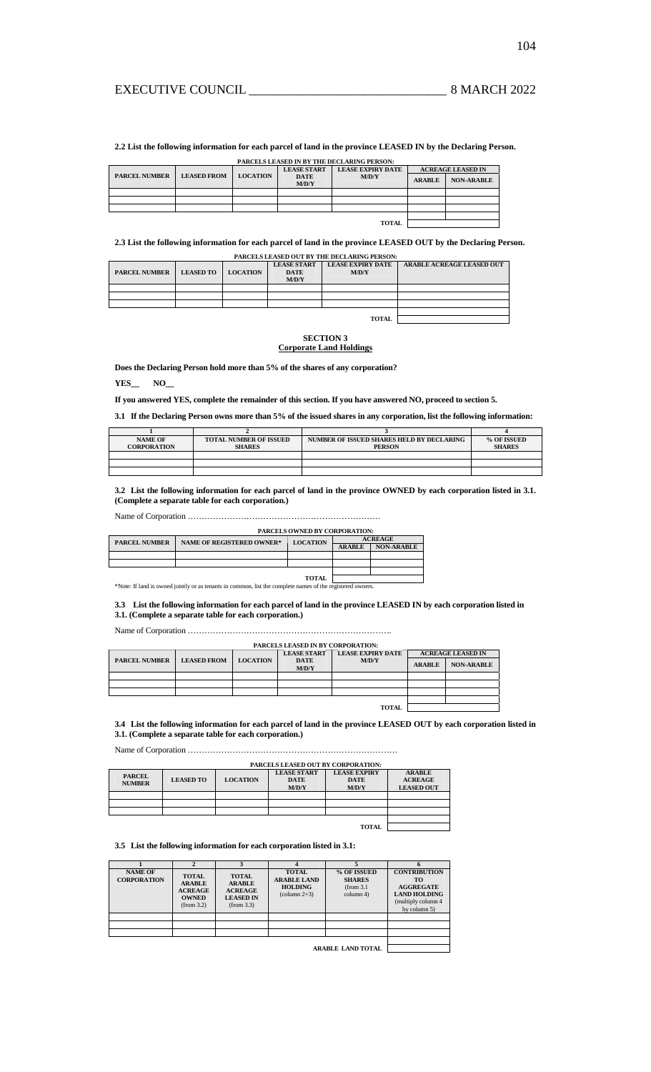**2.2 List the following information for each parcel of land in the province LEASED IN by the Declaring Person.**

| PARCELS LEASED IN BY THE DECLARING PERSON: | | | | | | |
|---|---|---|---|---|---|---|
| PARCEL NUMBER | LEASED FROM | LOCATION | LEASE START DATE M/D/Y | LEASE EXPIRY DATE M/D/Y | ACREAGE LEASED IN | |
| | | | | | ARABLE | NON-ARABLE |
| | | | | | | |
| | | | | | | |
| | | | | | | |
| | | | | TOTAL | | |

**2.3 List the following information for each parcel of land in the province LEASED OUT by the Declaring Person.**

| PARCELS LEASED OUT BY THE DECLARING PERSON: | | | | | |
|---|---|---|---|---|---|
| PARCEL NUMBER | LEASED TO | LOCATION | LEASE START DATE M/D/Y | LEASE EXPIRY DATE M/D/Y | ARABLE ACREAGE LEASED OUT |
| | | | | | |
| | | | | | |
| | | | | | |
| | | | | TOTAL | |

## SECTION 3
## Corporate Land Holdings

**Does the Declaring Person hold more than 5% of the shares of any corporation?**

**YES__ NO__**

**If you answered YES, complete the remainder of this section. If you have answered NO, proceed to section 5.**

**3.1 If the Declaring Person owns more than 5% of the issued shares in any corporation, list the following information:**

| 1 | 2 | 3 | 4 |
|---|---|---|---|
| NAME OF CORPORATION | TOTAL NUMBER OF ISSUED SHARES | NUMBER OF ISSUED SHARES HELD BY DECLARING PERSON | % OF ISSUED SHARES |
| | | | |
| | | | |
| | | | |

**3.2 List the following information for each parcel of land in the province OWNED by each corporation listed in 3.1. (Complete a separate table for each corporation.)**

Name of Corporation ……………………………………………………………

| PARCELS OWNED BY CORPORATION: | | | | |
|---|---|---|---|---|
| PARCEL NUMBER | NAME OF REGISTERED OWNER* | LOCATION | ACREAGE | |
| | | | ARABLE | NON-ARABLE |
| | | | | |
| | | | | |
| | | TOTAL | | |

*Note: If land is owned jointly or as tenants in common, list the complete names of the registered owners.

**3.3 List the following information for each parcel of land in the province LEASED IN by each corporation listed in 3.1. (Complete a separate table for each corporation.)**

Name of Corporation ……………………………………………………………….

| PARCELS LEASED IN BY CORPORATION: | | | | | | |
|---|---|---|---|---|---|---|
| PARCEL NUMBER | LEASED FROM | LOCATION | LEASE START DATE M/D/Y | LEASE EXPIRY DATE M/D/Y | ACREAGE LEASED IN | |
| | | | | | ARABLE | NON-ARABLE |
| | | | | | | |
| | | | | | | |
| | | | | | | |
| | | | | TOTAL | | |

**3.4 List the following information for each parcel of land in the province LEASED OUT by each corporation listed in 3.1. (Complete a separate table for each corporation.)**

Name of Corporation …………………………………………………………………

| PARCELS LEASED OUT BY CORPORATION: | | | | | |
|---|---|---|---|---|---|
| PARCEL NUMBER | LEASED TO | LOCATION | LEASE START DATE M/D/Y | LEASE EXPIRY DATE M/D/Y | ARABLE ACREAGE LEASED OUT |
| | | | | | |
| | | | | | |
| | | | | | |
| | | | | TOTAL | |

**3.5 List the following information for each corporation listed in 3.1:**

| 1 | 2 | 3 | 4 | 5 | 6 |
|---|---|---|---|---|---|
| NAME OF CORPORATION | TOTAL ARABLE ACREAGE OWNED (from 3.2) | TOTAL ARABLE ACREAGE LEASED IN (from 3.3) | TOTAL ARABLE LAND HOLDING (column 2+3) | % OF ISSUED SHARES (from 3.1 column 4) | CONTRIBUTION TO AGGREGATE LAND HOLDING (multiply column 4 by column 5) |
| | | | | | |
| | | | | | |
| | | | | | |
| | | | | ARABLE LAND TOTAL | |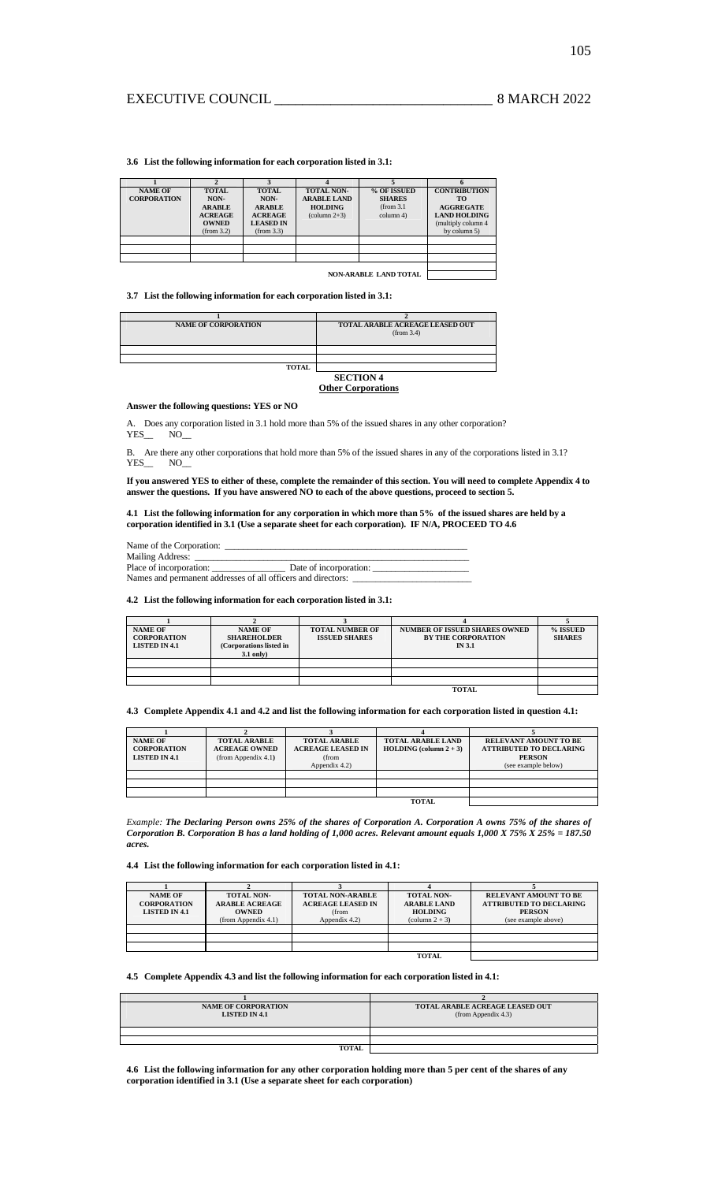**3.6 List the following information for each corporation listed in 3.1:**

| 1 | 2 | 3 | 4 | 5 | 6 |
|---|---|---|---|---|---|
| **NAME OF CORPORATION** | **TOTAL NON-ARABLE ACREAGE OWNED** (from 3.2) | **TOTAL NON-ARABLE ACREAGE LEASED IN** (from 3.3) | **TOTAL NON-ARABLE LAND HOLDING** (column 2+3) | **% OF ISSUED SHARES** (from 3.1 column 4) | **CONTRIBUTION TO AGGREGATE LAND HOLDING** (multiply column 4 by column 5) |
| | | | | | |
| | | | | | |
| | | | | | |
| | | | | **NON-ARABLE LAND TOTAL** | |

**3.7 List the following information for each corporation listed in 3.1:**

| 1 | 2 |
|---|---|
| **NAME OF CORPORATION** | **TOTAL ARABLE ACREAGE LEASED OUT** (from 3.4) |
| | |
| | |
| **TOTAL** | |

## SECTION 4

### Other Corporations

**Answer the following questions: YES or NO**

A. Does any corporation listed in 3.1 hold more than 5% of the issued shares in any other corporation?
YES__ NO__

B. Are there any other corporations that hold more than 5% of the issued shares in any of the corporations listed in 3.1?
YES__ NO__

**If you answered YES to either of these, complete the remainder of this section. You will need to complete Appendix 4 to answer the questions. If you have answered NO to each of the above questions, proceed to section 5.**

**4.1 List the following information for any corporation in which more than 5% of the issued shares are held by a corporation identified in 3.1 (Use a separate sheet for each corporation). IF N/A, PROCEED TO 4.6**

Name of the Corporation: ____________________________________________________

Mailing Address: ____________________________________________________________

Place of incorporation: _______________ Date of incorporation: ___________________

Names and permanent addresses of all officers and directors: ________________________

**4.2 List the following information for each corporation listed in 3.1:**

| 1 | 2 | 3 | 4 | 5 |
|---|---|---|---|---|
| **NAME OF CORPORATION LISTED IN 4.1** | **NAME OF SHAREHOLDER (Corporations listed in 3.1 only)** | **TOTAL NUMBER OF ISSUED SHARES** | **NUMBER OF ISSUED SHARES OWNED BY THE CORPORATION IN 3.1** | **% ISSUED SHARES** |
| | | | | |
| | | | | |
| | | | | |
| | | | **TOTAL** | |

**4.3 Complete Appendix 4.1 and 4.2 and list the following information for each corporation listed in question 4.1:**

| 1 | 2 | 3 | 4 | 5 |
|---|---|---|---|---|
| **NAME OF CORPORATION LISTED IN 4.1** | **TOTAL ARABLE ACREAGE OWNED** (from Appendix 4.1) | **TOTAL ARABLE ACREAGE LEASED IN** (from Appendix 4.2) | **TOTAL ARABLE LAND HOLDING (column 2 + 3)** | **RELEVANT AMOUNT TO BE ATTRIBUTED TO DECLARING PERSON** (see example below) |
| | | | | |
| | | | | |
| | | | | |
| | | | **TOTAL** | |

*Example:* ***The Declaring Person owns 25% of the shares of Corporation A. Corporation A owns 75% of the shares of Corporation B. Corporation B has a land holding of 1,000 acres. Relevant amount equals 1,000 X 75% X 25% = 187.50 acres.***

**4.4 List the following information for each corporation listed in 4.1:**

| 1 | 2 | 3 | 4 | 5 |
|---|---|---|---|---|
| **NAME OF CORPORATION LISTED IN 4.1** | **TOTAL NON-ARABLE ACREAGE OWNED** (from Appendix 4.1) | **TOTAL NON-ARABLE ACREAGE LEASED IN** (from Appendix 4.2) | **TOTAL NON-ARABLE LAND HOLDING** (column 2 + 3) | **RELEVANT AMOUNT TO BE ATTRIBUTED TO DECLARING PERSON** (see example above) |
| | | | | |
| | | | | |
| | | | | |
| | | | **TOTAL** | |

**4.5 Complete Appendix 4.3 and list the following information for each corporation listed in 4.1:**

| 1 | 2 |
|---|---|
| **NAME OF CORPORATION LISTED IN 4.1** | **TOTAL ARABLE ACREAGE LEASED OUT** (from Appendix 4.3) |
| | |
| | |
| **TOTAL** | |

**4.6 List the following information for any other corporation holding more than 5 per cent of the shares of any corporation identified in 3.1 (Use a separate sheet for each corporation)**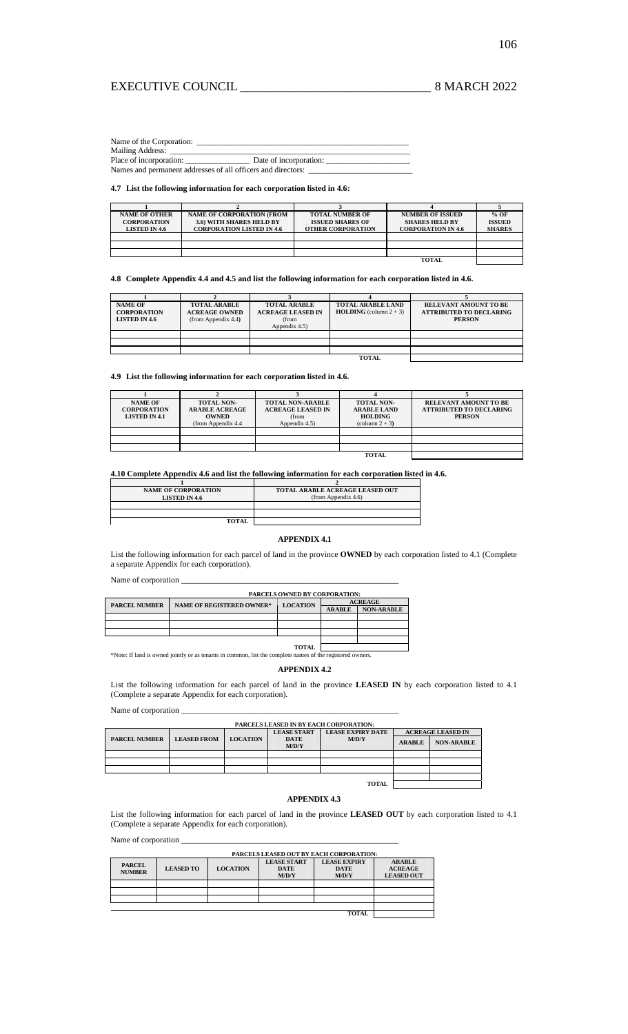Name of the Corporation: ___________________________________________

Mailing Address: ___________________________________________

Place of incorporation: _______________ Date of incorporation: ___________________

Names and permanent addresses of all officers and directors: ______________________

**4.7 List the following information for each corporation listed in 4.6:**

| 1 | 2 | 3 | 4 | 5 |
|---|---|---|---|---|
| **NAME OF OTHER CORPORATION LISTED IN 4.6** | **NAME OF CORPORATION (FROM 3.6) WITH SHARES HELD BY CORPORATION LISTED IN 4.6** | **TOTAL NUMBER OF ISSUED SHARES OF OTHER CORPORATION** | **NUMBER OF ISSUED SHARES HELD BY CORPORATION IN 4.6** | **% OF ISSUED SHARES** |
| | | | | |
| | | | | |
| | | | | |
| | | | **TOTAL** | |

**4.8 Complete Appendix 4.4 and 4.5 and list the following information for each corporation listed in 4.6.**

| 1 | 2 | 3 | 4 | 5 |
|---|---|---|---|---|
| **NAME OF CORPORATION LISTED IN 4.6** | **TOTAL ARABLE ACREAGE OWNED** (from Appendix 4.4) | **TOTAL ARABLE ACREAGE LEASED IN** (from Appendix 4.5) | **TOTAL ARABLE LAND HOLDING** (column 2 + 3) | **RELEVANT AMOUNT TO BE ATTRIBUTED TO DECLARING PERSON** |
| | | | | |
| | | | | |
| | | | | |
| | | | **TOTAL** | |

**4.9 List the following information for each corporation listed in 4.6.**

| 1 | 2 | 3 | 4 | 5 |
|---|---|---|---|---|
| **NAME OF CORPORATION LISTED IN 4.1** | **TOTAL NON-ARABLE ACREAGE OWNED** (from Appendix 4.4 | **TOTAL NON-ARABLE ACREAGE LEASED IN** (from Appendix 4.5) | **TOTAL NON-ARABLE LAND HOLDING** (column 2 + 3) | **RELEVANT AMOUNT TO BE ATTRIBUTED TO DECLARING PERSON** |
| | | | | |
| | | | | |
| | | | | |
| | | | **TOTAL** | |

**4.10 Complete Appendix 4.6 and list the following information for each corporation listed in 4.6.**

| 1 | 2 |
|---|---|
| **NAME OF CORPORATION LISTED IN 4.6** | **TOTAL ARABLE ACREAGE LEASED OUT** (from Appendix 4.6) |
| | |
| | |
| **TOTAL** | |

**APPENDIX 4.1**

List the following information for each parcel of land in the province **OWNED** by each corporation listed to 4.1 (Complete a separate Appendix for each corporation).

Name of corporation ___________________________________________

| **PARCELS OWNED BY CORPORATION:** | | | | |
|---|---|---|---|---|
| **PARCEL NUMBER** | **NAME OF REGISTERED OWNER*** | **LOCATION** | **ACREAGE** | |
| | | | **ARABLE** | **NON-ARABLE** |
| | | | | |
| | | | | |
| | | | | |
| | | | | |
| | | **TOTAL** | | |

*Note: If land is owned jointly or as tenants in common, list the complete names of the registered owners.

**APPENDIX 4.2**

List the following information for each parcel of land in the province **LEASED IN** by each corporation listed to 4.1 (Complete a separate Appendix for each corporation).

Name of corporation ___________________________________________

| **PARCELS LEASED IN BY EACH CORPORATION:** | | | | | | |
|---|---|---|---|---|---|---|
| **PARCEL NUMBER** | **LEASED FROM** | **LOCATION** | **LEASE START DATE M/D/Y** | **LEASE EXPIRY DATE M/D/Y** | **ACREAGE LEASED IN** | |
| | | | | | **ARABLE** | **NON-ARABLE** |
| | | | | | | |
| | | | | | | |
| | | | | | | |
| | | | | | | |
| | | | | **TOTAL** | | |

**APPENDIX 4.3**

List the following information for each parcel of land in the province **LEASED OUT** by each corporation listed to 4.1 (Complete a separate Appendix for each corporation).

Name of corporation ___________________________________________

| **PARCELS LEASED OUT BY EACH CORPORATION:** | | | | | |
|---|---|---|---|---|---|
| **PARCEL NUMBER** | **LEASED TO** | **LOCATION** | **LEASE START DATE M/D/Y** | **LEASE EXPIRY DATE M/D/Y** | **ARABLE ACREAGE LEASED OUT** |
| | | | | | |
| | | | | | |
| | | | | | |
| | | | | | |
| | | | | **TOTAL** | |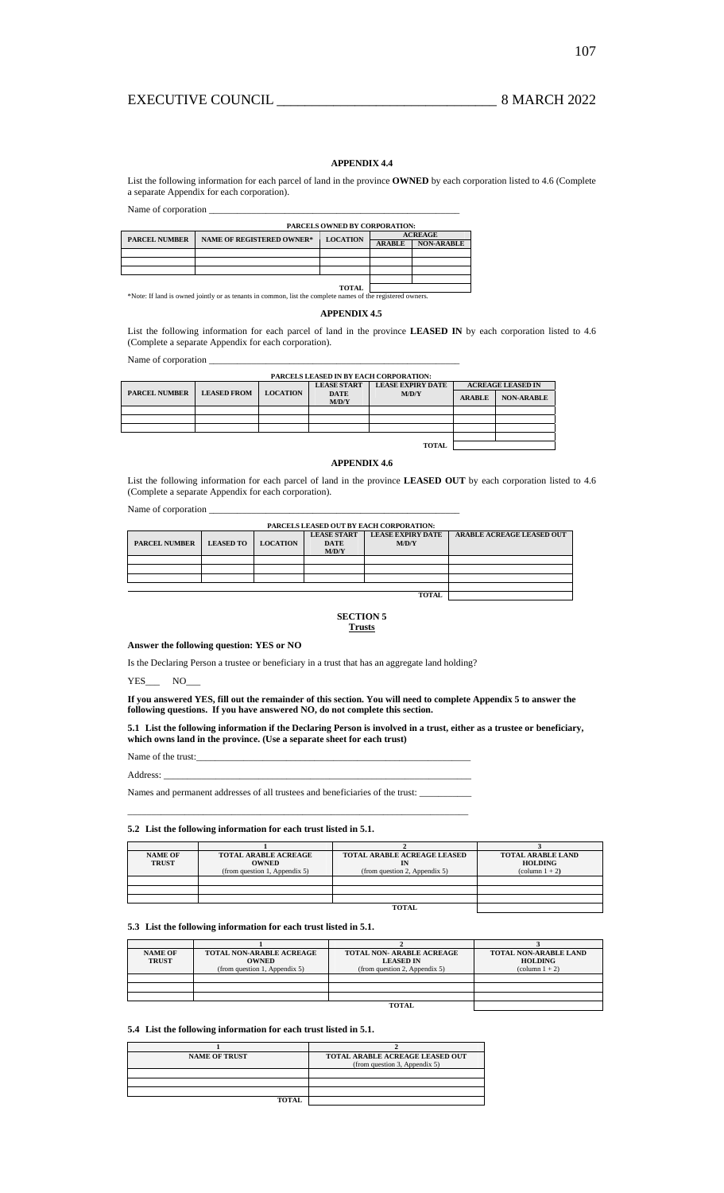## APPENDIX 4.4

List the following information for each parcel of land in the province **OWNED** by each corporation listed to 4.6 (Complete a separate Appendix for each corporation).

Name of corporation ____________________________________________________

**PARCELS OWNED BY CORPORATION:**

| PARCEL NUMBER | NAME OF REGISTERED OWNER* | LOCATION | ACREAGE | |
|---|---|---|---|---|
| | | | ARABLE | NON-ARABLE |
| | | | | |
| | | | | |
| | | | | |
| | | TOTAL | | |

*Note: If land is owned jointly or as tenants in common, list the complete names of the registered owners.

## APPENDIX 4.5

List the following information for each parcel of land in the province **LEASED IN** by each corporation listed to 4.6 (Complete a separate Appendix for each corporation).

Name of corporation ____________________________________________________

**PARCELS LEASED IN BY EACH CORPORATION:**

| PARCEL NUMBER | LEASED FROM | LOCATION | LEASE START DATE M/D/Y | LEASE EXPIRY DATE M/D/Y | ACREAGE LEASED IN | |
|---|---|---|---|---|---|---|
| | | | | | ARABLE | NON-ARABLE |
| | | | | | | |
| | | | | | | |
| | | | | | | |
| | | | | TOTAL | | |

## APPENDIX 4.6

List the following information for each parcel of land in the province **LEASED OUT** by each corporation listed to 4.6 (Complete a separate Appendix for each corporation).

Name of corporation ____________________________________________________

**PARCELS LEASED OUT BY EACH CORPORATION:**

| PARCEL NUMBER | LEASED TO | LOCATION | LEASE START DATE M/D/Y | LEASE EXPIRY DATE M/D/Y | ARABLE ACREAGE LEASED OUT |
|---|---|---|---|---|---|
| | | | | | |
| | | | | | |
| | | | | | |
| | | | | TOTAL | |

## SECTION 5
**Trusts**

**Answer the following question: YES or NO**

Is the Declaring Person a trustee or beneficiary in a trust that has an aggregate land holding?

YES___ NO___

**If you answered YES, fill out the remainder of this section. You will need to complete Appendix 5 to answer the following questions. If you have answered NO, do not complete this section.**

**5.1 List the following information if the Declaring Person is involved in a trust, either as a trustee or beneficiary, which owns land in the province. (Use a separate sheet for each trust)**

Name of the trust:____________________________________________________

Address: ____________________________________________________________

Names and permanent addresses of all trustees and beneficiaries of the trust: ___________

______________________________________________________________________

**5.2 List the following information for each trust listed in 5.1.**

| | 1 | 2 | 3 |
|---|---|---|---|
| NAME OF TRUST | TOTAL ARABLE ACREAGE OWNED (from question 1, Appendix 5) | TOTAL ARABLE ACREAGE LEASED IN (from question 2, Appendix 5) | TOTAL ARABLE LAND HOLDING (column 1 + 2) |
| | | | |
| | | | |
| | | | |
| | | TOTAL | |

**5.3 List the following information for each trust listed in 5.1.**

| | 1 | 2 | 3 |
|---|---|---|---|
| NAME OF TRUST | TOTAL NON-ARABLE ACREAGE OWNED (from question 1, Appendix 5) | TOTAL NON- ARABLE ACREAGE LEASED IN (from question 2, Appendix 5) | TOTAL NON-ARABLE LAND HOLDING (column 1 + 2) |
| | | | |
| | | | |
| | | | |
| | | TOTAL | |

**5.4 List the following information for each trust listed in 5.1.**

| 1 | 2 |
|---|---|
| NAME OF TRUST | TOTAL ARABLE ACREAGE LEASED OUT (from question 3, Appendix 5) |
| | |
| | |
| | |
| TOTAL | |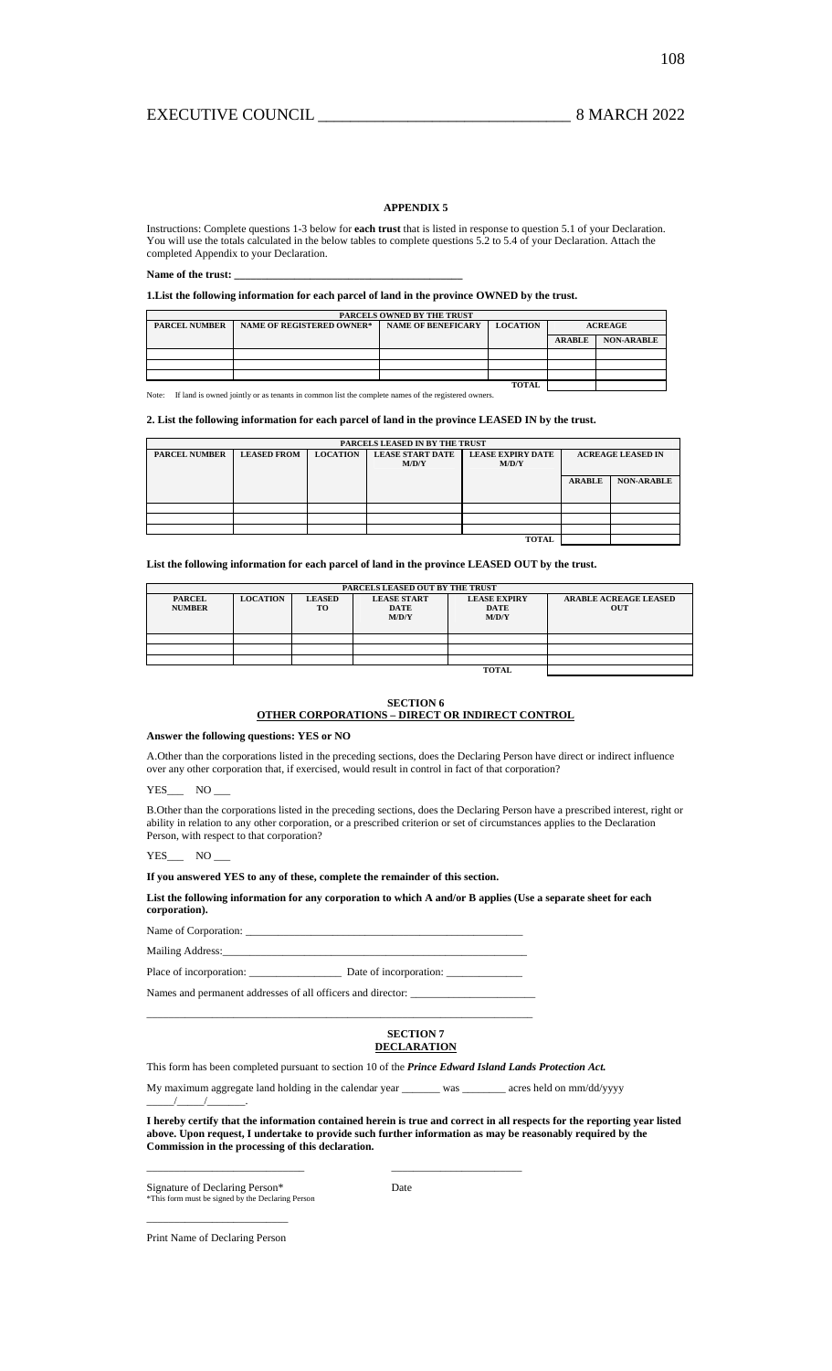## APPENDIX 5

Instructions: Complete questions 1-3 below for **each trust** that is listed in response to question 5.1 of your Declaration. You will use the totals calculated in the below tables to complete questions 5.2 to 5.4 of your Declaration. Attach the completed Appendix to your Declaration.

**Name of the trust: \_\_\_\_\_\_\_\_\_\_\_\_\_\_\_\_\_\_\_\_\_\_\_\_\_\_\_\_\_\_\_\_\_\_\_\_\_\_\_\_**

**1.List the following information for each parcel of land in the province OWNED by the trust.**

| PARCELS OWNED BY THE TRUST | | | | | |
|---|---|---|---|---|---|
| PARCEL NUMBER | NAME OF REGISTERED OWNER* | NAME OF BENEFICARY | LOCATION | ACREAGE | |
| | | | | ARABLE | NON-ARABLE |
| | | | | | |
| | | | | | |
| | | | | | |
| | | | TOTAL | | |

Note: If land is owned jointly or as tenants in common list the complete names of the registered owners.

**2. List the following information for each parcel of land in the province LEASED IN by the trust.**

| PARCELS LEASED IN BY THE TRUST | | | | | | |
|---|---|---|---|---|---|---|
| PARCEL NUMBER | LEASED FROM | LOCATION | LEASE START DATE M/D/Y | LEASE EXPIRY DATE M/D/Y | ACREAGE LEASED IN | |
| | | | | | ARABLE | NON-ARABLE |
| | | | | | | |
| | | | | | | |
| | | | | | | |
| | | | | TOTAL | | |

**List the following information for each parcel of land in the province LEASED OUT by the trust.**

| PARCELS LEASED OUT BY THE TRUST | | | | | |
|---|---|---|---|---|---|
| PARCEL NUMBER | LOCATION | LEASED TO | LEASE START DATE M/D/Y | LEASE EXPIRY DATE M/D/Y | ARABLE ACREAGE LEASED OUT |
| | | | | | |
| | | | | | |
| | | | | | |
| | | | | TOTAL | |

## SECTION 6
## OTHER CORPORATIONS – DIRECT OR INDIRECT CONTROL

**Answer the following questions: YES or NO**

A.Other than the corporations listed in the preceding sections, does the Declaring Person have direct or indirect influence over any other corporation that, if exercised, would result in control in fact of that corporation?

YES\_\_\_ NO \_\_\_

B.Other than the corporations listed in the preceding sections, does the Declaring Person have a prescribed interest, right or ability in relation to any other corporation, or a prescribed criterion or set of circumstances applies to the Declaration Person, with respect to that corporation?

YES\_\_\_ NO \_\_\_

**If you answered YES to any of these, complete the remainder of this section.**

**List the following information for any corporation to which A and/or B applies (Use a separate sheet for each corporation).**

Name of Corporation: \_\_\_\_\_\_\_\_\_\_\_\_\_\_\_\_\_\_\_\_\_\_\_\_\_\_\_\_\_\_\_\_\_\_\_\_\_\_\_\_\_\_\_\_\_\_\_\_\_\_

Mailing Address:\_\_\_\_\_\_\_\_\_\_\_\_\_\_\_\_\_\_\_\_\_\_\_\_\_\_\_\_\_\_\_\_\_\_\_\_\_\_\_\_\_\_\_\_\_\_\_\_\_\_\_\_\_\_

Place of incorporation: \_\_\_\_\_\_\_\_\_\_\_\_\_\_\_\_ Date of incorporation: \_\_\_\_\_\_\_\_\_\_\_\_\_

Names and permanent addresses of all officers and director: \_\_\_\_\_\_\_\_\_\_\_\_\_\_\_\_\_\_\_\_\_\_

\_\_\_\_\_\_\_\_\_\_\_\_\_\_\_\_\_\_\_\_\_\_\_\_\_\_\_\_\_\_\_\_\_\_\_\_\_\_\_\_\_\_\_\_\_\_\_\_\_\_\_\_\_\_\_\_\_\_\_\_\_\_\_\_\_\_\_\_

## SECTION 7
## DECLARATION

This form has been completed pursuant to section 10 of the ***Prince Edward Island Lands Protection Act.***

My maximum aggregate land holding in the calendar year \_\_\_\_\_\_\_ was \_\_\_\_\_\_\_\_ acres held on mm/dd/yyyy \_\_\_\_\_/\_\_\_\_\_/\_\_\_\_\_\_\_.

**I hereby certify that the information contained herein is true and correct in all respects for the reporting year listed above. Upon request, I undertake to provide such further information as may be reasonably required by the Commission in the processing of this declaration.**

\_\_\_\_\_\_\_\_\_\_\_\_\_\_\_\_\_\_\_\_\_\_\_\_\_\_\_ \_\_\_\_\_\_\_\_\_\_\_\_\_\_\_\_\_\_\_\_\_\_\_

Signature of Declaring Person* Date

*This form must be signed by the Declaring Person

\_\_\_\_\_\_\_\_\_\_\_\_\_\_\_\_\_\_\_\_\_\_\_\_\_

Print Name of Declaring Person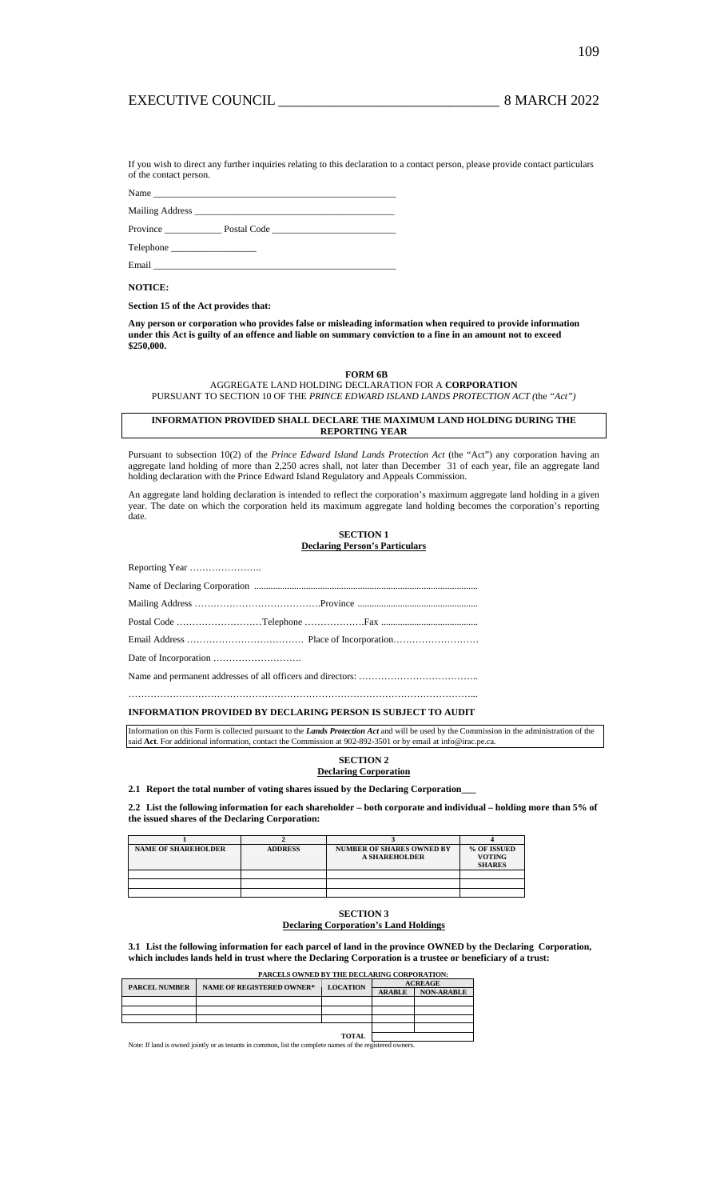If you wish to direct any further inquiries relating to this declaration to a contact person, please provide contact particulars of the contact person.

Name ___________________________________________________

Mailing Address __________________________________________

Province ____________ Postal Code __________________________

Telephone __________________

Email ___________________________________________________

**NOTICE:**

**Section 15 of the Act provides that:**

**Any person or corporation who provides false or misleading information when required to provide information under this Act is guilty of an offence and liable on summary conviction to a fine in an amount not to exceed $250,000.**

**FORM 6B**

AGGREGATE LAND HOLDING DECLARATION FOR A **CORPORATION**
PURSUANT TO SECTION 10 OF THE *PRINCE EDWARD ISLAND LANDS PROTECTION ACT* (the *"Act")*

**INFORMATION PROVIDED SHALL DECLARE THE MAXIMUM LAND HOLDING DURING THE REPORTING YEAR**

Pursuant to subsection 10(2) of the *Prince Edward Island Lands Protection Act* (the "Act") any corporation having an aggregate land holding of more than 2,250 acres shall, not later than December 31 of each year, file an aggregate land holding declaration with the Prince Edward Island Regulatory and Appeals Commission.

An aggregate land holding declaration is intended to reflect the corporation's maximum aggregate land holding in a given year. The date on which the corporation held its maximum aggregate land holding becomes the corporation's reporting date.

**SECTION 1**
**Declaring Person's Particulars**

Reporting Year …………………..

Name of Declaring Corporation ................................................................................................

Mailing Address ………………………………….Province ..................................................

Postal Code ………………………Telephone ……………….Fax ........................................

Email Address ………………………………. Place of Incorporation………………………

Date of Incorporation ……………………….

Name and permanent addresses of all officers and directors: ………………………………..

…………………………………………………………………………………………….

**INFORMATION PROVIDED BY DECLARING PERSON IS SUBJECT TO AUDIT**

Information on this Form is collected pursuant to the ***Lands Protection Act*** and will be used by the Commission in the administration of the said **Act**. For additional information, contact the Commission at 902-892-3501 or by email at info@irac.pe.ca.

**SECTION 2**
**Declaring Corporation**

**2.1 Report the total number of voting shares issued by the Declaring Corporation___**

**2.2 List the following information for each shareholder – both corporate and individual – holding more than 5% of the issued shares of the Declaring Corporation:**

| 1 | 2 | 3 | 4 |
|---|---|---|---|
| **NAME OF SHAREHOLDER** | **ADDRESS** | **NUMBER OF SHARES OWNED BY A SHAREHOLDER** | **% OF ISSUED VOTING SHARES** |
| | | | |
| | | | |
| | | | |

**SECTION 3**
**Declaring Corporation's Land Holdings**

**3.1 List the following information for each parcel of land in the province OWNED by the Declaring Corporation, which includes lands held in trust where the Declaring Corporation is a trustee or beneficiary of a trust:**

**PARCELS OWNED BY THE DECLARING CORPORATION:**

| PARCEL NUMBER | NAME OF REGISTERED OWNER* | LOCATION | ACREAGE | |
|---|---|---|---|---|
| | | | ARABLE | NON-ARABLE |
| | | | | |
| | | | | |
| | | | | |
| | | TOTAL | | |

Note: If land is owned jointly or as tenants in common, list the complete names of the registered owners.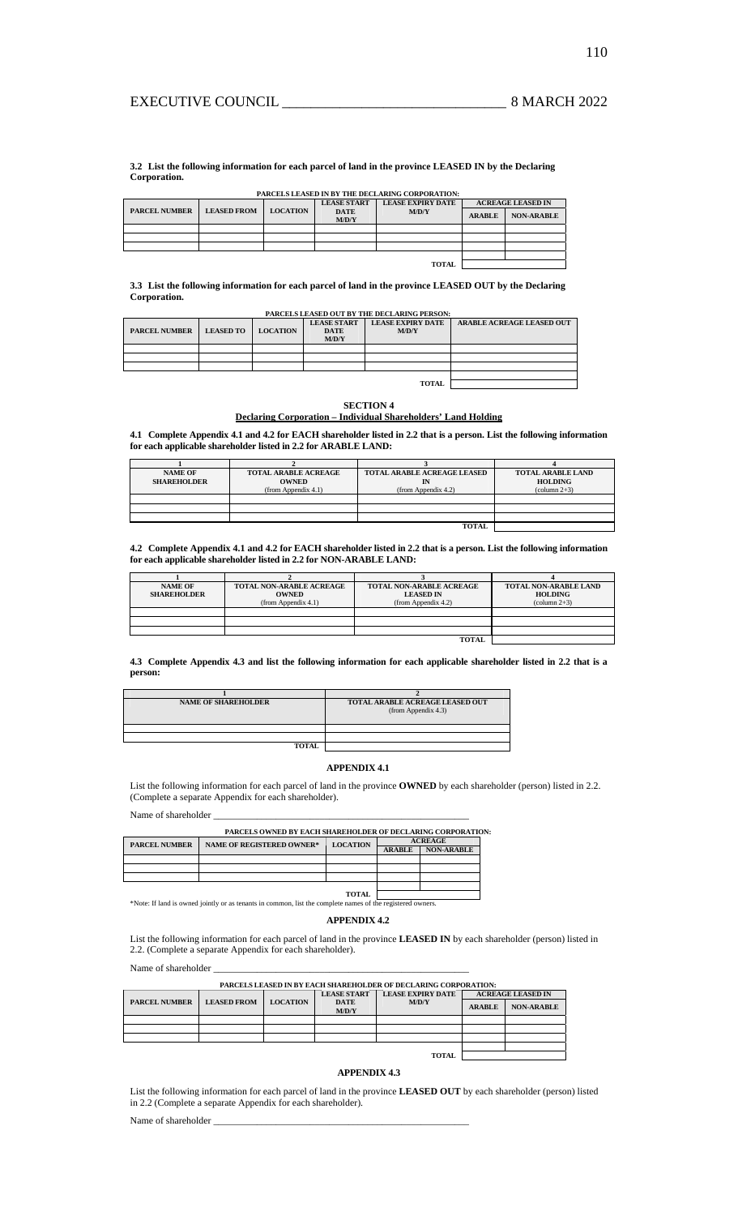**3.2 List the following information for each parcel of land in the province LEASED IN by the Declaring Corporation.**

PARCELS LEASED IN BY THE DECLARING CORPORATION:

| PARCEL NUMBER | LEASED FROM | LOCATION | LEASE START DATE M/D/Y | LEASE EXPIRY DATE M/D/Y | ACREAGE LEASED IN | |
|---|---|---|---|---|---|---|
| | | | | | ARABLE | NON-ARABLE |
| | | | | | | |
| | | | | | | |
| | | | | | | |
| | | | | TOTAL | | |

**3.3 List the following information for each parcel of land in the province LEASED OUT by the Declaring Corporation.**

PARCELS LEASED OUT BY THE DECLARING PERSON:

| PARCEL NUMBER | LEASED TO | LOCATION | LEASE START DATE M/D/Y | LEASE EXPIRY DATE M/D/Y | ARABLE ACREAGE LEASED OUT |
|---|---|---|---|---|---|
| | | | | | |
| | | | | | |
| | | | | | |
| | | | | TOTAL | |

## SECTION 4

### Declaring Corporation – Individual Shareholders' Land Holding

**4.1 Complete Appendix 4.1 and 4.2 for EACH shareholder listed in 2.2 that is a person. List the following information for each applicable shareholder listed in 2.2 for ARABLE LAND:**

| 1 | 2 | 3 | 4 |
|---|---|---|---|
| NAME OF SHAREHOLDER | TOTAL ARABLE ACREAGE OWNED (from Appendix 4.1) | TOTAL ARABLE ACREAGE LEASED IN (from Appendix 4.2) | TOTAL ARABLE LAND HOLDING (column 2+3) |
| | | | |
| | | | |
| | | | |
| | | TOTAL | |

**4.2 Complete Appendix 4.1 and 4.2 for EACH shareholder listed in 2.2 that is a person. List the following information for each applicable shareholder listed in 2.2 for NON-ARABLE LAND:**

| 1 | 2 | 3 | 4 |
|---|---|---|---|
| NAME OF SHAREHOLDER | TOTAL NON-ARABLE ACREAGE OWNED (from Appendix 4.1) | TOTAL NON-ARABLE ACREAGE LEASED IN (from Appendix 4.2) | TOTAL NON-ARABLE LAND HOLDING (column 2+3) |
| | | | |
| | | | |
| | | | |
| | | TOTAL | |

**4.3 Complete Appendix 4.3 and list the following information for each applicable shareholder listed in 2.2 that is a person:**

| 1 | 2 |
|---|---|
| NAME OF SHAREHOLDER | TOTAL ARABLE ACREAGE LEASED OUT (from Appendix 4.3) |
| | |
| | |
| TOTAL | |

### APPENDIX 4.1

List the following information for each parcel of land in the province **OWNED** by each shareholder (person) listed in 2.2. (Complete a separate Appendix for each shareholder).

Name of shareholder ____________________________________________________

PARCELS OWNED BY EACH SHAREHOLDER OF DECLARING CORPORATION:

| PARCEL NUMBER | NAME OF REGISTERED OWNER* | LOCATION | ACREAGE | |
|---|---|---|---|---|
| | | | ARABLE | NON-ARABLE |
| | | | | |
| | | | | |
| | | | | |
| | | TOTAL | | |

*Note: If land is owned jointly or as tenants in common, list the complete names of the registered owners.

### APPENDIX 4.2

List the following information for each parcel of land in the province **LEASED IN** by each shareholder (person) listed in 2.2. (Complete a separate Appendix for each shareholder).

Name of shareholder ____________________________________________________

PARCELS LEASED IN BY EACH SHAREHOLDER OF DECLARING CORPORATION:

| PARCEL NUMBER | LEASED FROM | LOCATION | LEASE START DATE M/D/Y | LEASE EXPIRY DATE M/D/Y | ACREAGE LEASED IN | |
|---|---|---|---|---|---|---|
| | | | | | ARABLE | NON-ARABLE |
| | | | | | | |
| | | | | | | |
| | | | | | | |
| | | | | TOTAL | | |

### APPENDIX 4.3

List the following information for each parcel of land in the province **LEASED OUT** by each shareholder (person) listed in 2.2 (Complete a separate Appendix for each shareholder).

Name of shareholder ____________________________________________________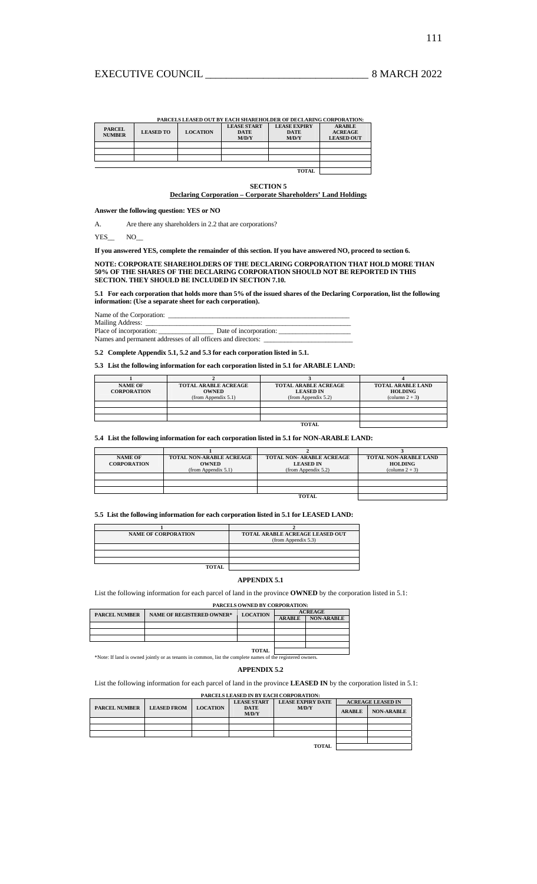**PARCELS LEASED OUT BY EACH SHAREHOLDER OF DECLARING CORPORATION:**

| PARCEL NUMBER | LEASED TO | LOCATION | LEASE START DATE M/D/Y | LEASE EXPIRY DATE M/D/Y | ARABLE ACREAGE LEASED OUT |
|---|---|---|---|---|---|
| | | | | | |
| | | | | | |
| | | | | | |
| | | | | TOTAL | |

## SECTION 5

### Declaring Corporation – Corporate Shareholders' Land Holdings

**Answer the following question: YES or NO**

A. Are there any shareholders in 2.2 that are corporations?

YES__ NO__

**If you answered YES, complete the remainder of this section. If you have answered NO, proceed to section 6.**

**NOTE: CORPORATE SHAREHOLDERS OF THE DECLARING CORPORATION THAT HOLD MORE THAN 50% OF THE SHARES OF THE DECLARING CORPORATION SHOULD NOT BE REPORTED IN THIS SECTION. THEY SHOULD BE INCLUDED IN SECTION 7.10.**

**5.1 For each corporation that holds more than 5% of the issued shares of the Declaring Corporation, list the following information: (Use a separate sheet for each corporation).**

Name of the Corporation: ____________________
Mailing Address: ____________________
Place of incorporation: ______________ Date of incorporation: ______________
Names and permanent addresses of all officers and directors: ____________________

**5.2 Complete Appendix 5.1, 5.2 and 5.3 for each corporation listed in 5.1.**

**5.3 List the following information for each corporation listed in 5.1 for ARABLE LAND:**

| 1 | 2 | 3 | 4 |
|---|---|---|---|
| NAME OF CORPORATION | TOTAL ARABLE ACREAGE OWNED (from Appendix 5.1) | TOTAL ARABLE ACREAGE LEASED IN (from Appendix 5.2) | TOTAL ARABLE LAND HOLDING (column 2 + 3) |
| | | | |
| | | | |
| | | | |
| | | TOTAL | |

**5.4 List the following information for each corporation listed in 5.1 for NON-ARABLE LAND:**

| | 1 | 2 | 3 |
|---|---|---|---|
| NAME OF CORPORATION | TOTAL NON-ARABLE ACREAGE OWNED (from Appendix 5.1) | TOTAL NON- ARABLE ACREAGE LEASED IN (from Appendix 5.2) | TOTAL NON-ARABLE LAND HOLDING (column 2 + 3) |
| | | | |
| | | | |
| | | | |
| | | TOTAL | |

**5.5 List the following information for each corporation listed in 5.1 for LEASED LAND:**

| 1 | 2 |
|---|---|
| NAME OF CORPORATION | TOTAL ARABLE ACREAGE LEASED OUT (from Appendix 5.3) |
| | |
| | |
| | |
| TOTAL | |

### APPENDIX 5.1

List the following information for each parcel of land in the province **OWNED** by the corporation listed in 5.1:

**PARCELS OWNED BY CORPORATION:**

| PARCEL NUMBER | NAME OF REGISTERED OWNER* | LOCATION | ACREAGE | |
|---|---|---|---|---|
| | | | ARABLE | NON-ARABLE |
| | | | | |
| | | | | |
| | | | | |
| | | TOTAL | | |

*Note: If land is owned jointly or as tenants in common, list the complete names of the registered owners.

### APPENDIX 5.2

List the following information for each parcel of land in the province **LEASED IN** by the corporation listed in 5.1:

**PARCELS LEASED IN BY EACH CORPORATION:**

| PARCEL NUMBER | LEASED FROM | LOCATION | LEASE START DATE M/D/Y | LEASE EXPIRY DATE M/D/Y | ACREAGE LEASED IN | |
|---|---|---|---|---|---|---|
| | | | | | ARABLE | NON-ARABLE |
| | | | | | | |
| | | | | | | |
| | | | | | | |
| | | | | TOTAL | | |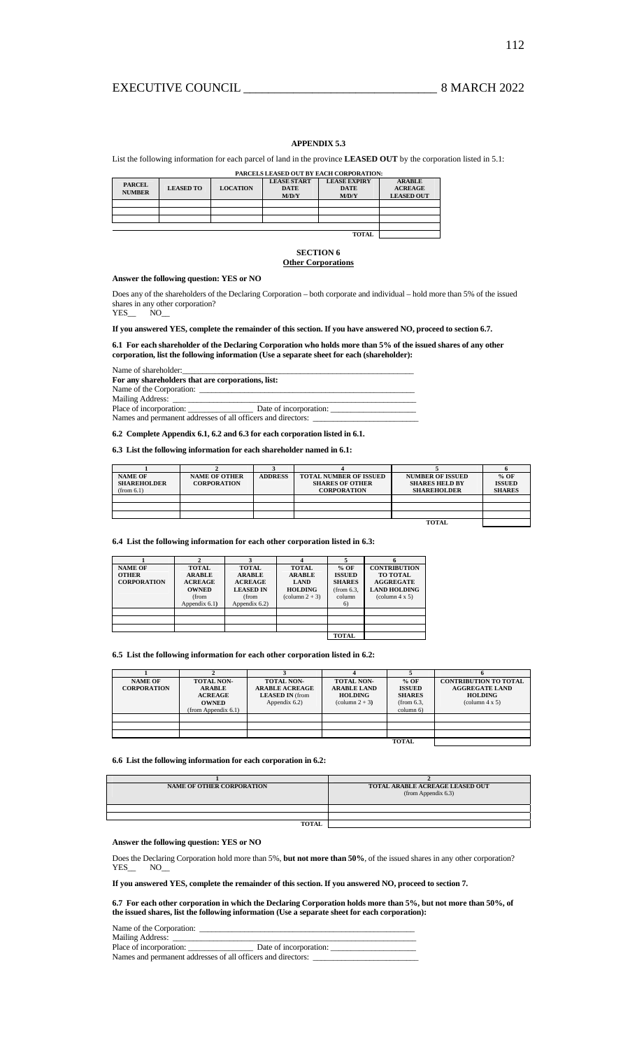### APPENDIX 5.3

List the following information for each parcel of land in the province **LEASED OUT** by the corporation listed in 5.1:

**PARCELS LEASED OUT BY EACH CORPORATION:**

| PARCEL NUMBER | LEASED TO | LOCATION | LEASE START DATE M/D/Y | LEASE EXPIRY DATE M/D/Y | ARABLE ACREAGE LEASED OUT |
|---|---|---|---|---|---|
| | | | | | |
| | | | | | |
| | | | | | |
| | | | | **TOTAL** | |

## SECTION 6
### Other Corporations

**Answer the following question: YES or NO**

Does any of the shareholders of the Declaring Corporation – both corporate and individual – hold more than 5% of the issued shares in any other corporation?
YES__ NO__

**If you answered YES, complete the remainder of this section. If you have answered NO, proceed to section 6.7.**

**6.1 For each shareholder of the Declaring Corporation who holds more than 5% of the issued shares of any other corporation, list the following information (Use a separate sheet for each (shareholder):**

Name of shareholder:_______________________________________________
**For any shareholders that are corporations, list:**
Name of the Corporation: ___________________________________________
Mailing Address: __________________________________________________
Place of incorporation: ________________ Date of incorporation: ____________________
Names and permanent addresses of all officers and directors: ________________________

**6.2 Complete Appendix 6.1, 6.2 and 6.3 for each corporation listed in 6.1.**

**6.3 List the following information for each shareholder named in 6.1:**

| 1 | 2 | 3 | 4 | 5 | 6 |
|---|---|---|---|---|---|
| NAME OF SHAREHOLDER (from 6.1) | NAME OF OTHER CORPORATION | ADDRESS | TOTAL NUMBER OF ISSUED SHARES OF OTHER CORPORATION | NUMBER OF ISSUED SHARES HELD BY SHAREHOLDER | % OF ISSUED SHARES |
| | | | | | |
| | | | | | |
| | | | | | |
| | | | | **TOTAL** | |

**6.4 List the following information for each other corporation listed in 6.3:**

| 1 | 2 | 3 | 4 | 5 | 6 |
|---|---|---|---|---|---|
| NAME OF OTHER CORPORATION | TOTAL ARABLE ACREAGE OWNED (from Appendix 6.1) | TOTAL ARABLE ACREAGE LEASED IN (from Appendix 6.2) | TOTAL ARABLE LAND HOLDING (column 2 + 3) | % OF ISSUED SHARES (from 6.3, column 6) | CONTRIBUTION TO TOTAL AGGREGATE LAND HOLDING (column 4 x 5) |
| | | | | | |
| | | | | | |
| | | | | | |
| | | | | **TOTAL** | |

**6.5 List the following information for each other corporation listed in 6.2:**

| 1 | 2 | 3 | 4 | 5 | 6 |
|---|---|---|---|---|---|
| NAME OF CORPORATION | TOTAL NON-ARABLE ACREAGE OWNED (from Appendix 6.1) | TOTAL NON-ARABLE ACREAGE LEASED IN (from Appendix 6.2) | TOTAL NON-ARABLE LAND HOLDING (column 2 + 3) | % OF ISSUED SHARES (from 6.3, column 6) | CONTRIBUTION TO TOTAL AGGREGATE LAND HOLDING (column 4 x 5) |
| | | | | | |
| | | | | | |
| | | | | | |
| | | | | **TOTAL** | |

**6.6 List the following information for each corporation in 6.2:**

| 1 | 2 |
|---|---|
| NAME OF OTHER CORPORATION | TOTAL ARABLE ACREAGE LEASED OUT (from Appendix 6.3) |
| | |
| | |
| **TOTAL** | |

**Answer the following question: YES or NO**

Does the Declaring Corporation hold more than 5%, **but not more than 50%**, of the issued shares in any other corporation?
YES__ NO__

**If you answered YES, complete the remainder of this section. If you answered NO, proceed to section 7.**

**6.7 For each other corporation in which the Declaring Corporation holds more than 5%, but not more than 50%, of the issued shares, list the following information (Use a separate sheet for each corporation):**

Name of the Corporation: ___________________________________________
Mailing Address: __________________________________________________
Place of incorporation: ________________ Date of incorporation: ____________________
Names and permanent addresses of all officers and directors: ________________________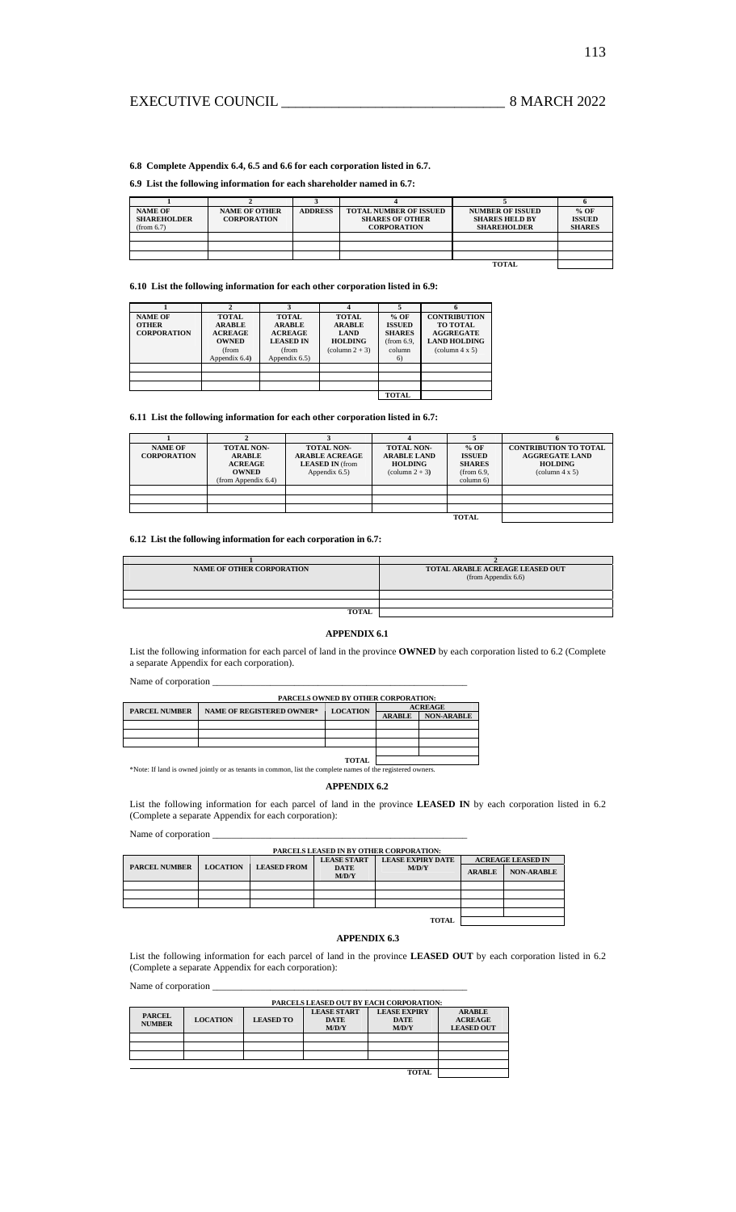**6.8 Complete Appendix 6.4, 6.5 and 6.6 for each corporation listed in 6.7.**

**6.9 List the following information for each shareholder named in 6.7:**

| 1 | 2 | 3 | 4 | 5 | 6 |
|---|---|---|---|---|---|
| **NAME OF SHAREHOLDER** (from 6.7) | **NAME OF OTHER CORPORATION** | **ADDRESS** | **TOTAL NUMBER OF ISSUED SHARES OF OTHER CORPORATION** | **NUMBER OF ISSUED SHARES HELD BY SHAREHOLDER** | **% OF ISSUED SHARES** |
| | | | | | |
| | | | | | |
| | | | | | |
| | | | | **TOTAL** | |

**6.10 List the following information for each other corporation listed in 6.9:**

| 1 | 2 | 3 | 4 | 5 | 6 |
|---|---|---|---|---|---|
| **NAME OF OTHER CORPORATION** | **TOTAL ARABLE ACREAGE OWNED** (from Appendix 6.4) | **TOTAL ARABLE ACREAGE LEASED IN** (from Appendix 6.5) | **TOTAL ARABLE LAND HOLDING** (column 2 + 3) | **% OF ISSUED SHARES** (from 6.9, column 6) | **CONTRIBUTION TO TOTAL AGGREGATE LAND HOLDING** (column 4 x 5) |
| | | | | | |
| | | | | | |
| | | | | | |
| | | | | **TOTAL** | |

**6.11 List the following information for each other corporation listed in 6.7:**

| 1 | 2 | 3 | 4 | 5 | 6 |
|---|---|---|---|---|---|
| **NAME OF CORPORATION** | **TOTAL NON-ARABLE ACREAGE OWNED** (from Appendix 6.4) | **TOTAL NON-ARABLE ACREAGE LEASED IN** (from Appendix 6.5) | **TOTAL NON-ARABLE LAND HOLDING** (column 2 + 3) | **% OF ISSUED SHARES** (from 6.9, column 6) | **CONTRIBUTION TO TOTAL AGGREGATE LAND HOLDING** (column 4 x 5) |
| | | | | | |
| | | | | | |
| | | | | | |
| | | | | **TOTAL** | |

**6.12 List the following information for each corporation in 6.7:**

| 1 | 2 |
|---|---|
| **NAME OF OTHER CORPORATION** | **TOTAL ARABLE ACREAGE LEASED OUT** (from Appendix 6.6) |
| | |
| | |
| **TOTAL** | |

## APPENDIX 6.1

List the following information for each parcel of land in the province **OWNED** by each corporation listed to 6.2 (Complete a separate Appendix for each corporation).

Name of corporation ______________________________

**PARCELS OWNED BY OTHER CORPORATION:**

| PARCEL NUMBER | NAME OF REGISTERED OWNER* | LOCATION | ACREAGE | |
|---|---|---|---|---|
| | | | ARABLE | NON-ARABLE |
| | | | | |
| | | | | |
| | | | | |
| | | | | |
| | | TOTAL | | |

*Note: If land is owned jointly or as tenants in common, list the complete names of the registered owners.

## APPENDIX 6.2

List the following information for each parcel of land in the province **LEASED IN** by each corporation listed in 6.2 (Complete a separate Appendix for each corporation):

Name of corporation ______________________________

**PARCELS LEASED IN BY OTHER CORPORATION:**

| PARCEL NUMBER | LOCATION | LEASED FROM | LEASE START DATE M/D/Y | LEASE EXPIRY DATE M/D/Y | ACREAGE LEASED IN | |
|---|---|---|---|---|---|---|
| | | | | | ARABLE | NON-ARABLE |
| | | | | | | |
| | | | | | | |
| | | | | | | |
| | | | | | | |
| | | | | TOTAL | | |

## APPENDIX 6.3

List the following information for each parcel of land in the province **LEASED OUT** by each corporation listed in 6.2 (Complete a separate Appendix for each corporation):

Name of corporation ______________________________

**PARCELS LEASED OUT BY EACH CORPORATION:**

| PARCEL NUMBER | LOCATION | LEASED TO | LEASE START DATE M/D/Y | LEASE EXPIRY DATE M/D/Y | ARABLE ACREAGE LEASED OUT |
|---|---|---|---|---|---|
| | | | | | |
| | | | | | |
| | | | | | |
| | | | | | |
| | | | | TOTAL | |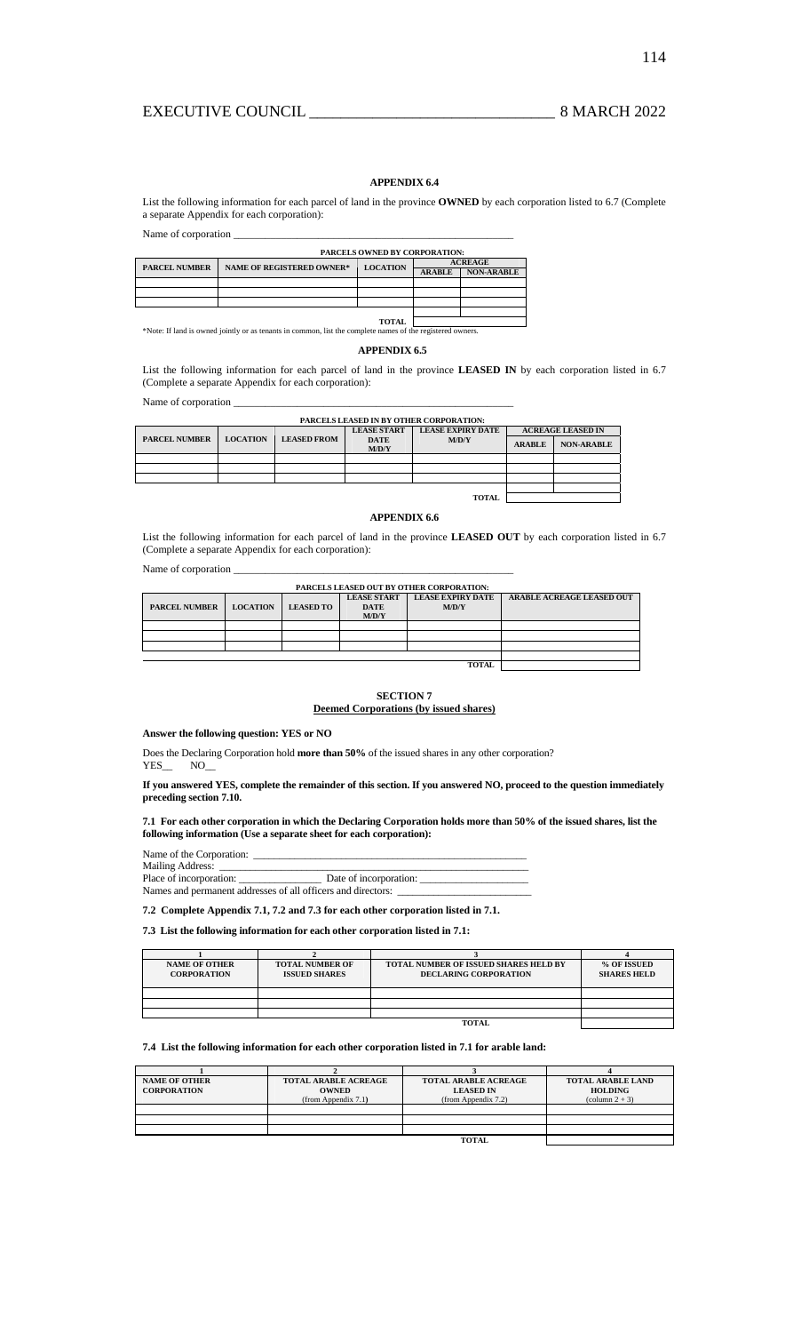### APPENDIX 6.4

List the following information for each parcel of land in the province **OWNED** by each corporation listed to 6.7 (Complete a separate Appendix for each corporation):

Name of corporation \_\_\_\_\_\_\_\_\_\_\_\_\_\_\_\_\_\_\_\_\_\_\_\_\_\_\_\_\_\_\_\_\_\_\_\_\_\_\_\_\_\_\_\_\_\_\_\_\_\_

**PARCELS OWNED BY CORPORATION:**

| PARCEL NUMBER | NAME OF REGISTERED OWNER* | LOCATION | ACREAGE | |
|---|---|---|---|---|
| | | | ARABLE | NON-ARABLE |
| | | | | |
| | | | | |
| | | | | |
| | | | | |
| | | TOTAL | | |

*Note: If land is owned jointly or as tenants in common, list the complete names of the registered owners.

### APPENDIX 6.5

List the following information for each parcel of land in the province **LEASED IN** by each corporation listed in 6.7 (Complete a separate Appendix for each corporation):

Name of corporation \_\_\_\_\_\_\_\_\_\_\_\_\_\_\_\_\_\_\_\_\_\_\_\_\_\_\_\_\_\_\_\_\_\_\_\_\_\_\_\_\_\_\_\_\_\_\_\_\_\_

**PARCELS LEASED IN BY OTHER CORPORATION:**

| PARCEL NUMBER | LOCATION | LEASED FROM | LEASE START DATE M/D/Y | LEASE EXPIRY DATE M/D/Y | ACREAGE LEASED IN | |
|---|---|---|---|---|---|---|
| | | | | | ARABLE | NON-ARABLE |
| | | | | | | |
| | | | | | | |
| | | | | | | |
| | | | | | | |
| | | | | TOTAL | | |

### APPENDIX 6.6

List the following information for each parcel of land in the province **LEASED OUT** by each corporation listed in 6.7 (Complete a separate Appendix for each corporation):

Name of corporation \_\_\_\_\_\_\_\_\_\_\_\_\_\_\_\_\_\_\_\_\_\_\_\_\_\_\_\_\_\_\_\_\_\_\_\_\_\_\_\_\_\_\_\_\_\_\_\_\_\_

**PARCELS LEASED OUT BY OTHER CORPORATION:**

| PARCEL NUMBER | LOCATION | LEASED TO | LEASE START DATE M/D/Y | LEASE EXPIRY DATE M/D/Y | ARABLE ACREAGE LEASED OUT |
|---|---|---|---|---|---|
| | | | | | |
| | | | | | |
| | | | | | |
| | | | | | |
| | | | | TOTAL | |

### SECTION 7
**Deemed Corporations (by issued shares)**

**Answer the following question: YES or NO**

Does the Declaring Corporation hold **more than 50%** of the issued shares in any other corporation?
YES\_\_ NO\_\_

**If you answered YES, complete the remainder of this section. If you answered NO, proceed to the question immediately preceding section 7.10.**

**7.1 For each other corporation in which the Declaring Corporation holds more than 50% of the issued shares, list the following information (Use a separate sheet for each corporation):**

Name of the Corporation: \_\_\_\_\_\_\_\_\_\_\_\_\_\_\_\_\_\_\_\_\_\_\_\_\_\_\_\_\_\_\_\_\_\_\_\_\_\_\_\_\_\_\_\_\_\_\_\_\_\_
Mailing Address: \_\_\_\_\_\_\_\_\_\_\_\_\_\_\_\_\_\_\_\_\_\_\_\_\_\_\_\_\_\_\_\_\_\_\_\_\_\_\_\_\_\_\_\_\_\_\_\_\_\_\_\_\_\_\_
Place of incorporation: \_\_\_\_\_\_\_\_\_\_\_\_\_\_\_\_ Date of incorporation: \_\_\_\_\_\_\_\_\_\_\_\_\_\_\_\_\_\_\_\_
Names and permanent addresses of all officers and directors: \_\_\_\_\_\_\_\_\_\_\_\_\_\_\_\_\_\_\_\_\_\_\_\_\_

**7.2 Complete Appendix 7.1, 7.2 and 7.3 for each other corporation listed in 7.1.**

**7.3 List the following information for each other corporation listed in 7.1:**

| 1 | 2 | 3 | 4 |
|---|---|---|---|
| NAME OF OTHER CORPORATION | TOTAL NUMBER OF ISSUED SHARES | TOTAL NUMBER OF ISSUED SHARES HELD BY DECLARING CORPORATION | % OF ISSUED SHARES HELD |
| | | | |
| | | | |
| | | | |
| | | TOTAL | |

**7.4 List the following information for each other corporation listed in 7.1 for arable land:**

| 1 | 2 | 3 | 4 |
|---|---|---|---|
| NAME OF OTHER CORPORATION | TOTAL ARABLE ACREAGE OWNED (from Appendix 7.1) | TOTAL ARABLE ACREAGE LEASED IN (from Appendix 7.2) | TOTAL ARABLE LAND HOLDING (column 2 + 3) |
| | | | |
| | | | |
| | | | |
| | | TOTAL | |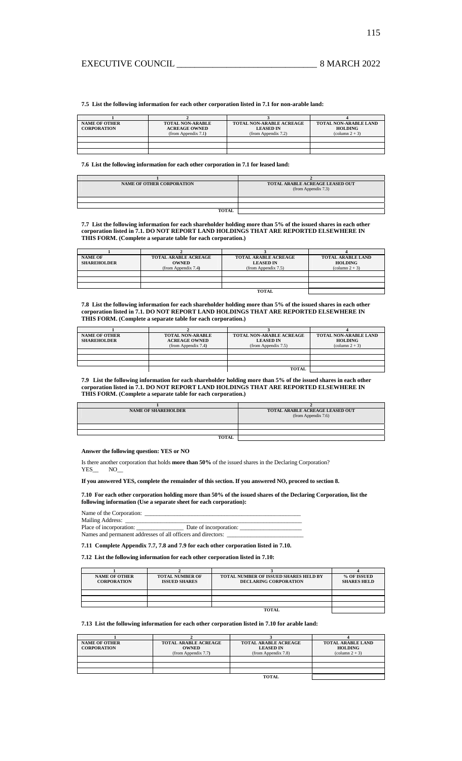**7.5 List the following information for each other corporation listed in 7.1 for non-arable land:**

| 1 | 2 | 3 | 4 |
|---|---|---|---|
| **NAME OF OTHER CORPORATION** | **TOTAL NON-ARABLE ACREAGE OWNED** (from Appendix 7.1) | **TOTAL NON-ARABLE ACREAGE LEASED IN** (from Appendix 7.2) | **TOTAL NON-ARABLE LAND HOLDING** (column 2 + 3) |
| | | | |
| | | | |
| | | | |

**7.6 List the following information for each other corporation in 7.1 for leased land:**

| 1 | 2 |
|---|---|
| **NAME OF OTHER CORPORATION** | **TOTAL ARABLE ACREAGE LEASED OUT** (from Appendix 7.3) |
| | |
| | |
| **TOTAL** | |

**7.7 List the following information for each shareholder holding more than 5% of the issued shares in each other corporation listed in 7.1. DO NOT REPORT LAND HOLDINGS THAT ARE REPORTED ELSEWHERE IN THIS FORM. (Complete a separate table for each corporation.)**

| 1 | 2 | 3 | 4 |
|---|---|---|---|
| **NAME OF SHAREHOLDER** | **TOTAL ARABLE ACREAGE OWNED** (from Appendix 7.4) | **TOTAL ARABLE ACREAGE LEASED IN** (from Appendix 7.5) | **TOTAL ARABLE LAND HOLDING** (column 2 + 3) |
| | | | |
| | | | |
| | | | |
| | | **TOTAL** | |

**7.8 List the following information for each shareholder holding more than 5% of the issued shares in each other corporation listed in 7.1. DO NOT REPORT LAND HOLDINGS THAT ARE REPORTED ELSEWHERE IN THIS FORM. (Complete a separate table for each corporation.)**

| 1 | 2 | 3 | 4 |
|---|---|---|---|
| **NAME OF OTHER SHAREHOLDER** | **TOTAL NON-ARABLE ACREAGE OWNED** (from Appendix 7.4) | **TOTAL NON-ARABLE ACREAGE LEASED IN** (from Appendix 7.5) | **TOTAL NON-ARABLE LAND HOLDING** (column 2 + 3) |
| | | | |
| | | | |
| | | | |
| | | **TOTAL** | |

**7.9 List the following information for each shareholder holding more than 5% of the issued shares in each other corporation listed in 7.1. DO NOT REPORT LAND HOLDINGS THAT ARE REPORTED ELSEWHERE IN THIS FORM. (Complete a separate table for each corporation.)**

| 1 | 2 |
|---|---|
| **NAME OF SHAREHOLDER** | **TOTAL ARABLE ACREAGE LEASED OUT** (from Appendix 7.6) |
| | |
| | |
| **TOTAL** | |

**Answer the following question: YES or NO**

Is there another corporation that holds **more than 50%** of the issued shares in the Declaring Corporation?
YES__ NO__

**If you answered YES, complete the remainder of this section. If you answered NO, proceed to section 8.**

**7.10 For each other corporation holding more than 50% of the issued shares of the Declaring Corporation, list the following information (Use a separate sheet for each corporation):**

Name of the Corporation: ____________________________________________
Mailing Address: ____________________________________________
Place of incorporation: _______________ Date of incorporation: ____________________
Names and permanent addresses of all officers and directors: ________________________

**7.11 Complete Appendix 7.7, 7.8 and 7.9 for each other corporation listed in 7.10.**

**7.12 List the following information for each other corporation listed in 7.10:**

| 1 | 2 | 3 | 4 |
|---|---|---|---|
| **NAME OF OTHER CORPORATION** | **TOTAL NUMBER OF ISSUED SHARES** | **TOTAL NUMBER OF ISSUED SHARES HELD BY DECLARING CORPORATION** | **% OF ISSUED SHARES HELD** |
| | | | |
| | | | |
| | | | |
| | | **TOTAL** | |

**7.13 List the following information for each other corporation listed in 7.10 for arable land:**

| 1 | 2 | 3 | 4 |
|---|---|---|---|
| **NAME OF OTHER CORPORATION** | **TOTAL ARABLE ACREAGE OWNED** (from Appendix 7.7) | **TOTAL ARABLE ACREAGE LEASED IN** (from Appendix 7.8) | **TOTAL ARABLE LAND HOLDING** (column 2 + 3) |
| | | | |
| | | | |
| | | | |
| | | **TOTAL** | |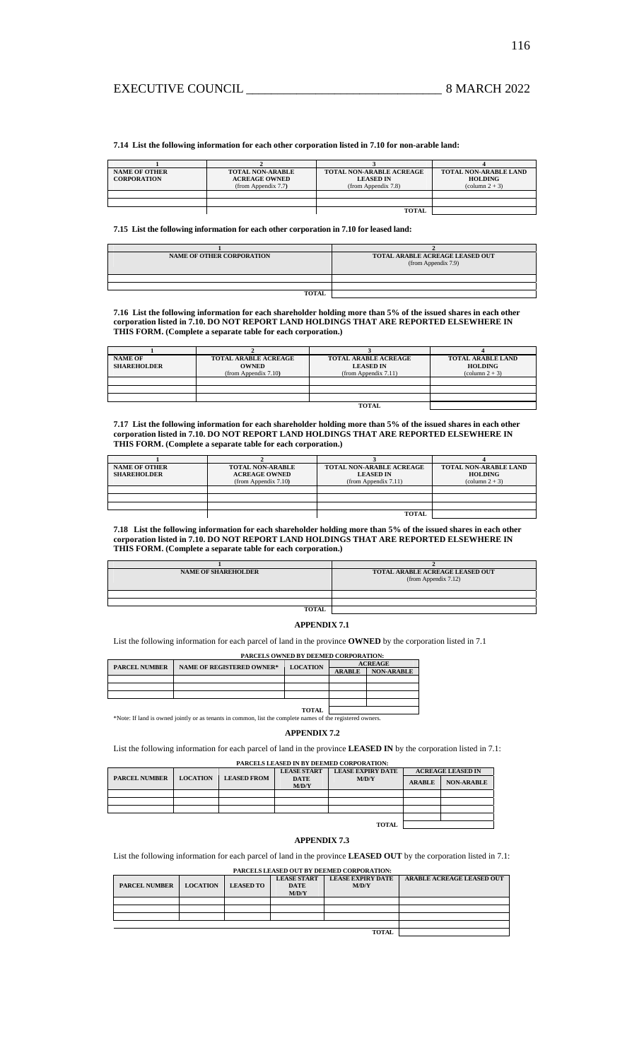**7.14 List the following information for each other corporation listed in 7.10 for non-arable land:**

| 1 | 2 | 3 | 4 |
|---|---|---|---|
| **NAME OF OTHER CORPORATION** | **TOTAL NON-ARABLE ACREAGE OWNED** (from Appendix 7.7) | **TOTAL NON-ARABLE ACREAGE LEASED IN** (from Appendix 7.8) | **TOTAL NON-ARABLE LAND HOLDING** (column 2 + 3) |
| | | | |
| | | | |
| | | **TOTAL** | |

**7.15 List the following information for each other corporation in 7.10 for leased land:**

| 1 | 2 |
|---|---|
| **NAME OF OTHER CORPORATION** | **TOTAL ARABLE ACREAGE LEASED OUT** (from Appendix 7.9) |
| | |
| | |
| **TOTAL** | |

**7.16 List the following information for each shareholder holding more than 5% of the issued shares in each other corporation listed in 7.10. DO NOT REPORT LAND HOLDINGS THAT ARE REPORTED ELSEWHERE IN THIS FORM. (Complete a separate table for each corporation.)**

| 1 | 2 | 3 | 4 |
|---|---|---|---|
| **NAME OF SHAREHOLDER** | **TOTAL ARABLE ACREAGE OWNED** (from Appendix 7.10) | **TOTAL ARABLE ACREAGE LEASED IN** (from Appendix 7.11) | **TOTAL ARABLE LAND HOLDING** (column 2 + 3) |
| | | | |
| | | | |
| | | | |
| | | **TOTAL** | |

**7.17 List the following information for each shareholder holding more than 5% of the issued shares in each other corporation listed in 7.10. DO NOT REPORT LAND HOLDINGS THAT ARE REPORTED ELSEWHERE IN THIS FORM. (Complete a separate table for each corporation.)**

| 1 | 2 | 3 | 4 |
|---|---|---|---|
| **NAME OF OTHER SHAREHOLDER** | **TOTAL NON-ARABLE ACREAGE OWNED** (from Appendix 7.10) | **TOTAL NON-ARABLE ACREAGE LEASED IN** (from Appendix 7.11) | **TOTAL NON-ARABLE LAND HOLDING** (column 2 + 3) |
| | | | |
| | | | |
| | | | |
| | | **TOTAL** | |

**7.18 List the following information for each shareholder holding more than 5% of the issued shares in each other corporation listed in 7.10. DO NOT REPORT LAND HOLDINGS THAT ARE REPORTED ELSEWHERE IN THIS FORM. (Complete a separate table for each corporation.)**

| 1 | 2 |
|---|---|
| **NAME OF SHAREHOLDER** | **TOTAL ARABLE ACREAGE LEASED OUT** (from Appendix 7.12) |
| | |
| | |
| **TOTAL** | |

## APPENDIX 7.1

List the following information for each parcel of land in the province **OWNED** by the corporation listed in 7.1

**PARCELS OWNED BY DEEMED CORPORATION:**

| PARCEL NUMBER | NAME OF REGISTERED OWNER* | LOCATION | ACREAGE | |
|---|---|---|---|---|
| | | | **ARABLE** | **NON-ARABLE** |
| | | | | |
| | | | | |
| | | | | |
| | | | | |
| | | **TOTAL** | | |

*Note: If land is owned jointly or as tenants in common, list the complete names of the registered owners.

## APPENDIX 7.2

List the following information for each parcel of land in the province **LEASED IN** by the corporation listed in 7.1:

**PARCELS LEASED IN BY DEEMED CORPORATION:**

| PARCEL NUMBER | LOCATION | LEASED FROM | LEASE START DATE M/D/Y | LEASE EXPIRY DATE M/D/Y | ACREAGE LEASED IN | |
|---|---|---|---|---|---|---|
| | | | | | **ARABLE** | **NON-ARABLE** |
| | | | | | | |
| | | | | | | |
| | | | | | | |
| | | | | | | |
| | | | | **TOTAL** | | |

## APPENDIX 7.3

List the following information for each parcel of land in the province **LEASED OUT** by the corporation listed in 7.1:

**PARCELS LEASED OUT BY DEEMED CORPORATION:**

| PARCEL NUMBER | LOCATION | LEASED TO | LEASE START DATE M/D/Y | LEASE EXPIRY DATE M/D/Y | ARABLE ACREAGE LEASED OUT |
|---|---|---|---|---|---|
| | | | | | |
| | | | | | |
| | | | | | |
| | | | | | |
| | | | | **TOTAL** | |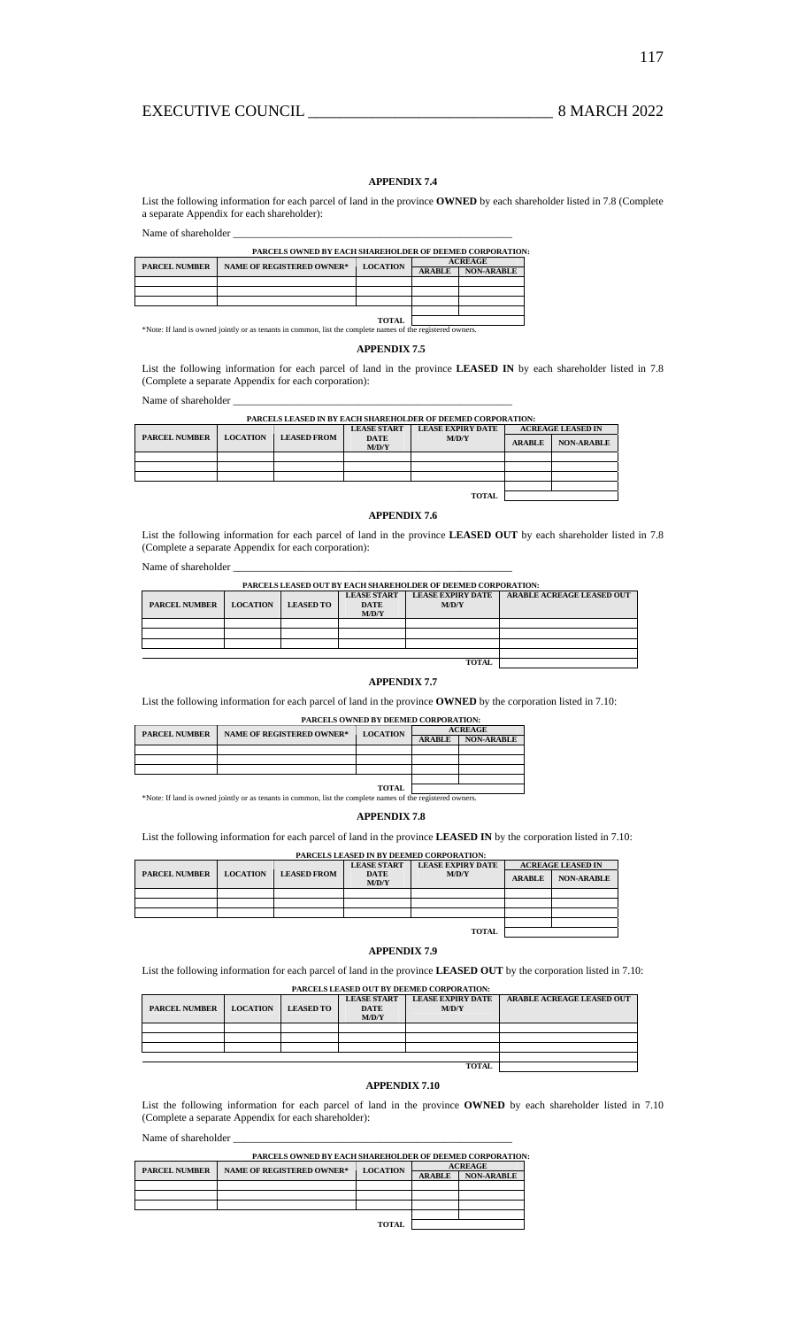## APPENDIX 7.4

List the following information for each parcel of land in the province **OWNED** by each shareholder listed in 7.8 (Complete a separate Appendix for each shareholder):

Name of shareholder \_\_\_\_\_\_\_\_\_\_\_\_\_\_\_\_\_\_\_\_\_\_\_\_\_\_\_\_\_\_\_\_\_\_\_\_\_\_\_\_\_\_\_\_\_\_\_\_\_\_\_\_\_\_

**PARCELS OWNED BY EACH SHAREHOLDER OF DEEMED CORPORATION:**

| PARCEL NUMBER | NAME OF REGISTERED OWNER* | LOCATION | ACREAGE | |
|---|---|---|---|---|
| | | | ARABLE | NON-ARABLE |
| | | | | |
| | | | | |
| | | | | |
| | | | | |
| | | TOTAL | | |

*Note: If land is owned jointly or as tenants in common, list the complete names of the registered owners.

## APPENDIX 7.5

List the following information for each parcel of land in the province **LEASED IN** by each shareholder listed in 7.8 (Complete a separate Appendix for each corporation):

Name of shareholder \_\_\_\_\_\_\_\_\_\_\_\_\_\_\_\_\_\_\_\_\_\_\_\_\_\_\_\_\_\_\_\_\_\_\_\_\_\_\_\_\_\_\_\_\_\_\_\_\_\_\_\_\_\_

**PARCELS LEASED IN BY EACH SHAREHOLDER OF DEEMED CORPORATION:**

| PARCEL NUMBER | LOCATION | LEASED FROM | LEASE START DATE M/D/Y | LEASE EXPIRY DATE M/D/Y | ACREAGE LEASED IN | |
|---|---|---|---|---|---|---|
| | | | | | ARABLE | NON-ARABLE |
| | | | | | | |
| | | | | | | |
| | | | | | | |
| | | | | | | |
| | | | | TOTAL | | |

## APPENDIX 7.6

List the following information for each parcel of land in the province **LEASED OUT** by each shareholder listed in 7.8 (Complete a separate Appendix for each corporation):

Name of shareholder \_\_\_\_\_\_\_\_\_\_\_\_\_\_\_\_\_\_\_\_\_\_\_\_\_\_\_\_\_\_\_\_\_\_\_\_\_\_\_\_\_\_\_\_\_\_\_\_\_\_\_\_\_\_

**PARCELS LEASED OUT BY EACH SHAREHOLDER OF DEEMED CORPORATION:**

| PARCEL NUMBER | LOCATION | LEASED TO | LEASE START DATE M/D/Y | LEASE EXPIRY DATE M/D/Y | ARABLE ACREAGE LEASED OUT |
|---|---|---|---|---|---|
| | | | | | |
| | | | | | |
| | | | | | |
| | | | | | |
| | | | | TOTAL | |

## APPENDIX 7.7

List the following information for each parcel of land in the province **OWNED** by the corporation listed in 7.10:

**PARCELS OWNED BY DEEMED CORPORATION:**

| PARCEL NUMBER | NAME OF REGISTERED OWNER* | LOCATION | ACREAGE | |
|---|---|---|---|---|
| | | | ARABLE | NON-ARABLE |
| | | | | |
| | | | | |
| | | | | |
| | | | | |
| | | TOTAL | | |

*Note: If land is owned jointly or as tenants in common, list the complete names of the registered owners.

## APPENDIX 7.8

List the following information for each parcel of land in the province **LEASED IN** by the corporation listed in 7.10:

**PARCELS LEASED IN BY DEEMED CORPORATION:**

| PARCEL NUMBER | LOCATION | LEASED FROM | LEASE START DATE M/D/Y | LEASE EXPIRY DATE M/D/Y | ACREAGE LEASED IN | |
|---|---|---|---|---|---|---|
| | | | | | ARABLE | NON-ARABLE |
| | | | | | | |
| | | | | | | |
| | | | | | | |
| | | | | | | |
| | | | | TOTAL | | |

## APPENDIX 7.9

List the following information for each parcel of land in the province **LEASED OUT** by the corporation listed in 7.10:

**PARCELS LEASED OUT BY DEEMED CORPORATION:**

| PARCEL NUMBER | LOCATION | LEASED TO | LEASE START DATE M/D/Y | LEASE EXPIRY DATE M/D/Y | ARABLE ACREAGE LEASED OUT |
|---|---|---|---|---|---|
| | | | | | |
| | | | | | |
| | | | | | |
| | | | | | |
| | | | | TOTAL | |

## APPENDIX 7.10

List the following information for each parcel of land in the province **OWNED** by each shareholder listed in 7.10 (Complete a separate Appendix for each shareholder):

Name of shareholder \_\_\_\_\_\_\_\_\_\_\_\_\_\_\_\_\_\_\_\_\_\_\_\_\_\_\_\_\_\_\_\_\_\_\_\_\_\_\_\_\_\_\_\_\_\_\_\_\_\_\_\_\_\_

**PARCELS OWNED BY EACH SHAREHOLDER OF DEEMED CORPORATION:**

| PARCEL NUMBER | NAME OF REGISTERED OWNER* | LOCATION | ACREAGE | |
|---|---|---|---|---|
| | | | ARABLE | NON-ARABLE |
| | | | | |
| | | | | |
| | | | | |
| | | | | |
| | | TOTAL | | |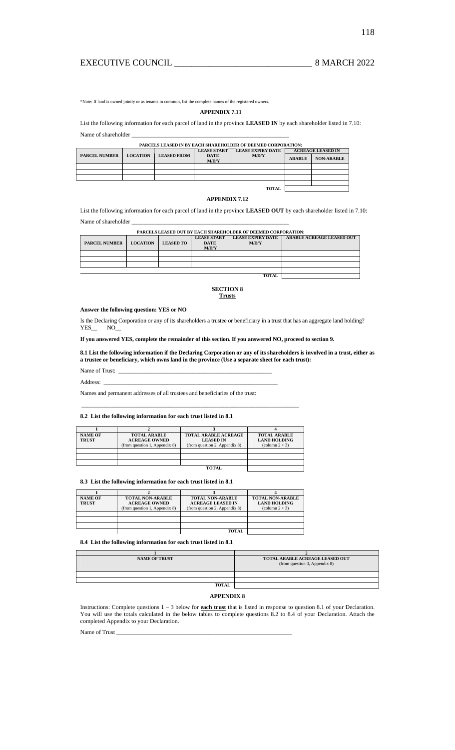*Note: If land is owned jointly or as tenants in common, list the complete names of the registered owners.

### APPENDIX 7.11

List the following information for each parcel of land in the province **LEASED IN** by each shareholder listed in 7.10:

Name of shareholder ___________________________________________________

**PARCELS LEASED IN BY EACH SHAREHOLDER OF DEEMED CORPORATION:**

| PARCEL NUMBER | LOCATION | LEASED FROM | LEASE START DATE M/D/Y | LEASE EXPIRY DATE M/D/Y | ACREAGE LEASED IN | |
|---|---|---|---|---|---|---|
| | | | | | ARABLE | NON-ARABLE |
| | | | | | | |
| | | | | | | |
| | | | | | | |
| | | | | TOTAL | | |

### APPENDIX 7.12

List the following information for each parcel of land in the province **LEASED OUT** by each shareholder listed in 7.10:

Name of shareholder ___________________________________________________

**PARCELS LEASED OUT BY EACH SHAREHOLDER OF DEEMED CORPORATION:**

| PARCEL NUMBER | LOCATION | LEASED TO | LEASE START DATE M/D/Y | LEASE EXPIRY DATE M/D/Y | ARABLE ACREAGE LEASED OUT |
|---|---|---|---|---|---|
| | | | | | |
| | | | | | |
| | | | | | |
| | | | | TOTAL | |

## SECTION 8
**Trusts**

**Answer the following question: YES or NO**

Is the Declaring Corporation or any of its shareholders a trustee or beneficiary in a trust that has an aggregate land holding?
YES__ NO__

**If you answered YES, complete the remainder of this section. If you answered NO, proceed to section 9.**

**8.1 List the following information if the Declaring Corporation or any of its shareholders is involved in a trust, either as a trustee or beneficiary, which owns land in the province (Use a separate sheet for each trust):**

Name of Trust: ___________________________________________________

Address: ___________________________________________________

Names and permanent addresses of all trustees and beneficiaries of the trust:

___________________________________________________

**8.2 List the following information for each trust listed in 8.1**

| 1 | 2 | 3 | 4 |
|---|---|---|---|
| **NAME OF TRUST** | **TOTAL ARABLE ACREAGE OWNED** (from question 1, Appendix 8) | **TOTAL ARABLE ACREAGE LEASED IN** (from question 2, Appendix 8) | **TOTAL ARABLE LAND HOLDING** (column 2 + 3) |
| | | | |
| | | | |
| | | | |
| | | **TOTAL** | |

**8.3 List the following information for each trust listed in 8.1**

| 1 | 2 | 3 | 4 |
|---|---|---|---|
| **NAME OF TRUST** | **TOTAL NON-ARABLE ACREAGE OWNED** (from question 1, Appendix 8) | **TOTAL NON-ARABLE ACREAGE LEASED IN** (from question 2, Appendix 8) | **TOTAL NON-ARABLE LAND HOLDING** (column 2 + 3) |
| | | | |
| | | | |
| | | | |
| | | **TOTAL** | |

**8.4 List the following information for each trust listed in 8.1**

| 1 | 2 |
|---|---|
| **NAME OF TRUST** | **TOTAL ARABLE ACREAGE LEASED OUT** (from question 3, Appendix 8) |
| | |
| | |
| **TOTAL** | |

### APPENDIX 8

Instructions: Complete questions 1 – 3 below for **each trust** that is listed in response to question 8.1 of your Declaration. You will use the totals calculated in the below tables to complete questions 8.2 to 8.4 of your Declaration. Attach the completed Appendix to your Declaration.

Name of Trust ___________________________________________________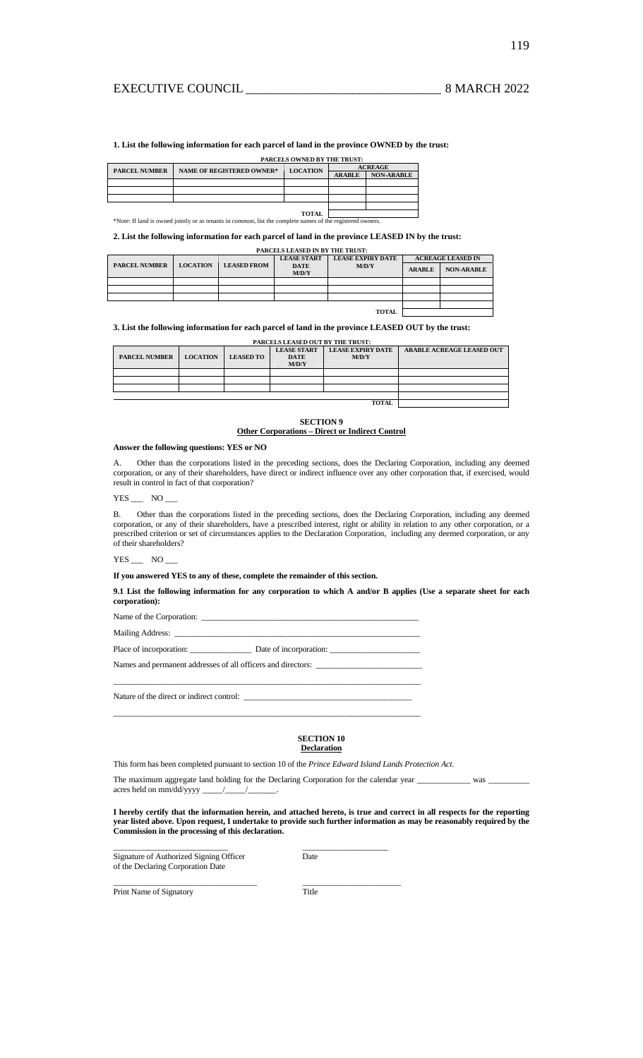**1. List the following information for each parcel of land in the province OWNED by the trust:**

| PARCELS OWNED BY THE TRUST: | | | | |
|---|---|---|---|---|
| PARCEL NUMBER | NAME OF REGISTERED OWNER* | LOCATION | ACREAGE | |
| | | | ARABLE | NON-ARABLE |
| | | | | |
| | | | | |
| | | | | |
| | | TOTAL | | |

*Note: If land is owned jointly or as tenants in common, list the complete names of the registered owners.

**2. List the following information for each parcel of land in the province LEASED IN by the trust:**

| PARCELS LEASED IN BY THE TRUST: | | | | | | |
|---|---|---|---|---|---|---|
| PARCEL NUMBER | LOCATION | LEASED FROM | LEASE START DATE M/D/Y | LEASE EXPIRY DATE M/D/Y | ACREAGE LEASED IN | |
| | | | | | ARABLE | NON-ARABLE |
| | | | | | | |
| | | | | | | |
| | | | | | | |
| | | | | TOTAL | | |

**3. List the following information for each parcel of land in the province LEASED OUT by the trust:**

| PARCELS LEASED OUT BY THE TRUST: | | | | | |
|---|---|---|---|---|---|
| PARCEL NUMBER | LOCATION | LEASED TO | LEASE START DATE M/D/Y | LEASE EXPIRY DATE M/D/Y | ARABLE ACREAGE LEASED OUT |
| | | | | | |
| | | | | | |
| | | | | | |
| | | | | TOTAL | |

## SECTION 9
## Other Corporations – Direct or Indirect Control

**Answer the following questions: YES or NO**

A. Other than the corporations listed in the preceding sections, does the Declaring Corporation, including any deemed corporation, or any of their shareholders, have direct or indirect influence over any other corporation that, if exercised, would result in control in fact of that corporation?

YES ___ NO ___

B. Other than the corporations listed in the preceding sections, does the Declaring Corporation, including any deemed corporation, or any of their shareholders, have a prescribed interest, right or ability in relation to any other corporation, or a prescribed criterion or set of circumstances applies to the Declaration Corporation, including any deemed corporation, or any of their shareholders?

YES ___ NO ___

**If you answered YES to any of these, complete the remainder of this section.**

**9.1 List the following information for any corporation to which A and/or B applies (Use a separate sheet for each corporation):**

Name of the Corporation: ____________________________________________________

Mailing Address: ________________________________________________________

Place of incorporation: _______________ Date of incorporation: _____________________

Names and permanent addresses of all officers and directors: _________________________

___________________________________________________________________________

Nature of the direct or indirect control: _________________________________________

___________________________________________________________________________

## SECTION 10
## Declaration

This form has been completed pursuant to section 10 of the *Prince Edward Island Lands Protection Act*.

The maximum aggregate land holding for the Declaring Corporation for the calendar year ____________ was _________ acres held on mm/dd/yyyy _____/_____/_______.

**I hereby certify that the information herein, and attached hereto, is true and correct in all respects for the reporting year listed above. Upon request, I undertake to provide such further information as may be reasonably required by the Commission in the processing of this declaration.**

____________________________ ____________________
Signature of Authorized Signing Officer of the Declaring Corporation Date

____________________________ ____________________
Print Name of Signatory Title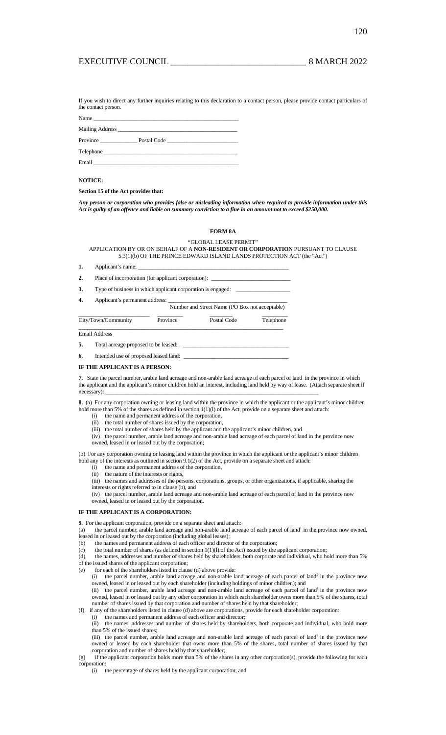If you wish to direct any further inquiries relating to this declaration to a contact person, please provide contact particulars of the contact person.

Name ___________________________________________________

Mailing Address _________________________________________

Province ____________ Postal Code _______________________

Telephone ______________________________________________

Email __________________________________________________

**NOTICE:**

**Section 15 of the Act provides that:**

***Any person or corporation who provides false or misleading information when required to provide information under this Act is guilty of an offence and liable on summary conviction to a fine in an amount not to exceed $250,000.***

**FORM 8A**

"GLOBAL LEASE PERMIT"
APPLICATION BY OR ON BEHALF OF A **NON-RESIDENT OR CORPORATION** PURSUANT TO CLAUSE 5.3(1)(b) OF THE PRINCE EDWARD ISLAND LANDS PROTECTION ACT (the "Act")

**1.** Applicant's name: ________________________________________________

**2.** Place of incorporation (for applicant corporation): ___________________________

**3.** Type of business in which applicant corporation is engaged: ___________________

**4.** Applicant's permanent address: ________________________________________
Number and Street Name (PO Box not acceptable)

| City/Town/Community | Province | Postal Code | Telephone |
|---|---|---|---|

Email Address

**5.** Total acreage proposed to be leased: ___________________________________

**6.** Intended use of proposed leased land: ___________________________________

**IF THE APPLICANT IS A PERSON:**

**7.** State the parcel number, arable land acreage and non-arable land acreage of each parcel of land in the province in which the applicant and the applicant's minor children hold an interest, including land held by way of lease. (Attach separate sheet if necessary): ________________________________________________________________

**8.** (a) For any corporation owning or leasing land within the province in which the applicant or the applicant's minor children hold more than 5% of the shares as defined in section 1(1)(l) of the Act, provide on a separate sheet and attach:

(i) the name and permanent address of the corporation,

(ii) the total number of shares issued by the corporation,

(iii) the total number of shares held by the applicant and the applicant's minor children, and

(iv) the parcel number, arable land acreage and non-arable land acreage of each parcel of land in the province now owned, leased in or leased out by the corporation;

(b) For any corporation owning or leasing land within the province in which the applicant or the applicant's minor children hold any of the interests as outlined in section 9.1(2) of the Act, provide on a separate sheet and attach:

(i) the name and permanent address of the corporation,

(ii) the nature of the interests or rights,

(iii) the names and addresses of the persons, corporations, groups, or other organizations, if applicable, sharing the interests or rights referred to in clause (b), and

(iv) the parcel number, arable land acreage and non-arable land acreage of each parcel of land in the province now owned, leased in or leased out by the corporation.

**IF THE APPLICANT IS A CORPORATION:**

**9.** For the applicant corporation, provide on a separate sheet and attach:

(a) the parcel number, arable land acreage and non-arable land acreage of each parcel of land[1] in the province now owned, leased in or leased out by the corporation (including global leases);

(b) the names and permanent address of each officer and director of the corporation;

(c) the total number of shares (as defined in section 1(1)(l) of the Act) issued by the applicant corporation;

(d) the names, addresses and number of shares held by shareholders, both corporate and individual, who hold more than 5% of the issued shares of the applicant corporation;

(e) for each of the shareholders listed in clause (d) above provide:

(i) the parcel number, arable land acreage and non-arable land acreage of each parcel of land[1] in the province now owned, leased in or leased out by each shareholder (including holdings of minor children); and

(ii) the parcel number, arable land acreage and non-arable land acreage of each parcel of land[1] in the province now owned, leased in or leased out by any other corporation in which each shareholder owns more than 5% of the shares, total number of shares issued by that corporation and number of shares held by that shareholder;

(f) if any of the shareholders listed in clause (d) above are corporations, provide for each shareholder corporation:

(i) the names and permanent address of each officer and director;

(ii) the names, addresses and number of shares held by shareholders, both corporate and individual, who hold more than 5% of the issued shares;

(iii) the parcel number, arable land acreage and non-arable land acreage of each parcel of land[1] in the province now owned or leased by each shareholder that owns more than 5% of the shares, total number of shares issued by that corporation and number of shares held by that shareholder;

(g) if the applicant corporation holds more than 5% of the shares in any other corporation(s), provide the following for each corporation:

(i) the percentage of shares held by the applicant corporation; and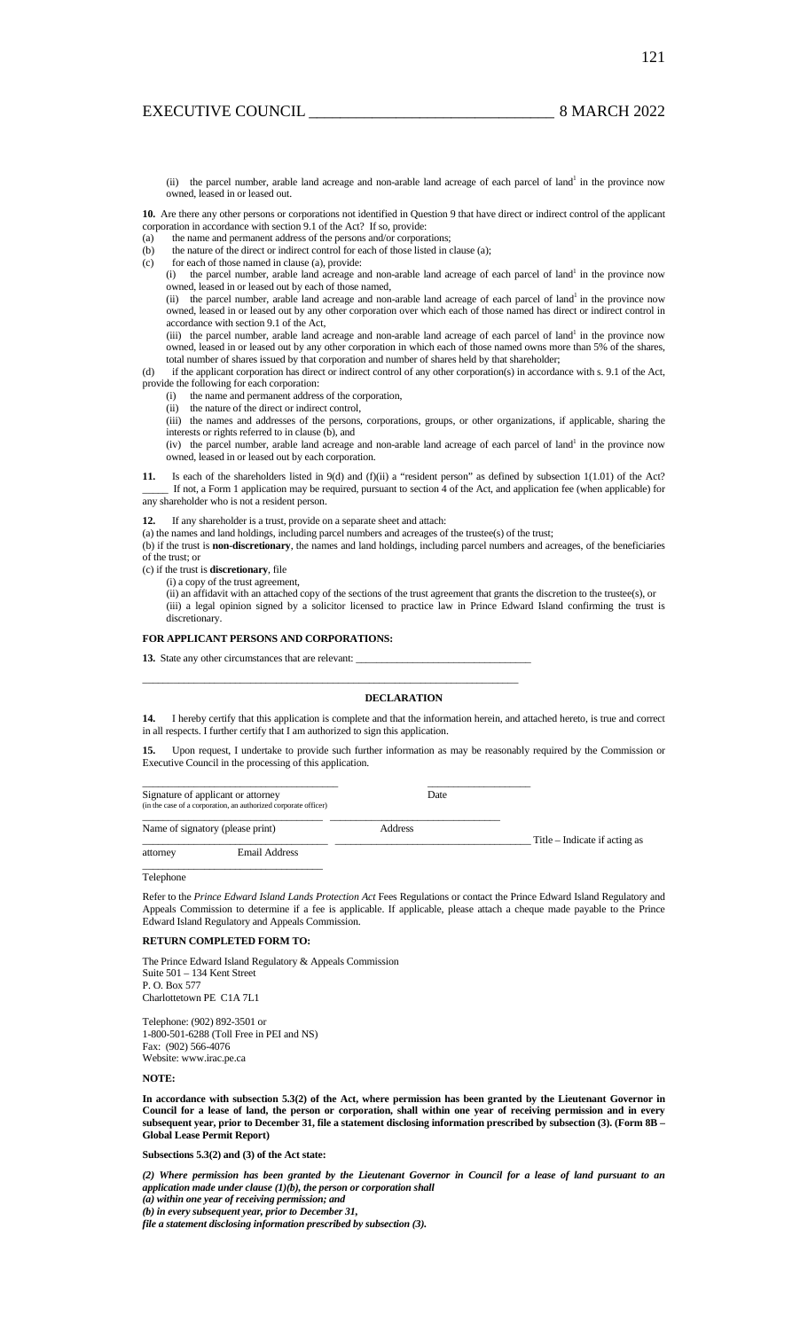(ii) the parcel number, arable land acreage and non-arable land acreage of each parcel of land[1] in the province now owned, leased in or leased out.

**10.** Are there any other persons or corporations not identified in Question 9 that have direct or indirect control of the applicant corporation in accordance with section 9.1 of the Act? If so, provide:

(a) the name and permanent address of the persons and/or corporations;

(b) the nature of the direct or indirect control for each of those listed in clause (a);

(c) for each of those named in clause (a), provide:

(i) the parcel number, arable land acreage and non-arable land acreage of each parcel of land[1] in the province now owned, leased in or leased out by each of those named,

(ii) the parcel number, arable land acreage and non-arable land acreage of each parcel of land[1] in the province now owned, leased in or leased out by any other corporation over which each of those named has direct or indirect control in accordance with section 9.1 of the Act,

(iii) the parcel number, arable land acreage and non-arable land acreage of each parcel of land[1] in the province now owned, leased in or leased out by any other corporation in which each of those named owns more than 5% of the shares, total number of shares issued by that corporation and number of shares held by that shareholder;

(d) if the applicant corporation has direct or indirect control of any other corporation(s) in accordance with s. 9.1 of the Act, provide the following for each corporation:

(i) the name and permanent address of the corporation,

(ii) the nature of the direct or indirect control,

(iii) the names and addresses of the persons, corporations, groups, or other organizations, if applicable, sharing the interests or rights referred to in clause (b), and

(iv) the parcel number, arable land acreage and non-arable land acreage of each parcel of land[1] in the province now owned, leased in or leased out by each corporation.

**11.** Is each of the shareholders listed in 9(d) and (f)(ii) a "resident person" as defined by subsection 1(1.01) of the Act? _____ If not, a Form 1 application may be required, pursuant to section 4 of the Act, and application fee (when applicable) for any shareholder who is not a resident person.

**12.** If any shareholder is a trust, provide on a separate sheet and attach:

(a) the names and land holdings, including parcel numbers and acreages of the trustee(s) of the trust;

(b) if the trust is **non-discretionary**, the names and land holdings, including parcel numbers and acreages, of the beneficiaries of the trust; or

(c) if the trust is **discretionary**, file

(i) a copy of the trust agreement,

(ii) an affidavit with an attached copy of the sections of the trust agreement that grants the discretion to the trustee(s), or

(iii) a legal opinion signed by a solicitor licensed to practice law in Prince Edward Island confirming the trust is discretionary.

**FOR APPLICANT PERSONS AND CORPORATIONS:**

**13.** State any other circumstances that are relevant: ________________________________

________________________________________________________________________

**DECLARATION**

**14.** I hereby certify that this application is complete and that the information herein, and attached hereto, is true and correct in all respects. I further certify that I am authorized to sign this application.

**15.** Upon request, I undertake to provide such further information as may be reasonably required by the Commission or Executive Council in the processing of this application.

________________________________ ____________________

Signature of applicant or attorney (in the case of a corporation, an authorized corporate officer) — Date

________________________________ ________________________________

Name of signatory (please print) — Address

________________________________ ________________________________ Title – Indicate if acting as attorney — Email Address

________________________________

Telephone

Refer to the *Prince Edward Island Lands Protection Act* Fees Regulations or contact the Prince Edward Island Regulatory and Appeals Commission to determine if a fee is applicable. If applicable, please attach a cheque made payable to the Prince Edward Island Regulatory and Appeals Commission.

**RETURN COMPLETED FORM TO:**

The Prince Edward Island Regulatory & Appeals Commission
Suite 501 – 134 Kent Street
P. O. Box 577
Charlottetown PE C1A 7L1

Telephone: (902) 892-3501 or
1-800-501-6288 (Toll Free in PEI and NS)
Fax: (902) 566-4076
Website: www.irac.pe.ca

**NOTE:**

**In accordance with subsection 5.3(2) of the Act, where permission has been granted by the Lieutenant Governor in Council for a lease of land, the person or corporation, shall within one year of receiving permission and in every subsequent year, prior to December 31, file a statement disclosing information prescribed by subsection (3). (Form 8B – Global Lease Permit Report)**

**Subsections 5.3(2) and (3) of the Act state:**

***(2) Where permission has been granted by the Lieutenant Governor in Council for a lease of land pursuant to an application made under clause (1)(b), the person or corporation shall***
***(a) within one year of receiving permission; and***
***(b) in every subsequent year, prior to December 31,***
***file a statement disclosing information prescribed by subsection (3).***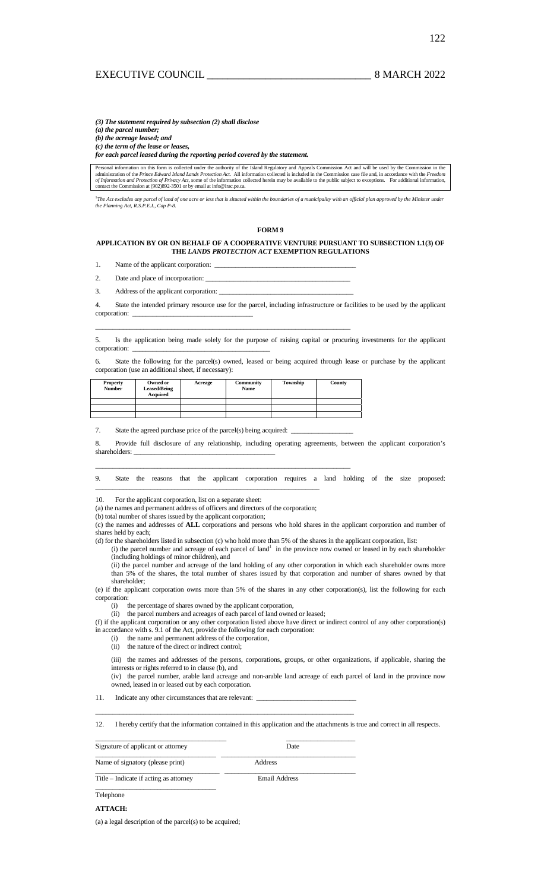*(3) The statement required by subsection (2) shall disclose*
*(a) the parcel number;*
*(b) the acreage leased; and*
*(c) the term of the lease or leases,*
*for each parcel leased during the reporting period covered by the statement.*

Personal information on this form is collected under the authority of the Island Regulatory and Appeals Commission Act and will be used by the Commission in the administration of the *Prince Edward Island Lands Protection Act*. All information collected is included in the Commission case file and, in accordance with the *Freedom of Information and Protection of Privacy Act*, some of the information collected herein may be available to the public subject to exceptions. For additional information, contact the Commission at (902)892-3501 or by email at info@irac.pe.ca.

[1]*The Act excludes any parcel of land of one acre or less that is situated within the boundaries of a municipality with an official plan approved by the Minister under the Planning Act, R.S.P.E.I., Cap P-8.*

## FORM 9

### APPLICATION BY OR ON BEHALF OF A COOPERATIVE VENTURE PURSUANT TO SUBSECTION 1.1(3) OF THE *LANDS PROTECTION ACT* EXEMPTION REGULATIONS

1. Name of the applicant corporation: ________________________________________

2. Date and place of incorporation: ________________________________________

3. Address of the applicant corporation: ________________________________________

4. State the intended primary resource use for the parcel, including infrastructure or facilities to be used by the applicant corporation: ________________________________
________________________________________________________________________

5. Is the application being made solely for the purpose of raising capital or procuring investments for the applicant corporation: ________________________________________

6. State the following for the parcel(s) owned, leased or being acquired through lease or purchase by the applicant corporation (use an additional sheet, if necessary):

| Property Number | Owned or Leased/Being Acquired | Acreage | Community Name | Township | County |
|---|---|---|---|---|---|
| | | | | | |
| | | | | | |
| | | | | | |

7. State the agreed purchase price of the parcel(s) being acquired: _________________

8. Provide full disclosure of any relationship, including operating agreements, between the applicant corporation's shareholders: ________________________________________
________________________________________________________________________

9. State the reasons that the applicant corporation requires a land holding of the size proposed: ________________________________________________________________

10. For the applicant corporation, list on a separate sheet:

(a) the names and permanent address of officers and directors of the corporation;

(b) total number of shares issued by the applicant corporation;

(c) the names and addresses of **ALL** corporations and persons who hold shares in the applicant corporation and number of shares held by each;

(d) for the shareholders listed in subsection (c) who hold more than 5% of the shares in the applicant corporation, list:

(i) the parcel number and acreage of each parcel of land[1] in the province now owned or leased in by each shareholder (including holdings of minor children), and

(ii) the parcel number and acreage of the land holding of any other corporation in which each shareholder owns more than 5% of the shares, the total number of shares issued by that corporation and number of shares owned by that shareholder;

(e) if the applicant corporation owns more than 5% of the shares in any other corporation(s), list the following for each corporation:

(i) the percentage of shares owned by the applicant corporation,

(ii) the parcel numbers and acreages of each parcel of land owned or leased;

(f) if the applicant corporation or any other corporation listed above have direct or indirect control of any other corporation(s) in accordance with s. 9.1 of the Act, provide the following for each corporation:

(i) the name and permanent address of the corporation,

(ii) the nature of the direct or indirect control;

(iii) the names and addresses of the persons, corporations, groups, or other organizations, if applicable, sharing the interests or rights referred to in clause (b), and

(iv) the parcel number, arable land acreage and non-arable land acreage of each parcel of land in the province now owned, leased in or leased out by each corporation.

11. Indicate any other circumstances that are relevant: ____________________________
________________________________________________________________________

12. I hereby certify that the information contained in this application and the attachments is true and correct in all respects.

| | |
|---|---|
| ________________________________ | ____________________ |
| Signature of applicant or attorney | Date |
| ________________________________ | ________________________________ |
| Name of signatory (please print) | Address |
| ________________________________ | ________________________________ |
| Title – Indicate if acting as attorney | Email Address |
| ________________________________ | |
| Telephone | |

**ATTACH:**

(a) a legal description of the parcel(s) to be acquired;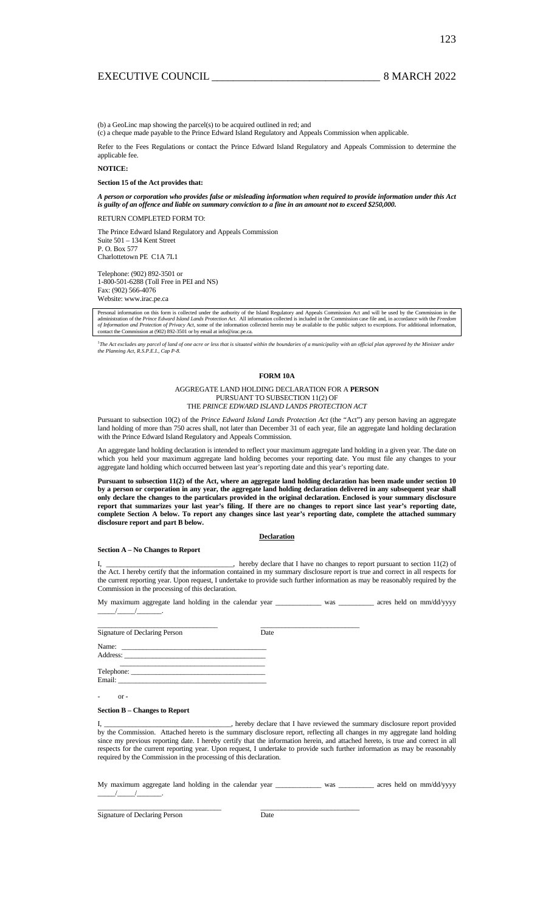(b) a GeoLinc map showing the parcel(s) to be acquired outlined in red; and
(c) a cheque made payable to the Prince Edward Island Regulatory and Appeals Commission when applicable.

Refer to the Fees Regulations or contact the Prince Edward Island Regulatory and Appeals Commission to determine the applicable fee.

**NOTICE:**

**Section 15 of the Act provides that:**

***A person or corporation who provides false or misleading information when required to provide information under this Act is guilty of an offence and liable on summary conviction to a fine in an amount not to exceed $250,000.***

RETURN COMPLETED FORM TO:

The Prince Edward Island Regulatory and Appeals Commission
Suite 501 – 134 Kent Street
P. O. Box 577
Charlottetown PE C1A 7L1

Telephone: (902) 892-3501 or
1-800-501-6288 (Toll Free in PEI and NS)
Fax: (902) 566-4076
Website: www.irac.pe.ca

Personal information on this form is collected under the authority of the Island Regulatory and Appeals Commission Act and will be used by the Commission in the administration of the *Prince Edward Island Lands Protection Act*. All information collected is included in the Commission case file and, in accordance with the *Freedom of Information and Protection of Privacy Act*, some of the information collected herein may be available to the public subject to exceptions. For additional information, contact the Commission at (902) 892-3501 or by email at info@irac.pe.ca.

[1]*The Act excludes any parcel of land of one acre or less that is situated within the boundaries of a municipality with an official plan approved by the Minister under the Planning Act, R.S.P.E.I., Cap P-8.*

## FORM 10A

AGGREGATE LAND HOLDING DECLARATION FOR A **PERSON**
PURSUANT TO SUBSECTION 11(2) OF
THE *PRINCE EDWARD ISLAND LANDS PROTECTION ACT*

Pursuant to subsection 10(2) of the *Prince Edward Island Lands Protection Act* (the "Act") any person having an aggregate land holding of more than 750 acres shall, not later than December 31 of each year, file an aggregate land holding declaration with the Prince Edward Island Regulatory and Appeals Commission.

An aggregate land holding declaration is intended to reflect your maximum aggregate land holding in a given year. The date on which you held your maximum aggregate land holding becomes your reporting date. You must file any changes to your aggregate land holding which occurred between last year's reporting date and this year's reporting date.

**Pursuant to subsection 11(2) of the Act, where an aggregate land holding declaration has been made under section 10 by a person or corporation in any year, the aggregate land holding declaration delivered in any subsequent year shall only declare the changes to the particulars provided in the original declaration. Enclosed is your summary disclosure report that summarizes your last year's filing. If there are no changes to report since last year's reporting date, complete Section A below. To report any changes since last year's reporting date, complete the attached summary disclosure report and part B below.**

**Declaration**

**Section A – No Changes to Report**

I, ___________________________________, hereby declare that I have no changes to report pursuant to section 11(2) of the Act. I hereby certify that the information contained in my summary disclosure report is true and correct in all respects for the current reporting year. Upon request, I undertake to provide such further information as may be reasonably required by the Commission in the processing of this declaration.

My maximum aggregate land holding in the calendar year ____________ was _________ acres held on mm/dd/yyyy _____/_____/_______.

_______________________________ ___________________________
Signature of Declaring Person Date

Name: ________________________________________
Address: ______________________________________
_______________________________________
Telephone: ____________________________________
Email: ________________________________________

- or -

**Section B – Changes to Report**

I, ___________________________________, hereby declare that I have reviewed the summary disclosure report provided by the Commission. Attached hereto is the summary disclosure report, reflecting all changes in my aggregate land holding since my previous reporting date. I hereby certify that the information herein, and attached hereto, is true and correct in all respects for the current reporting year. Upon request, I undertake to provide such further information as may be reasonably required by the Commission in the processing of this declaration.

My maximum aggregate land holding in the calendar year ____________ was _________ acres held on mm/dd/yyyy _____/_____/_______.

_______________________________ ___________________________
Signature of Declaring Person Date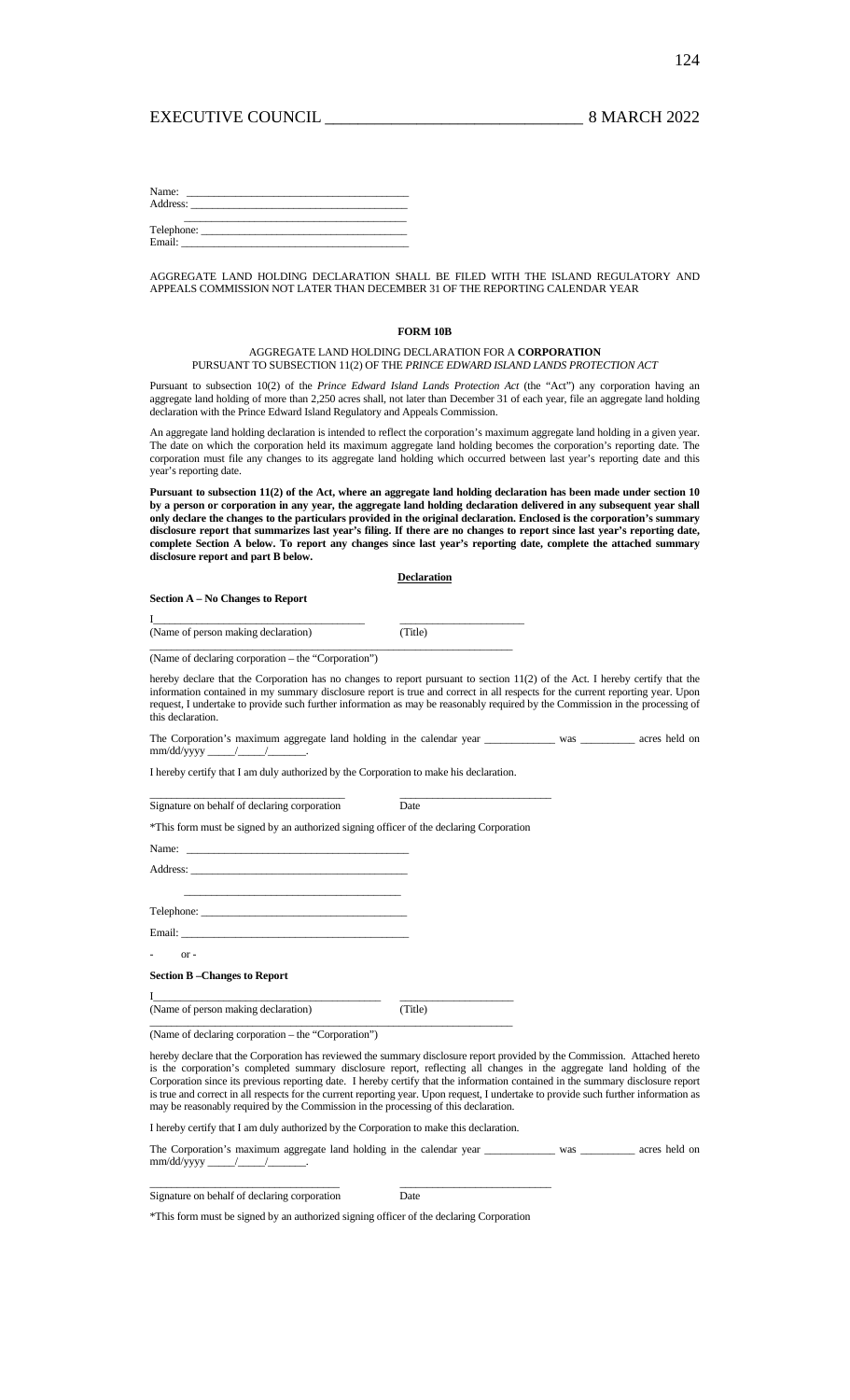Name: \_\_\_\_\_\_\_\_\_\_\_\_\_\_\_\_\_\_\_\_\_\_\_\_\_\_\_\_\_\_\_\_\_\_\_\_\_\_\_\_
Address: \_\_\_\_\_\_\_\_\_\_\_\_\_\_\_\_\_\_\_\_\_\_\_\_\_\_\_\_\_\_\_\_\_\_\_\_\_\_\_\_
\_\_\_\_\_\_\_\_\_\_\_\_\_\_\_\_\_\_\_\_\_\_\_\_\_\_\_\_\_\_\_\_\_\_\_\_\_\_\_\_
Telephone: \_\_\_\_\_\_\_\_\_\_\_\_\_\_\_\_\_\_\_\_\_\_\_\_\_\_\_\_\_\_\_\_\_\_\_\_\_\_\_\_
Email: \_\_\_\_\_\_\_\_\_\_\_\_\_\_\_\_\_\_\_\_\_\_\_\_\_\_\_\_\_\_\_\_\_\_\_\_\_\_\_\_

AGGREGATE LAND HOLDING DECLARATION SHALL BE FILED WITH THE ISLAND REGULATORY AND APPEALS COMMISSION NOT LATER THAN DECEMBER 31 OF THE REPORTING CALENDAR YEAR

## FORM 10B

AGGREGATE LAND HOLDING DECLARATION FOR A **CORPORATION**
PURSUANT TO SUBSECTION 11(2) OF THE *PRINCE EDWARD ISLAND LANDS PROTECTION ACT*

Pursuant to subsection 10(2) of the *Prince Edward Island Lands Protection Act* (the "Act") any corporation having an aggregate land holding of more than 2,250 acres shall, not later than December 31 of each year, file an aggregate land holding declaration with the Prince Edward Island Regulatory and Appeals Commission.

An aggregate land holding declaration is intended to reflect the corporation's maximum aggregate land holding in a given year. The date on which the corporation held its maximum aggregate land holding becomes the corporation's reporting date. The corporation must file any changes to its aggregate land holding which occurred between last year's reporting date and this year's reporting date.

**Pursuant to subsection 11(2) of the Act, where an aggregate land holding declaration has been made under section 10 by a person or corporation in any year, the aggregate land holding declaration delivered in any subsequent year shall only declare the changes to the particulars provided in the original declaration. Enclosed is the corporation's summary disclosure report that summarizes last year's filing. If there are no changes to report since last year's reporting date, complete Section A below. To report any changes since last year's reporting date, complete the attached summary disclosure report and part B below.**

**Declaration**

**Section A – No Changes to Report**

I\_\_\_\_\_\_\_\_\_\_\_\_\_\_\_\_\_\_\_\_\_\_\_\_\_\_\_\_\_\_\_\_\_\_\_\_\_\_ \_\_\_\_\_\_\_\_\_\_\_\_\_\_\_\_\_\_\_\_\_\_
(Name of person making declaration) (Title)

\_\_\_\_\_\_\_\_\_\_\_\_\_\_\_\_\_\_\_\_\_\_\_\_\_\_\_\_\_\_\_\_\_\_\_\_\_\_\_\_\_\_\_\_\_\_\_\_\_\_\_\_\_\_\_\_\_\_\_\_
(Name of declaring corporation – the "Corporation")

hereby declare that the Corporation has no changes to report pursuant to section 11(2) of the Act. I hereby certify that the information contained in my summary disclosure report is true and correct in all respects for the current reporting year. Upon request, I undertake to provide such further information as may be reasonably required by the Commission in the processing of this declaration.

The Corporation's maximum aggregate land holding in the calendar year \_\_\_\_\_\_\_\_\_\_\_\_\_ was \_\_\_\_\_\_\_\_\_\_ acres held on mm/dd/yyyy \_\_\_\_\_/\_\_\_\_\_/\_\_\_\_\_\_\_.

I hereby certify that I am duly authorized by the Corporation to make his declaration.

\_\_\_\_\_\_\_\_\_\_\_\_\_\_\_\_\_\_\_\_\_\_\_\_\_\_\_\_\_\_\_\_\_\_\_ \_\_\_\_\_\_\_\_\_\_\_\_\_\_\_\_\_\_\_\_\_\_\_\_\_\_\_
Signature on behalf of declaring corporation Date

*This form must be signed by an authorized signing officer of the declaring Corporation

Name: \_\_\_\_\_\_\_\_\_\_\_\_\_\_\_\_\_\_\_\_\_\_\_\_\_\_\_\_\_\_\_\_\_\_\_\_\_\_\_\_

Address: \_\_\_\_\_\_\_\_\_\_\_\_\_\_\_\_\_\_\_\_\_\_\_\_\_\_\_\_\_\_\_\_\_\_\_\_\_\_\_\_

\_\_\_\_\_\_\_\_\_\_\_\_\_\_\_\_\_\_\_\_\_\_\_\_\_\_\_\_\_\_\_\_\_\_\_\_\_\_\_\_

Telephone: \_\_\_\_\_\_\_\_\_\_\_\_\_\_\_\_\_\_\_\_\_\_\_\_\_\_\_\_\_\_\_\_\_\_\_\_\_\_\_\_

Email: \_\_\_\_\_\_\_\_\_\_\_\_\_\_\_\_\_\_\_\_\_\_\_\_\_\_\_\_\_\_\_\_\_\_\_\_\_\_\_\_

- or -

**Section B –Changes to Report**

I\_\_\_\_\_\_\_\_\_\_\_\_\_\_\_\_\_\_\_\_\_\_\_\_\_\_\_\_\_\_\_\_\_\_\_\_\_\_ \_\_\_\_\_\_\_\_\_\_\_\_\_\_\_\_\_\_\_\_\_\_
(Name of person making declaration) (Title)

\_\_\_\_\_\_\_\_\_\_\_\_\_\_\_\_\_\_\_\_\_\_\_\_\_\_\_\_\_\_\_\_\_\_\_\_\_\_\_\_\_\_\_\_\_\_\_\_\_\_\_\_\_\_\_\_\_\_\_\_
(Name of declaring corporation – the "Corporation")

hereby declare that the Corporation has reviewed the summary disclosure report provided by the Commission. Attached hereto is the corporation's completed summary disclosure report, reflecting all changes in the aggregate land holding of the Corporation since its previous reporting date. I hereby certify that the information contained in the summary disclosure report is true and correct in all respects for the current reporting year. Upon request, I undertake to provide such further information as may be reasonably required by the Commission in the processing of this declaration.

I hereby certify that I am duly authorized by the Corporation to make this declaration.

The Corporation's maximum aggregate land holding in the calendar year \_\_\_\_\_\_\_\_\_\_\_\_\_ was \_\_\_\_\_\_\_\_\_\_ acres held on mm/dd/yyyy \_\_\_\_\_/\_\_\_\_\_/\_\_\_\_\_\_\_.

\_\_\_\_\_\_\_\_\_\_\_\_\_\_\_\_\_\_\_\_\_\_\_\_\_\_\_\_\_\_\_\_\_\_\_ \_\_\_\_\_\_\_\_\_\_\_\_\_\_\_\_\_\_\_\_\_\_\_\_\_\_\_
Signature on behalf of declaring corporation Date

*This form must be signed by an authorized signing officer of the declaring Corporation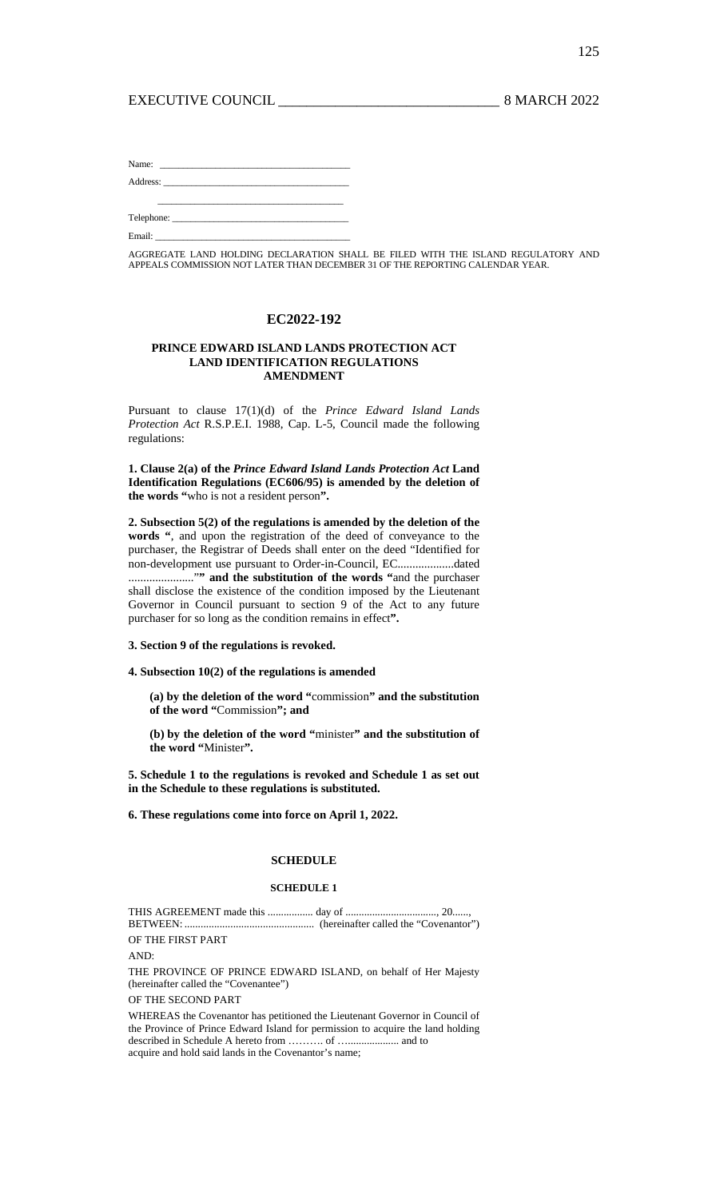Name: \_\_\_\_\_\_\_\_\_\_\_\_\_\_\_\_\_\_\_\_\_\_\_\_\_\_\_\_\_\_\_\_\_\_\_\_\_\_

Address: \_\_\_\_\_\_\_\_\_\_\_\_\_\_\_\_\_\_\_\_\_\_\_\_\_\_\_\_\_\_\_\_\_\_\_\_\_\_

\_\_\_\_\_\_\_\_\_\_\_\_\_\_\_\_\_\_\_\_\_\_\_\_\_\_\_\_\_\_\_\_\_\_\_\_\_\_

Telephone: \_\_\_\_\_\_\_\_\_\_\_\_\_\_\_\_\_\_\_\_\_\_\_\_\_\_\_\_\_\_\_\_\_\_\_\_\_\_

Email: \_\_\_\_\_\_\_\_\_\_\_\_\_\_\_\_\_\_\_\_\_\_\_\_\_\_\_\_\_\_\_\_\_\_\_\_\_\_

AGGREGATE LAND HOLDING DECLARATION SHALL BE FILED WITH THE ISLAND REGULATORY AND APPEALS COMMISSION NOT LATER THAN DECEMBER 31 OF THE REPORTING CALENDAR YEAR.

## EC2022-192

### PRINCE EDWARD ISLAND LANDS PROTECTION ACT LAND IDENTIFICATION REGULATIONS AMENDMENT

Pursuant to clause 17(1)(d) of the *Prince Edward Island Lands Protection Act* R.S.P.E.I. 1988, Cap. L-5, Council made the following regulations:

**1. Clause 2(a) of the *Prince Edward Island Lands Protection Act* Land Identification Regulations (EC606/95) is amended by the deletion of the words "**who is not a resident person**".**

**2. Subsection 5(2) of the regulations is amended by the deletion of the words "**, and upon the registration of the deed of conveyance to the purchaser, the Registrar of Deeds shall enter on the deed "Identified for non-development use pursuant to Order-in-Council, EC...................dated ......................"**" and the substitution of the words "**and the purchaser shall disclose the existence of the condition imposed by the Lieutenant Governor in Council pursuant to section 9 of the Act to any future purchaser for so long as the condition remains in effect**".**

**3. Section 9 of the regulations is revoked.**

**4. Subsection 10(2) of the regulations is amended**

**(a) by the deletion of the word "**commission**" and the substitution of the word "**Commission**"; and**

**(b) by the deletion of the word "**minister**" and the substitution of the word "**Minister**".**

**5. Schedule 1 to the regulations is revoked and Schedule 1 as set out in the Schedule to these regulations is substituted.**

**6. These regulations come into force on April 1, 2022.**

#### SCHEDULE

##### SCHEDULE 1

THIS AGREEMENT made this ................. day of .................................., 20......,
BETWEEN: ................................................ (hereinafter called the "Covenantor")

OF THE FIRST PART

AND:

THE PROVINCE OF PRINCE EDWARD ISLAND, on behalf of Her Majesty (hereinafter called the "Covenantee")

OF THE SECOND PART

WHEREAS the Covenantor has petitioned the Lieutenant Governor in Council of the Province of Prince Edward Island for permission to acquire the land holding described in Schedule A hereto from ………. of …................... and to acquire and hold said lands in the Covenantor's name;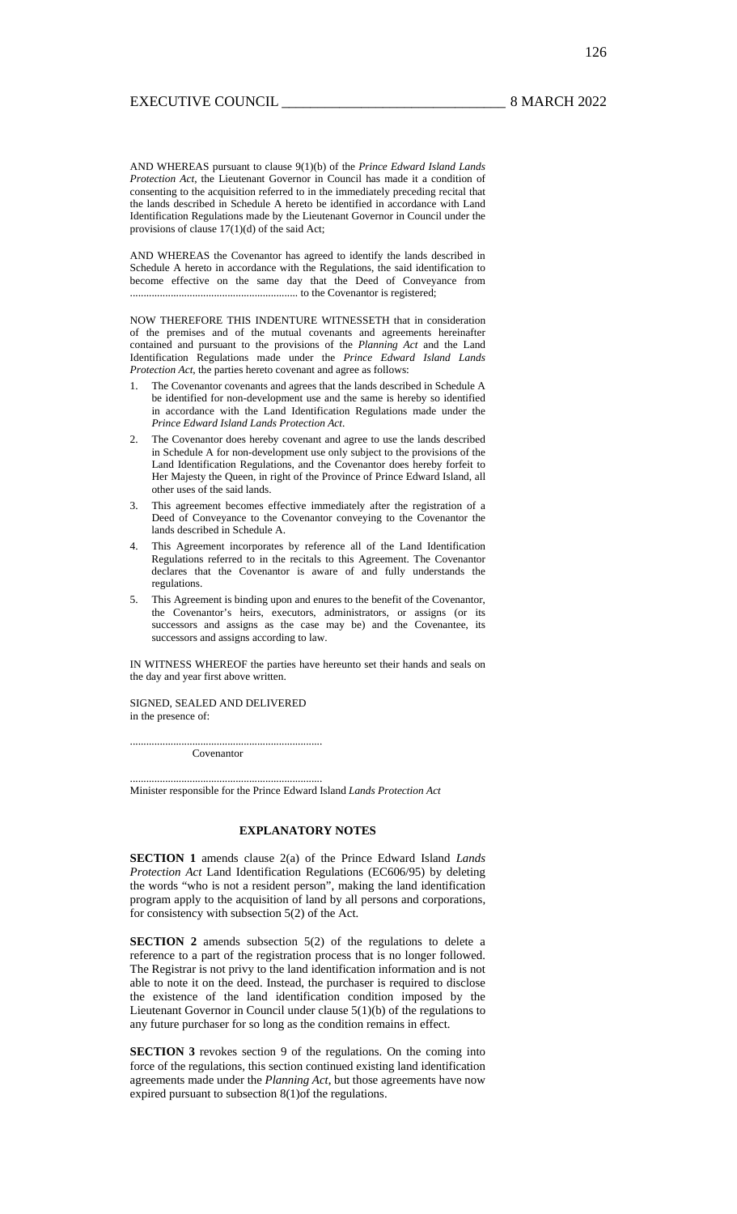AND WHEREAS pursuant to clause 9(1)(b) of the *Prince Edward Island Lands Protection Act*, the Lieutenant Governor in Council has made it a condition of consenting to the acquisition referred to in the immediately preceding recital that the lands described in Schedule A hereto be identified in accordance with Land Identification Regulations made by the Lieutenant Governor in Council under the provisions of clause 17(1)(d) of the said Act;

AND WHEREAS the Covenantor has agreed to identify the lands described in Schedule A hereto in accordance with the Regulations, the said identification to become effective on the same day that the Deed of Conveyance from ............................................................ to the Covenantor is registered;

NOW THEREFORE THIS INDENTURE WITNESSETH that in consideration of the premises and of the mutual covenants and agreements hereinafter contained and pursuant to the provisions of the *Planning Act* and the Land Identification Regulations made under the *Prince Edward Island Lands Protection Act*, the parties hereto covenant and agree as follows:

1. The Covenantor covenants and agrees that the lands described in Schedule A be identified for non-development use and the same is hereby so identified in accordance with the Land Identification Regulations made under the *Prince Edward Island Lands Protection Act*.
2. The Covenantor does hereby covenant and agree to use the lands described in Schedule A for non-development use only subject to the provisions of the Land Identification Regulations, and the Covenantor does hereby forfeit to Her Majesty the Queen, in right of the Province of Prince Edward Island, all other uses of the said lands.
3. This agreement becomes effective immediately after the registration of a Deed of Conveyance to the Covenantor conveying to the Covenantor the lands described in Schedule A.
4. This Agreement incorporates by reference all of the Land Identification Regulations referred to in the recitals to this Agreement. The Covenantor declares that the Covenantor is aware of and fully understands the regulations.
5. This Agreement is binding upon and enures to the benefit of the Covenantor, the Covenantor's heirs, executors, administrators, or assigns (or its successors and assigns as the case may be) and the Covenantee, its successors and assigns according to law.

IN WITNESS WHEREOF the parties have hereunto set their hands and seals on the day and year first above written.

SIGNED, SEALED AND DELIVERED
in the presence of:

......................................................................
Covenantor

......................................................................
Minister responsible for the Prince Edward Island *Lands Protection Act*

## EXPLANATORY NOTES

**SECTION 1** amends clause 2(a) of the Prince Edward Island *Lands Protection Act* Land Identification Regulations (EC606/95) by deleting the words "who is not a resident person", making the land identification program apply to the acquisition of land by all persons and corporations, for consistency with subsection 5(2) of the Act.

**SECTION 2** amends subsection 5(2) of the regulations to delete a reference to a part of the registration process that is no longer followed. The Registrar is not privy to the land identification information and is not able to note it on the deed. Instead, the purchaser is required to disclose the existence of the land identification condition imposed by the Lieutenant Governor in Council under clause 5(1)(b) of the regulations to any future purchaser for so long as the condition remains in effect.

**SECTION 3** revokes section 9 of the regulations. On the coming into force of the regulations, this section continued existing land identification agreements made under the *Planning Act*, but those agreements have now expired pursuant to subsection 8(1)of the regulations.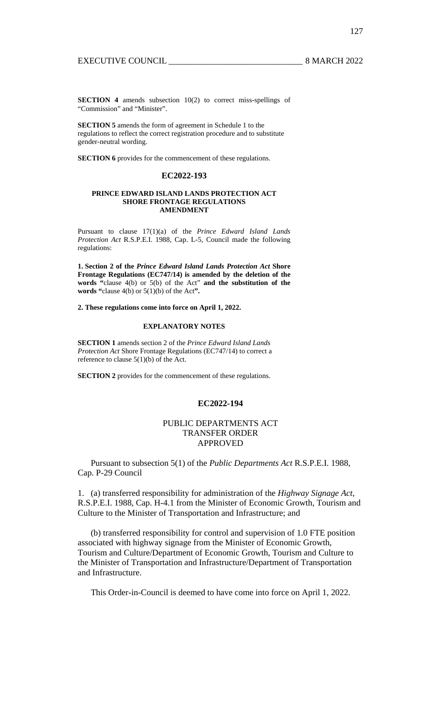**SECTION 4** amends subsection 10(2) to correct miss-spellings of "Commission" and "Minister".

**SECTION 5** amends the form of agreement in Schedule 1 to the regulations to reflect the correct registration procedure and to substitute gender-neutral wording.

**SECTION 6** provides for the commencement of these regulations.

## EC2022-193

### PRINCE EDWARD ISLAND LANDS PROTECTION ACT SHORE FRONTAGE REGULATIONS AMENDMENT

Pursuant to clause 17(1)(a) of the *Prince Edward Island Lands Protection Act* R.S.P.E.I. 1988, Cap. L-5, Council made the following regulations:

**1. Section 2 of the *Prince Edward Island Lands Protection Act* Shore Frontage Regulations (EC747/14) is amended by the deletion of the words "**clause 4(b) or 5(b) of the Act" **and the substitution of the words "**clause 4(b) or 5(1)(b) of the Act**".**

**2. These regulations come into force on April 1, 2022.**

### EXPLANATORY NOTES

**SECTION 1** amends section 2 of the *Prince Edward Island Lands Protection Act* Shore Frontage Regulations (EC747/14) to correct a reference to clause 5(1)(b) of the Act.

**SECTION 2** provides for the commencement of these regulations.

## EC2022-194

### PUBLIC DEPARTMENTS ACT TRANSFER ORDER APPROVED

Pursuant to subsection 5(1) of the *Public Departments Act* R.S.P.E.I. 1988, Cap. P-29 Council

1. (a) transferred responsibility for administration of the *Highway Signage Act*, R.S.P.E.I. 1988, Cap. H-4.1 from the Minister of Economic Growth, Tourism and Culture to the Minister of Transportation and Infrastructure; and

   (b) transferred responsibility for control and supervision of 1.0 FTE position associated with highway signage from the Minister of Economic Growth, Tourism and Culture/Department of Economic Growth, Tourism and Culture to the Minister of Transportation and Infrastructure/Department of Transportation and Infrastructure.

This Order-in-Council is deemed to have come into force on April 1, 2022.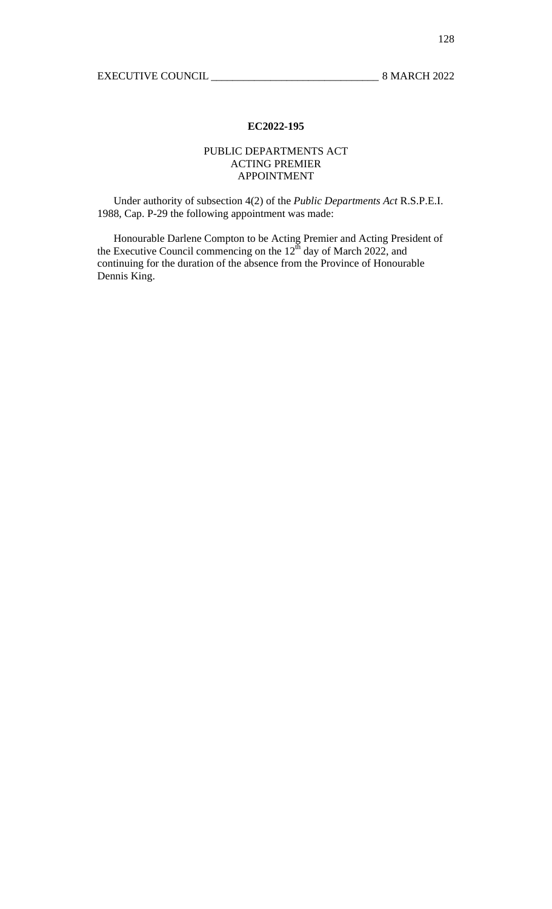**EC2022-195**

PUBLIC DEPARTMENTS ACT
ACTING PREMIER
APPOINTMENT

Under authority of subsection 4(2) of the *Public Departments Act* R.S.P.E.I. 1988, Cap. P-29 the following appointment was made:

Honourable Darlene Compton to be Acting Premier and Acting President of the Executive Council commencing on the 12th day of March 2022, and continuing for the duration of the absence from the Province of Honourable Dennis King.